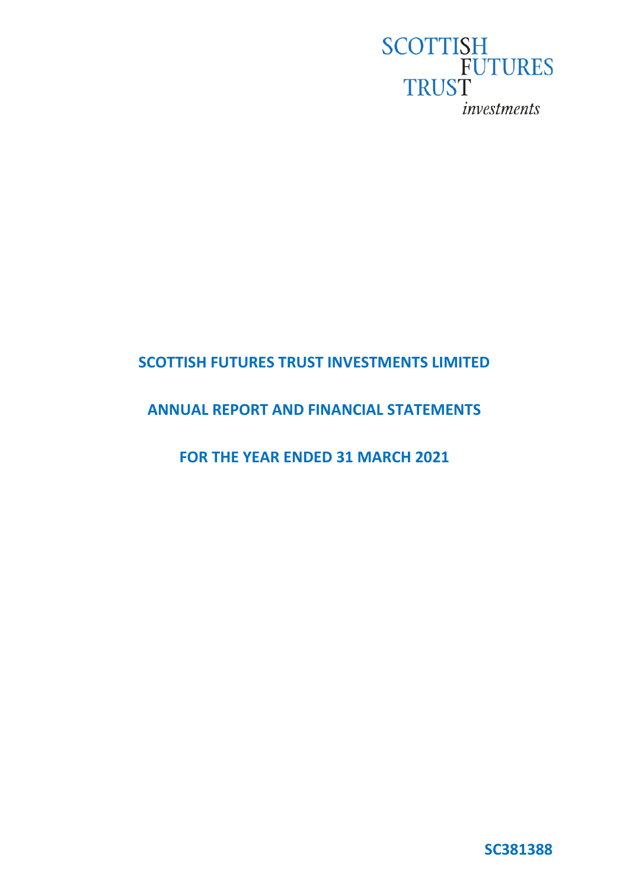SCOTTISH
FUTURES
TRUST
*investments*

# SCOTTISH FUTURES TRUST INVESTMENTS LIMITED

## ANNUAL REPORT AND FINANCIAL STATEMENTS

## FOR THE YEAR ENDED 31 MARCH 2021

**SC381388**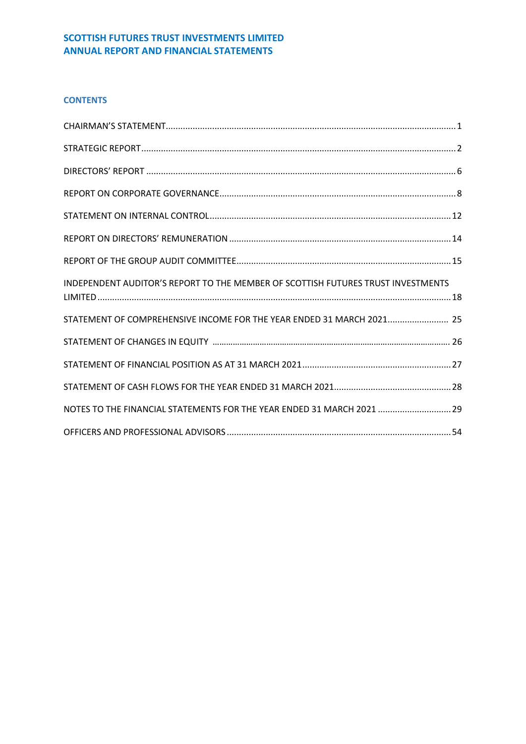# SCOTTISH FUTURES TRUST INVESTMENTS LIMITED
# ANNUAL REPORT AND FINANCIAL STATEMENTS

## CONTENTS

| | |
|---|---|
| CHAIRMAN'S STATEMENT | 1 |
| STRATEGIC REPORT | 2 |
| DIRECTORS' REPORT | 6 |
| REPORT ON CORPORATE GOVERNANCE | 8 |
| STATEMENT ON INTERNAL CONTROL | 12 |
| REPORT ON DIRECTORS' REMUNERATION | 14 |
| REPORT OF THE GROUP AUDIT COMMITTEE | 15 |
| INDEPENDENT AUDITOR'S REPORT TO THE MEMBER OF SCOTTISH FUTURES TRUST INVESTMENTS LIMITED | 18 |
| STATEMENT OF COMPREHENSIVE INCOME FOR THE YEAR ENDED 31 MARCH 2021 | 25 |
| STATEMENT OF CHANGES IN EQUITY | 26 |
| STATEMENT OF FINANCIAL POSITION AS AT 31 MARCH 2021 | 27 |
| STATEMENT OF CASH FLOWS FOR THE YEAR ENDED 31 MARCH 2021 | 28 |
| NOTES TO THE FINANCIAL STATEMENTS FOR THE YEAR ENDED 31 MARCH 2021 | 29 |
| OFFICERS AND PROFESSIONAL ADVISORS | 54 |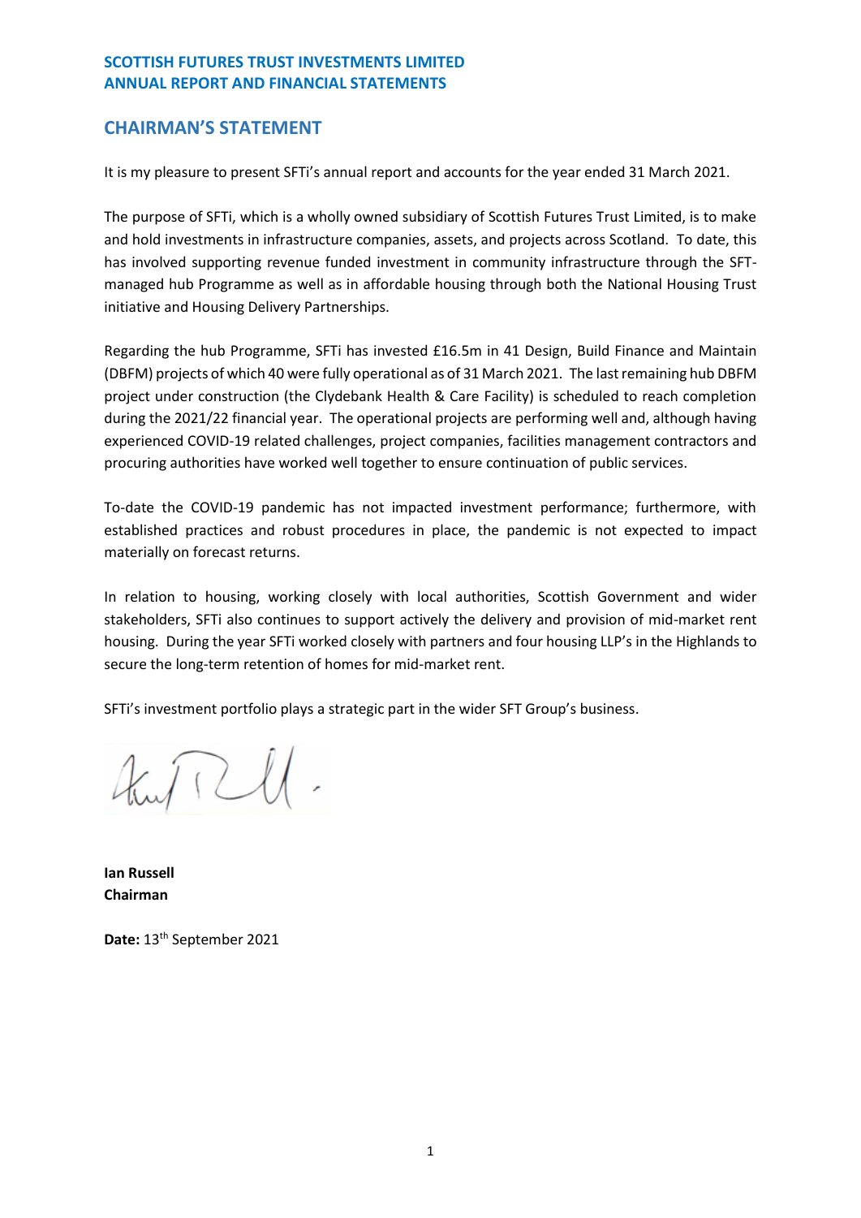**SCOTTISH FUTURES TRUST INVESTMENTS LIMITED**
**ANNUAL REPORT AND FINANCIAL STATEMENTS**

## CHAIRMAN'S STATEMENT

It is my pleasure to present SFTi's annual report and accounts for the year ended 31 March 2021.

The purpose of SFTi, which is a wholly owned subsidiary of Scottish Futures Trust Limited, is to make and hold investments in infrastructure companies, assets, and projects across Scotland. To date, this has involved supporting revenue funded investment in community infrastructure through the SFT-managed hub Programme as well as in affordable housing through both the National Housing Trust initiative and Housing Delivery Partnerships.

Regarding the hub Programme, SFTi has invested £16.5m in 41 Design, Build Finance and Maintain (DBFM) projects of which 40 were fully operational as of 31 March 2021. The last remaining hub DBFM project under construction (the Clydebank Health & Care Facility) is scheduled to reach completion during the 2021/22 financial year. The operational projects are performing well and, although having experienced COVID-19 related challenges, project companies, facilities management contractors and procuring authorities have worked well together to ensure continuation of public services.

To-date the COVID-19 pandemic has not impacted investment performance; furthermore, with established practices and robust procedures in place, the pandemic is not expected to impact materially on forecast returns.

In relation to housing, working closely with local authorities, Scottish Government and wider stakeholders, SFTi also continues to support actively the delivery and provision of mid-market rent housing. During the year SFTi worked closely with partners and four housing LLP's in the Highlands to secure the long-term retention of homes for mid-market rent.

SFTi's investment portfolio plays a strategic part in the wider SFT Group's business.

**Ian Russell**
**Chairman**

**Date:** 13th September 2021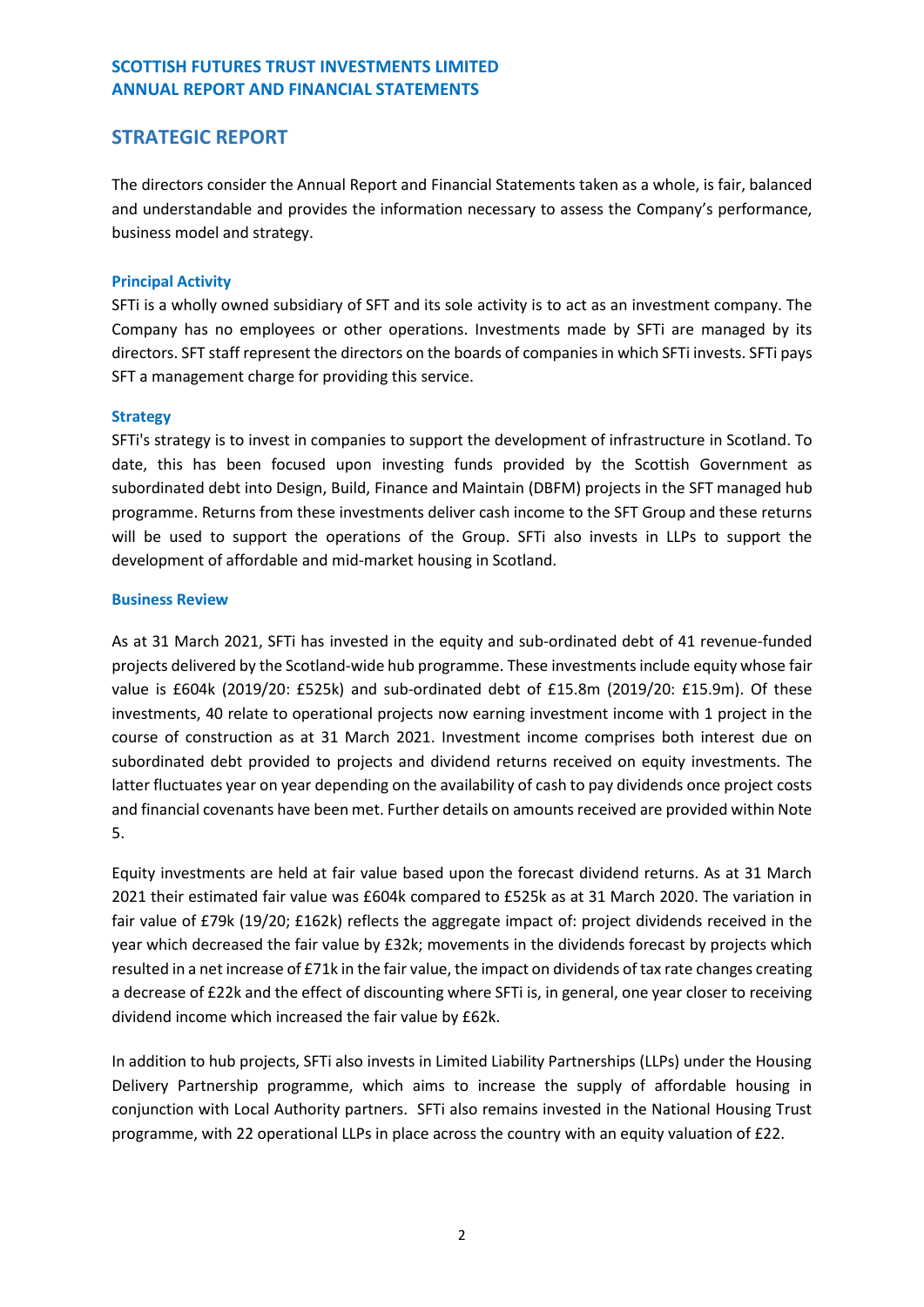## STRATEGIC REPORT

The directors consider the Annual Report and Financial Statements taken as a whole, is fair, balanced and understandable and provides the information necessary to assess the Company's performance, business model and strategy.

### Principal Activity

SFTi is a wholly owned subsidiary of SFT and its sole activity is to act as an investment company. The Company has no employees or other operations. Investments made by SFTi are managed by its directors. SFT staff represent the directors on the boards of companies in which SFTi invests. SFTi pays SFT a management charge for providing this service.

### Strategy

SFTi's strategy is to invest in companies to support the development of infrastructure in Scotland. To date, this has been focused upon investing funds provided by the Scottish Government as subordinated debt into Design, Build, Finance and Maintain (DBFM) projects in the SFT managed hub programme. Returns from these investments deliver cash income to the SFT Group and these returns will be used to support the operations of the Group. SFTi also invests in LLPs to support the development of affordable and mid-market housing in Scotland.

### Business Review

As at 31 March 2021, SFTi has invested in the equity and sub-ordinated debt of 41 revenue-funded projects delivered by the Scotland-wide hub programme. These investments include equity whose fair value is £604k (2019/20: £525k) and sub-ordinated debt of £15.8m (2019/20: £15.9m). Of these investments, 40 relate to operational projects now earning investment income with 1 project in the course of construction as at 31 March 2021. Investment income comprises both interest due on subordinated debt provided to projects and dividend returns received on equity investments. The latter fluctuates year on year depending on the availability of cash to pay dividends once project costs and financial covenants have been met. Further details on amounts received are provided within Note 5.

Equity investments are held at fair value based upon the forecast dividend returns. As at 31 March 2021 their estimated fair value was £604k compared to £525k as at 31 March 2020. The variation in fair value of £79k (19/20; £162k) reflects the aggregate impact of: project dividends received in the year which decreased the fair value by £32k; movements in the dividends forecast by projects which resulted in a net increase of £71k in the fair value, the impact on dividends of tax rate changes creating a decrease of £22k and the effect of discounting where SFTi is, in general, one year closer to receiving dividend income which increased the fair value by £62k.

In addition to hub projects, SFTi also invests in Limited Liability Partnerships (LLPs) under the Housing Delivery Partnership programme, which aims to increase the supply of affordable housing in conjunction with Local Authority partners. SFTi also remains invested in the National Housing Trust programme, with 22 operational LLPs in place across the country with an equity valuation of £22.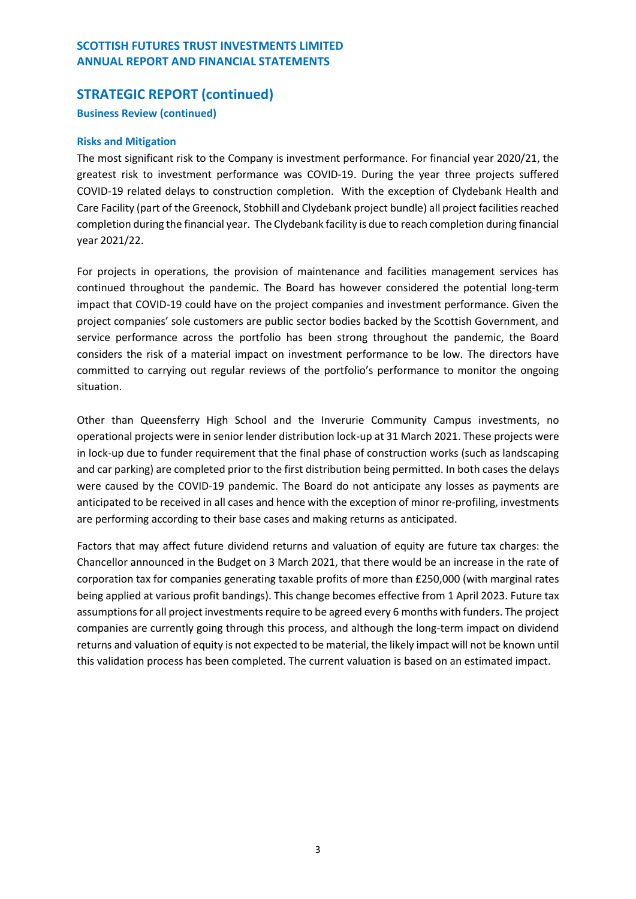## STRATEGIC REPORT (continued)

### Business Review (continued)

#### Risks and Mitigation

The most significant risk to the Company is investment performance. For financial year 2020/21, the greatest risk to investment performance was COVID-19. During the year three projects suffered COVID-19 related delays to construction completion. With the exception of Clydebank Health and Care Facility (part of the Greenock, Stobhill and Clydebank project bundle) all project facilities reached completion during the financial year. The Clydebank facility is due to reach completion during financial year 2021/22.

For projects in operations, the provision of maintenance and facilities management services has continued throughout the pandemic. The Board has however considered the potential long-term impact that COVID-19 could have on the project companies and investment performance. Given the project companies' sole customers are public sector bodies backed by the Scottish Government, and service performance across the portfolio has been strong throughout the pandemic, the Board considers the risk of a material impact on investment performance to be low. The directors have committed to carrying out regular reviews of the portfolio's performance to monitor the ongoing situation.

Other than Queensferry High School and the Inverurie Community Campus investments, no operational projects were in senior lender distribution lock-up at 31 March 2021. These projects were in lock-up due to funder requirement that the final phase of construction works (such as landscaping and car parking) are completed prior to the first distribution being permitted. In both cases the delays were caused by the COVID-19 pandemic. The Board do not anticipate any losses as payments are anticipated to be received in all cases and hence with the exception of minor re-profiling, investments are performing according to their base cases and making returns as anticipated.

Factors that may affect future dividend returns and valuation of equity are future tax charges: the Chancellor announced in the Budget on 3 March 2021, that there would be an increase in the rate of corporation tax for companies generating taxable profits of more than £250,000 (with marginal rates being applied at various profit bandings). This change becomes effective from 1 April 2023. Future tax assumptions for all project investments require to be agreed every 6 months with funders. The project companies are currently going through this process, and although the long-term impact on dividend returns and valuation of equity is not expected to be material, the likely impact will not be known until this validation process has been completed. The current valuation is based on an estimated impact.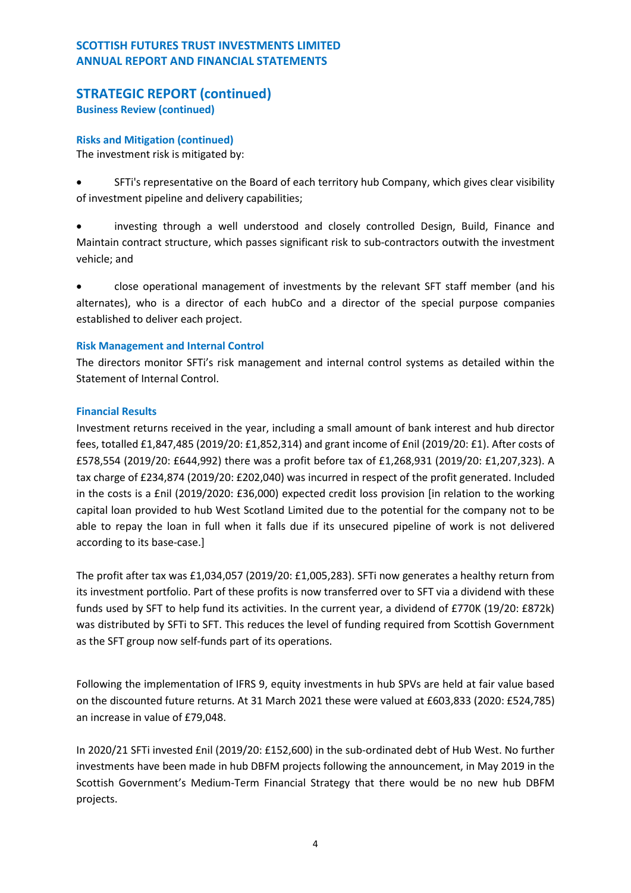## STRATEGIC REPORT (continued)

### Business Review (continued)

#### Risks and Mitigation (continued)

The investment risk is mitigated by:

- SFTi's representative on the Board of each territory hub Company, which gives clear visibility of investment pipeline and delivery capabilities;
- investing through a well understood and closely controlled Design, Build, Finance and Maintain contract structure, which passes significant risk to sub-contractors outwith the investment vehicle; and
- close operational management of investments by the relevant SFT staff member (and his alternates), who is a director of each hubCo and a director of the special purpose companies established to deliver each project.

#### Risk Management and Internal Control

The directors monitor SFTi's risk management and internal control systems as detailed within the Statement of Internal Control.

#### Financial Results

Investment returns received in the year, including a small amount of bank interest and hub director fees, totalled £1,847,485 (2019/20: £1,852,314) and grant income of £nil (2019/20: £1). After costs of £578,554 (2019/20: £644,992) there was a profit before tax of £1,268,931 (2019/20: £1,207,323). A tax charge of £234,874 (2019/20: £202,040) was incurred in respect of the profit generated. Included in the costs is a £nil (2019/2020: £36,000) expected credit loss provision [in relation to the working capital loan provided to hub West Scotland Limited due to the potential for the company not to be able to repay the loan in full when it falls due if its unsecured pipeline of work is not delivered according to its base-case.]

The profit after tax was £1,034,057 (2019/20: £1,005,283). SFTi now generates a healthy return from its investment portfolio. Part of these profits is now transferred over to SFT via a dividend with these funds used by SFT to help fund its activities. In the current year, a dividend of £770K (19/20: £872k) was distributed by SFTi to SFT. This reduces the level of funding required from Scottish Government as the SFT group now self-funds part of its operations.

Following the implementation of IFRS 9, equity investments in hub SPVs are held at fair value based on the discounted future returns. At 31 March 2021 these were valued at £603,833 (2020: £524,785) an increase in value of £79,048.

In 2020/21 SFTi invested £nil (2019/20: £152,600) in the sub-ordinated debt of Hub West. No further investments have been made in hub DBFM projects following the announcement, in May 2019 in the Scottish Government's Medium-Term Financial Strategy that there would be no new hub DBFM projects.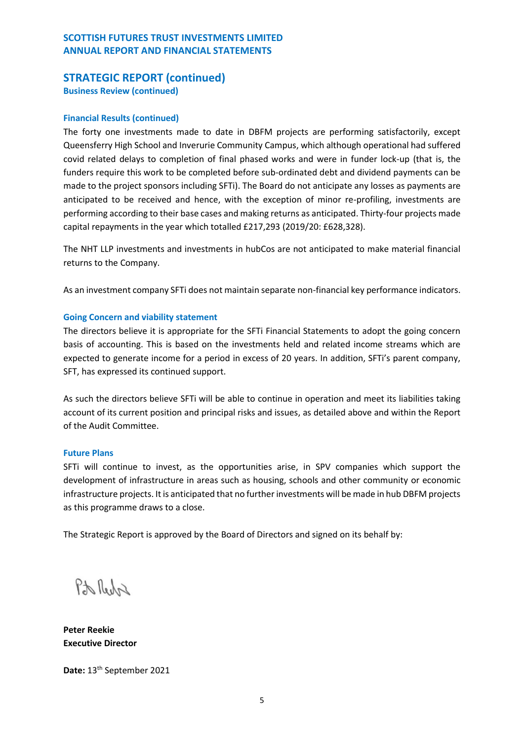## STRATEGIC REPORT (continued)

### Business Review (continued)

#### Financial Results (continued)

The forty one investments made to date in DBFM projects are performing satisfactorily, except Queensferry High School and Inverurie Community Campus, which although operational had suffered covid related delays to completion of final phased works and were in funder lock-up (that is, the funders require this work to be completed before sub-ordinated debt and dividend payments can be made to the project sponsors including SFTi). The Board do not anticipate any losses as payments are anticipated to be received and hence, with the exception of minor re-profiling, investments are performing according to their base cases and making returns as anticipated. Thirty-four projects made capital repayments in the year which totalled £217,293 (2019/20: £628,328).

The NHT LLP investments and investments in hubCos are not anticipated to make material financial returns to the Company.

As an investment company SFTi does not maintain separate non-financial key performance indicators.

#### Going Concern and viability statement

The directors believe it is appropriate for the SFTi Financial Statements to adopt the going concern basis of accounting. This is based on the investments held and related income streams which are expected to generate income for a period in excess of 20 years. In addition, SFTi's parent company, SFT, has expressed its continued support.

As such the directors believe SFTi will be able to continue in operation and meet its liabilities taking account of its current position and principal risks and issues, as detailed above and within the Report of the Audit Committee.

#### Future Plans

SFTi will continue to invest, as the opportunities arise, in SPV companies which support the development of infrastructure in areas such as housing, schools and other community or economic infrastructure projects. It is anticipated that no further investments will be made in hub DBFM projects as this programme draws to a close.

The Strategic Report is approved by the Board of Directors and signed on its behalf by:

**Peter Reekie**
**Executive Director**

**Date:** 13th September 2021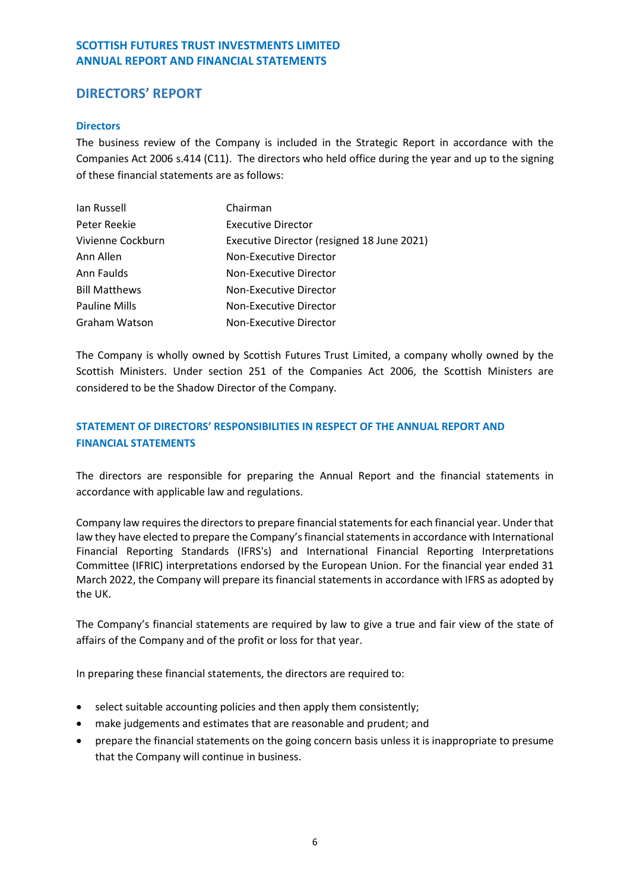## DIRECTORS' REPORT

### Directors

The business review of the Company is included in the Strategic Report in accordance with the Companies Act 2006 s.414 (C11). The directors who held office during the year and up to the signing of these financial statements are as follows:

| | |
|---|---|
| Ian Russell | Chairman |
| Peter Reekie | Executive Director |
| Vivienne Cockburn | Executive Director (resigned 18 June 2021) |
| Ann Allen | Non-Executive Director |
| Ann Faulds | Non-Executive Director |
| Bill Matthews | Non-Executive Director |
| Pauline Mills | Non-Executive Director |
| Graham Watson | Non-Executive Director |

The Company is wholly owned by Scottish Futures Trust Limited, a company wholly owned by the Scottish Ministers. Under section 251 of the Companies Act 2006, the Scottish Ministers are considered to be the Shadow Director of the Company.

### STATEMENT OF DIRECTORS' RESPONSIBILITIES IN RESPECT OF THE ANNUAL REPORT AND FINANCIAL STATEMENTS

The directors are responsible for preparing the Annual Report and the financial statements in accordance with applicable law and regulations.

Company law requires the directors to prepare financial statements for each financial year. Under that law they have elected to prepare the Company's financial statements in accordance with International Financial Reporting Standards (IFRS's) and International Financial Reporting Interpretations Committee (IFRIC) interpretations endorsed by the European Union. For the financial year ended 31 March 2022, the Company will prepare its financial statements in accordance with IFRS as adopted by the UK.

The Company's financial statements are required by law to give a true and fair view of the state of affairs of the Company and of the profit or loss for that year.

In preparing these financial statements, the directors are required to:

- select suitable accounting policies and then apply them consistently;
- make judgements and estimates that are reasonable and prudent; and
- prepare the financial statements on the going concern basis unless it is inappropriate to presume that the Company will continue in business.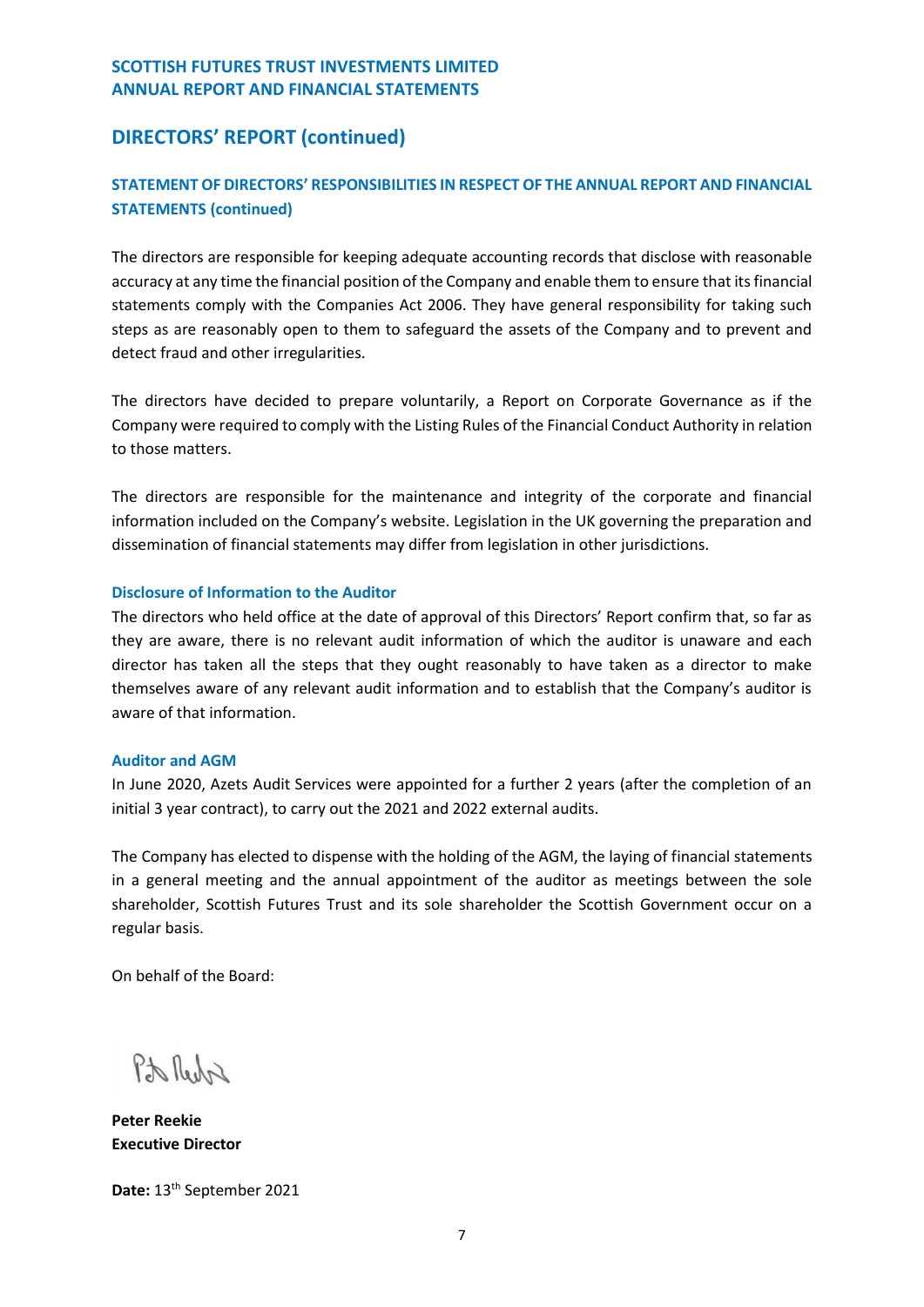## DIRECTORS' REPORT (continued)

### STATEMENT OF DIRECTORS' RESPONSIBILITIES IN RESPECT OF THE ANNUAL REPORT AND FINANCIAL STATEMENTS (continued)

The directors are responsible for keeping adequate accounting records that disclose with reasonable accuracy at any time the financial position of the Company and enable them to ensure that its financial statements comply with the Companies Act 2006. They have general responsibility for taking such steps as are reasonably open to them to safeguard the assets of the Company and to prevent and detect fraud and other irregularities.

The directors have decided to prepare voluntarily, a Report on Corporate Governance as if the Company were required to comply with the Listing Rules of the Financial Conduct Authority in relation to those matters.

The directors are responsible for the maintenance and integrity of the corporate and financial information included on the Company's website. Legislation in the UK governing the preparation and dissemination of financial statements may differ from legislation in other jurisdictions.

#### Disclosure of Information to the Auditor

The directors who held office at the date of approval of this Directors' Report confirm that, so far as they are aware, there is no relevant audit information of which the auditor is unaware and each director has taken all the steps that they ought reasonably to have taken as a director to make themselves aware of any relevant audit information and to establish that the Company's auditor is aware of that information.

#### Auditor and AGM

In June 2020, Azets Audit Services were appointed for a further 2 years (after the completion of an initial 3 year contract), to carry out the 2021 and 2022 external audits.

The Company has elected to dispense with the holding of the AGM, the laying of financial statements in a general meeting and the annual appointment of the auditor as meetings between the sole shareholder, Scottish Futures Trust and its sole shareholder the Scottish Government occur on a regular basis.

On behalf of the Board:

**Peter Reekie**
**Executive Director**

**Date:** 13th September 2021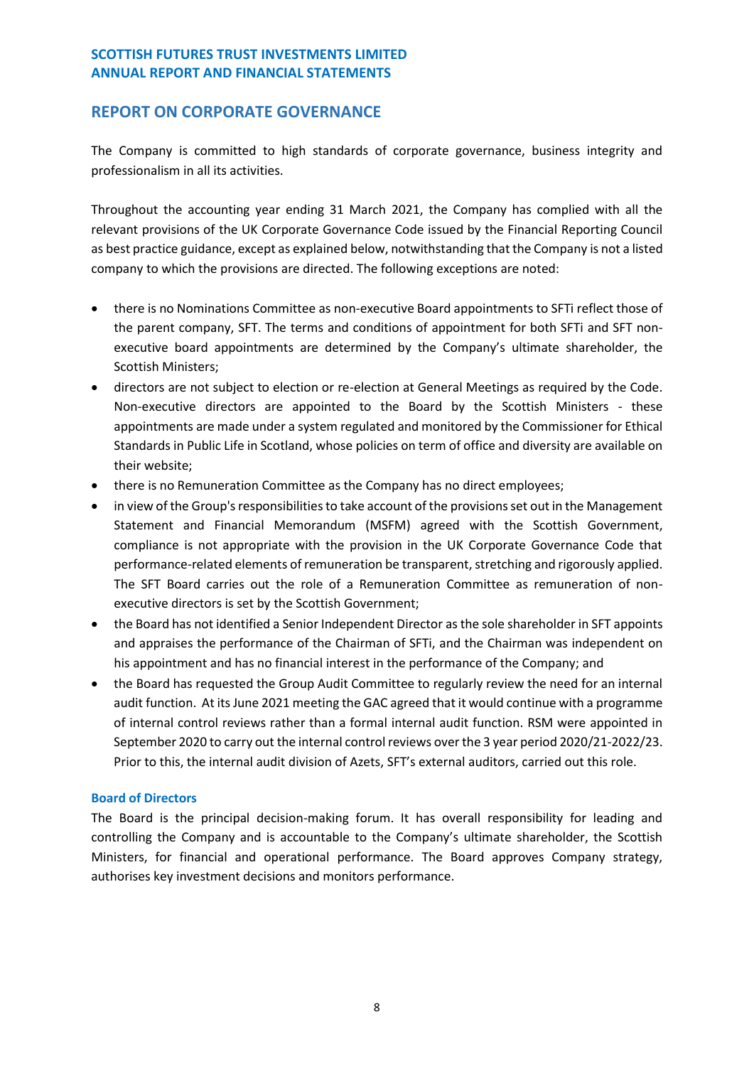## REPORT ON CORPORATE GOVERNANCE

The Company is committed to high standards of corporate governance, business integrity and professionalism in all its activities.

Throughout the accounting year ending 31 March 2021, the Company has complied with all the relevant provisions of the UK Corporate Governance Code issued by the Financial Reporting Council as best practice guidance, except as explained below, notwithstanding that the Company is not a listed company to which the provisions are directed. The following exceptions are noted:

- there is no Nominations Committee as non-executive Board appointments to SFTi reflect those of the parent company, SFT. The terms and conditions of appointment for both SFTi and SFT non-executive board appointments are determined by the Company's ultimate shareholder, the Scottish Ministers;
- directors are not subject to election or re-election at General Meetings as required by the Code. Non-executive directors are appointed to the Board by the Scottish Ministers - these appointments are made under a system regulated and monitored by the Commissioner for Ethical Standards in Public Life in Scotland, whose policies on term of office and diversity are available on their website;
- there is no Remuneration Committee as the Company has no direct employees;
- in view of the Group's responsibilities to take account of the provisions set out in the Management Statement and Financial Memorandum (MSFM) agreed with the Scottish Government, compliance is not appropriate with the provision in the UK Corporate Governance Code that performance-related elements of remuneration be transparent, stretching and rigorously applied. The SFT Board carries out the role of a Remuneration Committee as remuneration of non-executive directors is set by the Scottish Government;
- the Board has not identified a Senior Independent Director as the sole shareholder in SFT appoints and appraises the performance of the Chairman of SFTi, and the Chairman was independent on his appointment and has no financial interest in the performance of the Company; and
- the Board has requested the Group Audit Committee to regularly review the need for an internal audit function. At its June 2021 meeting the GAC agreed that it would continue with a programme of internal control reviews rather than a formal internal audit function. RSM were appointed in September 2020 to carry out the internal control reviews over the 3 year period 2020/21-2022/23. Prior to this, the internal audit division of Azets, SFT's external auditors, carried out this role.

### Board of Directors

The Board is the principal decision-making forum. It has overall responsibility for leading and controlling the Company and is accountable to the Company's ultimate shareholder, the Scottish Ministers, for financial and operational performance. The Board approves Company strategy, authorises key investment decisions and monitors performance.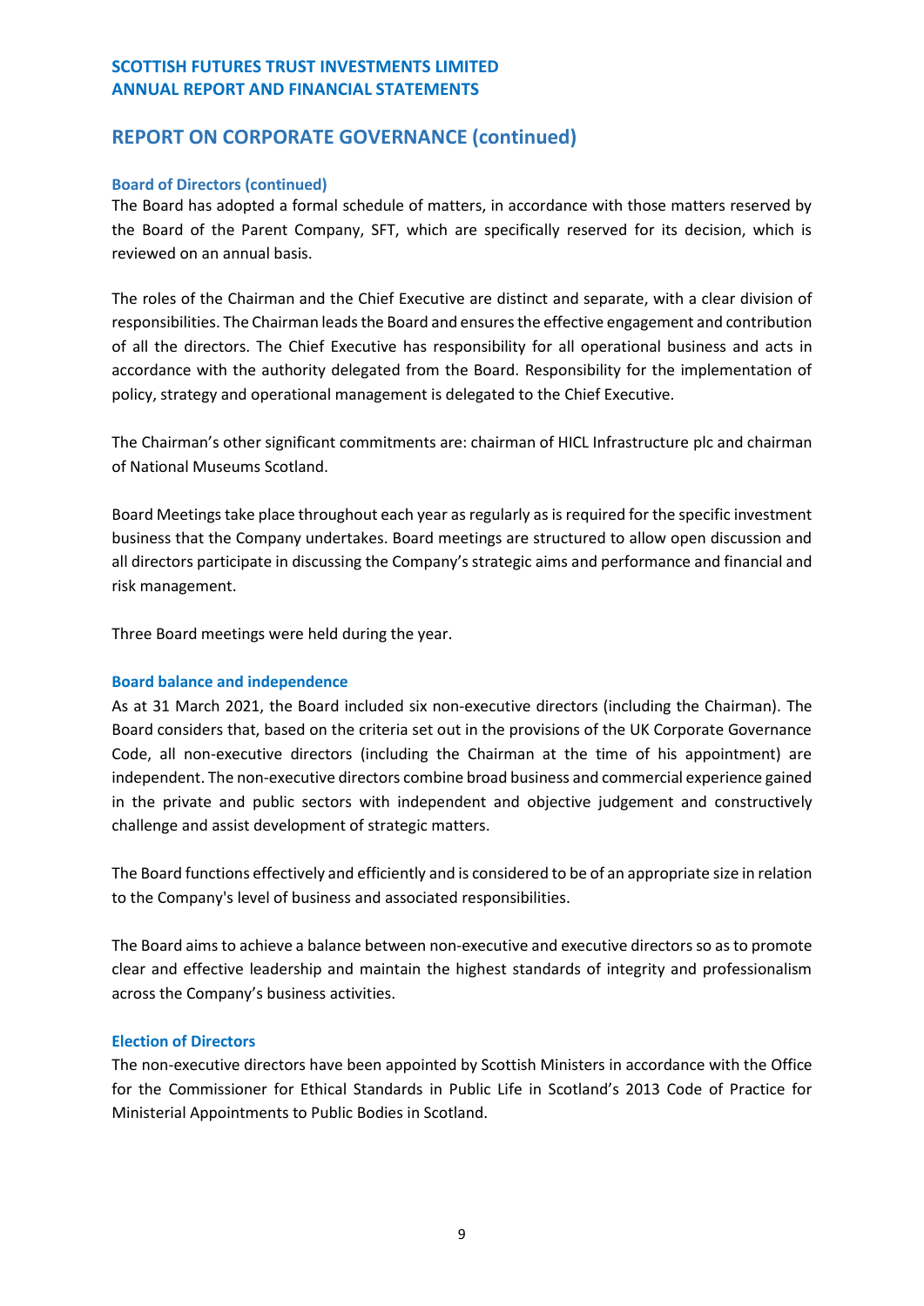## REPORT ON CORPORATE GOVERNANCE (continued)

### Board of Directors (continued)

The Board has adopted a formal schedule of matters, in accordance with those matters reserved by the Board of the Parent Company, SFT, which are specifically reserved for its decision, which is reviewed on an annual basis.

The roles of the Chairman and the Chief Executive are distinct and separate, with a clear division of responsibilities. The Chairman leads the Board and ensures the effective engagement and contribution of all the directors. The Chief Executive has responsibility for all operational business and acts in accordance with the authority delegated from the Board. Responsibility for the implementation of policy, strategy and operational management is delegated to the Chief Executive.

The Chairman's other significant commitments are: chairman of HICL Infrastructure plc and chairman of National Museums Scotland.

Board Meetings take place throughout each year as regularly as is required for the specific investment business that the Company undertakes. Board meetings are structured to allow open discussion and all directors participate in discussing the Company's strategic aims and performance and financial and risk management.

Three Board meetings were held during the year.

### Board balance and independence

As at 31 March 2021, the Board included six non-executive directors (including the Chairman). The Board considers that, based on the criteria set out in the provisions of the UK Corporate Governance Code, all non-executive directors (including the Chairman at the time of his appointment) are independent. The non-executive directors combine broad business and commercial experience gained in the private and public sectors with independent and objective judgement and constructively challenge and assist development of strategic matters.

The Board functions effectively and efficiently and is considered to be of an appropriate size in relation to the Company's level of business and associated responsibilities.

The Board aims to achieve a balance between non-executive and executive directors so as to promote clear and effective leadership and maintain the highest standards of integrity and professionalism across the Company's business activities.

### Election of Directors

The non-executive directors have been appointed by Scottish Ministers in accordance with the Office for the Commissioner for Ethical Standards in Public Life in Scotland's 2013 Code of Practice for Ministerial Appointments to Public Bodies in Scotland.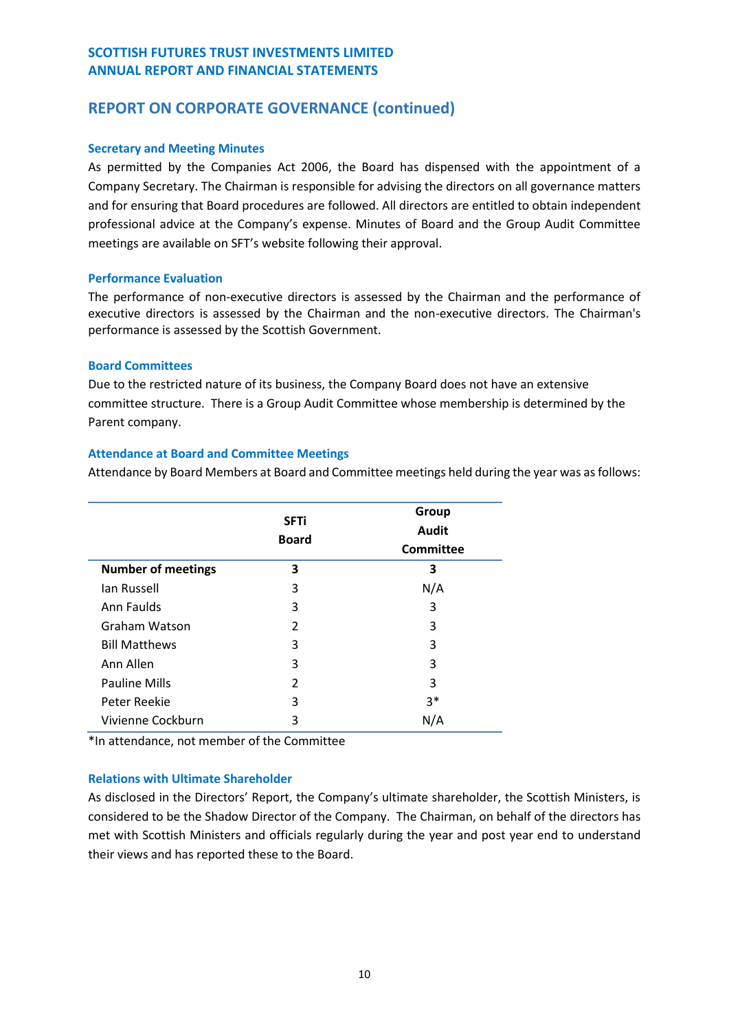## REPORT ON CORPORATE GOVERNANCE (continued)

### Secretary and Meeting Minutes

As permitted by the Companies Act 2006, the Board has dispensed with the appointment of a Company Secretary. The Chairman is responsible for advising the directors on all governance matters and for ensuring that Board procedures are followed. All directors are entitled to obtain independent professional advice at the Company's expense. Minutes of Board and the Group Audit Committee meetings are available on SFT's website following their approval.

### Performance Evaluation

The performance of non-executive directors is assessed by the Chairman and the performance of executive directors is assessed by the Chairman and the non-executive directors. The Chairman's performance is assessed by the Scottish Government.

### Board Committees

Due to the restricted nature of its business, the Company Board does not have an extensive committee structure. There is a Group Audit Committee whose membership is determined by the Parent company.

### Attendance at Board and Committee Meetings

Attendance by Board Members at Board and Committee meetings held during the year was as follows:

| | SFTi Board | Group Audit Committee |
|---|---|---|
| **Number of meetings** | **3** | **3** |
| Ian Russell | 3 | N/A |
| Ann Faulds | 3 | 3 |
| Graham Watson | 2 | 3 |
| Bill Matthews | 3 | 3 |
| Ann Allen | 3 | 3 |
| Pauline Mills | 2 | 3 |
| Peter Reekie | 3 | 3* |
| Vivienne Cockburn | 3 | N/A |

*In attendance, not member of the Committee

### Relations with Ultimate Shareholder

As disclosed in the Directors' Report, the Company's ultimate shareholder, the Scottish Ministers, is considered to be the Shadow Director of the Company. The Chairman, on behalf of the directors has met with Scottish Ministers and officials regularly during the year and post year end to understand their views and has reported these to the Board.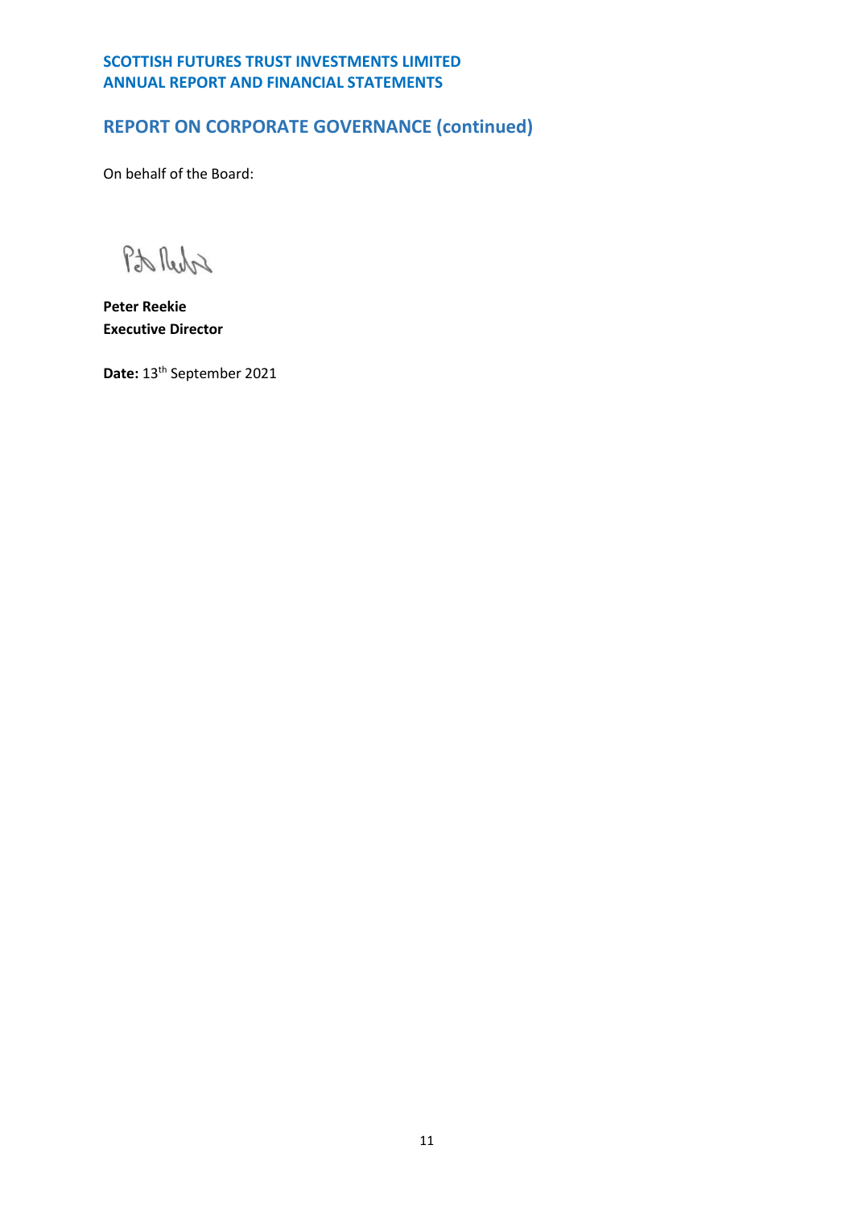## REPORT ON CORPORATE GOVERNANCE (continued)

On behalf of the Board:

**Peter Reekie**
**Executive Director**

**Date:** 13th September 2021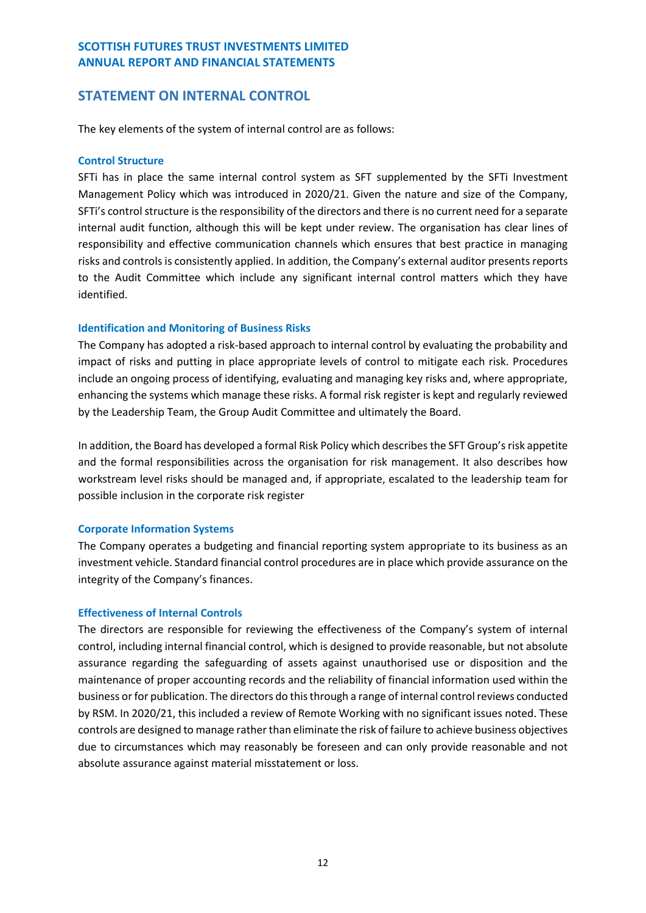## STATEMENT ON INTERNAL CONTROL

The key elements of the system of internal control are as follows:

### Control Structure

SFTi has in place the same internal control system as SFT supplemented by the SFTi Investment Management Policy which was introduced in 2020/21. Given the nature and size of the Company, SFTi's control structure is the responsibility of the directors and there is no current need for a separate internal audit function, although this will be kept under review. The organisation has clear lines of responsibility and effective communication channels which ensures that best practice in managing risks and controls is consistently applied. In addition, the Company's external auditor presents reports to the Audit Committee which include any significant internal control matters which they have identified.

### Identification and Monitoring of Business Risks

The Company has adopted a risk-based approach to internal control by evaluating the probability and impact of risks and putting in place appropriate levels of control to mitigate each risk. Procedures include an ongoing process of identifying, evaluating and managing key risks and, where appropriate, enhancing the systems which manage these risks. A formal risk register is kept and regularly reviewed by the Leadership Team, the Group Audit Committee and ultimately the Board.

In addition, the Board has developed a formal Risk Policy which describes the SFT Group's risk appetite and the formal responsibilities across the organisation for risk management. It also describes how workstream level risks should be managed and, if appropriate, escalated to the leadership team for possible inclusion in the corporate risk register

### Corporate Information Systems

The Company operates a budgeting and financial reporting system appropriate to its business as an investment vehicle. Standard financial control procedures are in place which provide assurance on the integrity of the Company's finances.

### Effectiveness of Internal Controls

The directors are responsible for reviewing the effectiveness of the Company's system of internal control, including internal financial control, which is designed to provide reasonable, but not absolute assurance regarding the safeguarding of assets against unauthorised use or disposition and the maintenance of proper accounting records and the reliability of financial information used within the business or for publication. The directors do this through a range of internal control reviews conducted by RSM. In 2020/21, this included a review of Remote Working with no significant issues noted. These controls are designed to manage rather than eliminate the risk of failure to achieve business objectives due to circumstances which may reasonably be foreseen and can only provide reasonable and not absolute assurance against material misstatement or loss.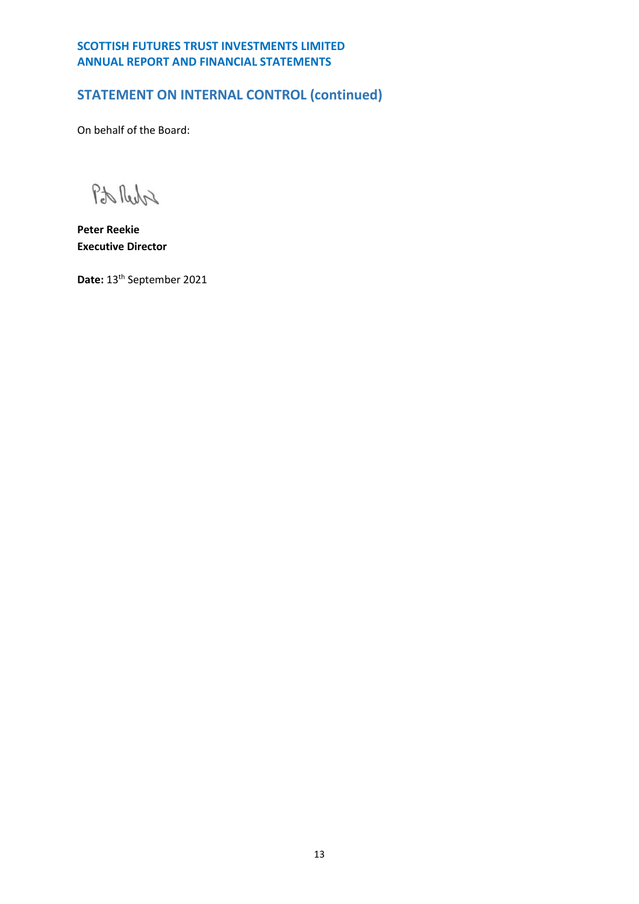## STATEMENT ON INTERNAL CONTROL (continued)

On behalf of the Board:

**Peter Reekie**
**Executive Director**

**Date:** 13th September 2021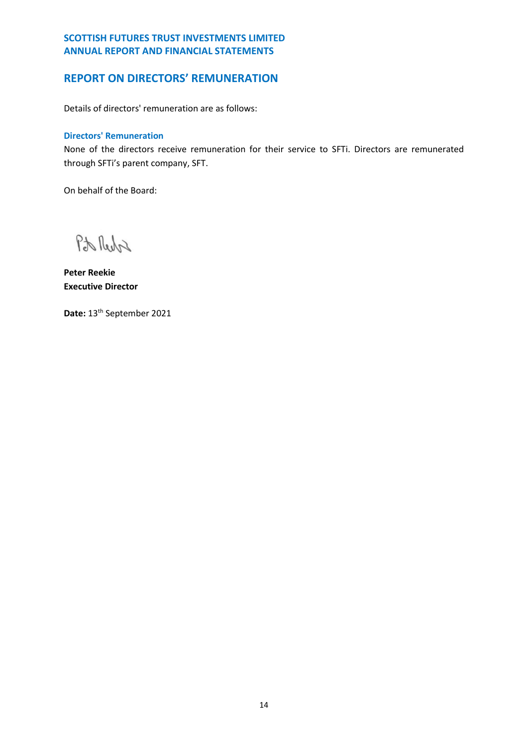# REPORT ON DIRECTORS' REMUNERATION

Details of directors' remuneration are as follows:

### Directors' Remuneration

None of the directors receive remuneration for their service to SFTi. Directors are remunerated through SFTi's parent company, SFT.

On behalf of the Board:

**Peter Reekie**
**Executive Director**

**Date:** 13th September 2021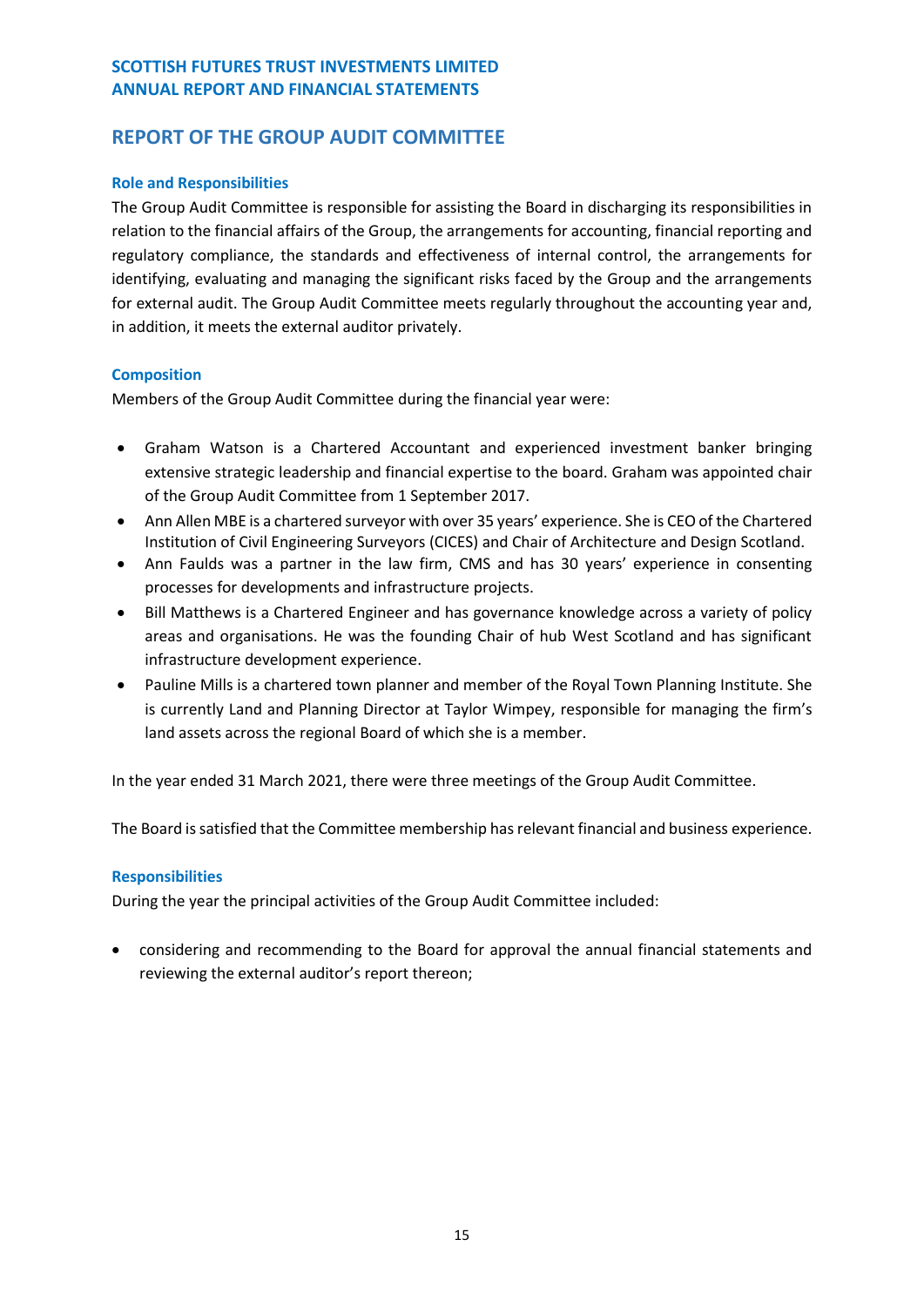## REPORT OF THE GROUP AUDIT COMMITTEE

### Role and Responsibilities

The Group Audit Committee is responsible for assisting the Board in discharging its responsibilities in relation to the financial affairs of the Group, the arrangements for accounting, financial reporting and regulatory compliance, the standards and effectiveness of internal control, the arrangements for identifying, evaluating and managing the significant risks faced by the Group and the arrangements for external audit. The Group Audit Committee meets regularly throughout the accounting year and, in addition, it meets the external auditor privately.

### Composition

Members of the Group Audit Committee during the financial year were:

- Graham Watson is a Chartered Accountant and experienced investment banker bringing extensive strategic leadership and financial expertise to the board. Graham was appointed chair of the Group Audit Committee from 1 September 2017.
- Ann Allen MBE is a chartered surveyor with over 35 years' experience. She is CEO of the Chartered Institution of Civil Engineering Surveyors (CICES) and Chair of Architecture and Design Scotland.
- Ann Faulds was a partner in the law firm, CMS and has 30 years' experience in consenting processes for developments and infrastructure projects.
- Bill Matthews is a Chartered Engineer and has governance knowledge across a variety of policy areas and organisations. He was the founding Chair of hub West Scotland and has significant infrastructure development experience.
- Pauline Mills is a chartered town planner and member of the Royal Town Planning Institute. She is currently Land and Planning Director at Taylor Wimpey, responsible for managing the firm's land assets across the regional Board of which she is a member.

In the year ended 31 March 2021, there were three meetings of the Group Audit Committee.

The Board is satisfied that the Committee membership has relevant financial and business experience.

### Responsibilities

During the year the principal activities of the Group Audit Committee included:

- considering and recommending to the Board for approval the annual financial statements and reviewing the external auditor's report thereon;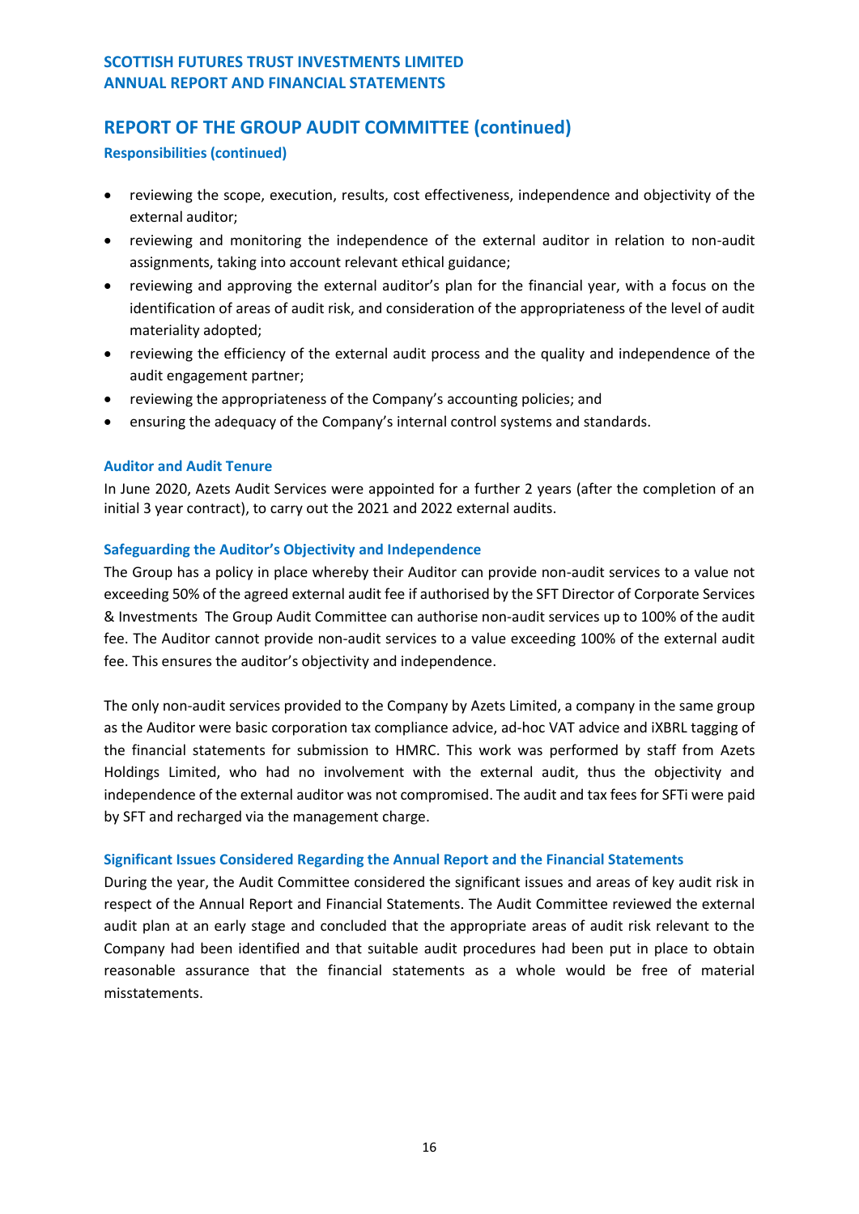## REPORT OF THE GROUP AUDIT COMMITTEE (continued)

### Responsibilities (continued)

- reviewing the scope, execution, results, cost effectiveness, independence and objectivity of the external auditor;
- reviewing and monitoring the independence of the external auditor in relation to non-audit assignments, taking into account relevant ethical guidance;
- reviewing and approving the external auditor's plan for the financial year, with a focus on the identification of areas of audit risk, and consideration of the appropriateness of the level of audit materiality adopted;
- reviewing the efficiency of the external audit process and the quality and independence of the audit engagement partner;
- reviewing the appropriateness of the Company's accounting policies; and
- ensuring the adequacy of the Company's internal control systems and standards.

### Auditor and Audit Tenure

In June 2020, Azets Audit Services were appointed for a further 2 years (after the completion of an initial 3 year contract), to carry out the 2021 and 2022 external audits.

### Safeguarding the Auditor's Objectivity and Independence

The Group has a policy in place whereby their Auditor can provide non-audit services to a value not exceeding 50% of the agreed external audit fee if authorised by the SFT Director of Corporate Services & Investments The Group Audit Committee can authorise non-audit services up to 100% of the audit fee. The Auditor cannot provide non-audit services to a value exceeding 100% of the external audit fee. This ensures the auditor's objectivity and independence.

The only non-audit services provided to the Company by Azets Limited, a company in the same group as the Auditor were basic corporation tax compliance advice, ad-hoc VAT advice and iXBRL tagging of the financial statements for submission to HMRC. This work was performed by staff from Azets Holdings Limited, who had no involvement with the external audit, thus the objectivity and independence of the external auditor was not compromised. The audit and tax fees for SFTi were paid by SFT and recharged via the management charge.

### Significant Issues Considered Regarding the Annual Report and the Financial Statements

During the year, the Audit Committee considered the significant issues and areas of key audit risk in respect of the Annual Report and Financial Statements. The Audit Committee reviewed the external audit plan at an early stage and concluded that the appropriate areas of audit risk relevant to the Company had been identified and that suitable audit procedures had been put in place to obtain reasonable assurance that the financial statements as a whole would be free of material misstatements.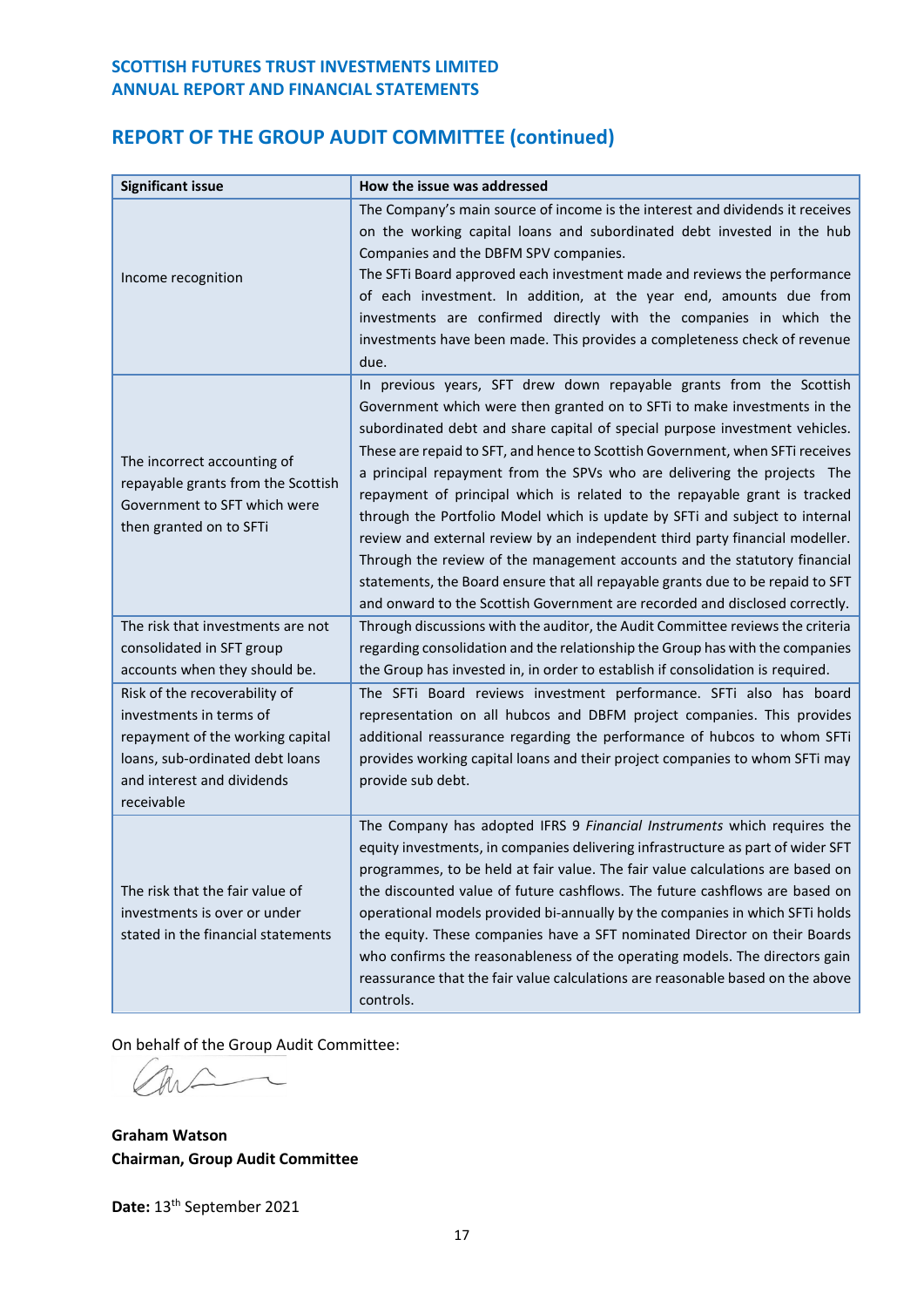## REPORT OF THE GROUP AUDIT COMMITTEE (continued)

| Significant issue | How the issue was addressed |
|---|---|
| Income recognition | The Company's main source of income is the interest and dividends it receives on the working capital loans and subordinated debt invested in the hub Companies and the DBFM SPV companies. The SFTi Board approved each investment made and reviews the performance of each investment. In addition, at the year end, amounts due from investments are confirmed directly with the companies in which the investments have been made. This provides a completeness check of revenue due. |
| The incorrect accounting of repayable grants from the Scottish Government to SFT which were then granted on to SFTi | In previous years, SFT drew down repayable grants from the Scottish Government which were then granted on to SFTi to make investments in the subordinated debt and share capital of special purpose investment vehicles. These are repaid to SFT, and hence to Scottish Government, when SFTi receives a principal repayment from the SPVs who are delivering the projects The repayment of principal which is related to the repayable grant is tracked through the Portfolio Model which is update by SFTi and subject to internal review and external review by an independent third party financial modeller. Through the review of the management accounts and the statutory financial statements, the Board ensure that all repayable grants due to be repaid to SFT and onward to the Scottish Government are recorded and disclosed correctly. |
| The risk that investments are not consolidated in SFT group accounts when they should be. | Through discussions with the auditor, the Audit Committee reviews the criteria regarding consolidation and the relationship the Group has with the companies the Group has invested in, in order to establish if consolidation is required. |
| Risk of the recoverability of investments in terms of repayment of the working capital loans, sub-ordinated debt loans and interest and dividends receivable | The SFTi Board reviews investment performance. SFTi also has board representation on all hubcos and DBFM project companies. This provides additional reassurance regarding the performance of hubcos to whom SFTi provides working capital loans and their project companies to whom SFTi may provide sub debt. |
| The risk that the fair value of investments is over or under stated in the financial statements | The Company has adopted IFRS 9 *Financial Instruments* which requires the equity investments, in companies delivering infrastructure as part of wider SFT programmes, to be held at fair value. The fair value calculations are based on the discounted value of future cashflows. The future cashflows are based on operational models provided bi-annually by the companies in which SFTi holds the equity. These companies have a SFT nominated Director on their Boards who confirms the reasonableness of the operating models. The directors gain reassurance that the fair value calculations are reasonable based on the above controls. |

On behalf of the Group Audit Committee:

**Graham Watson**
**Chairman, Group Audit Committee**

**Date:** 13th September 2021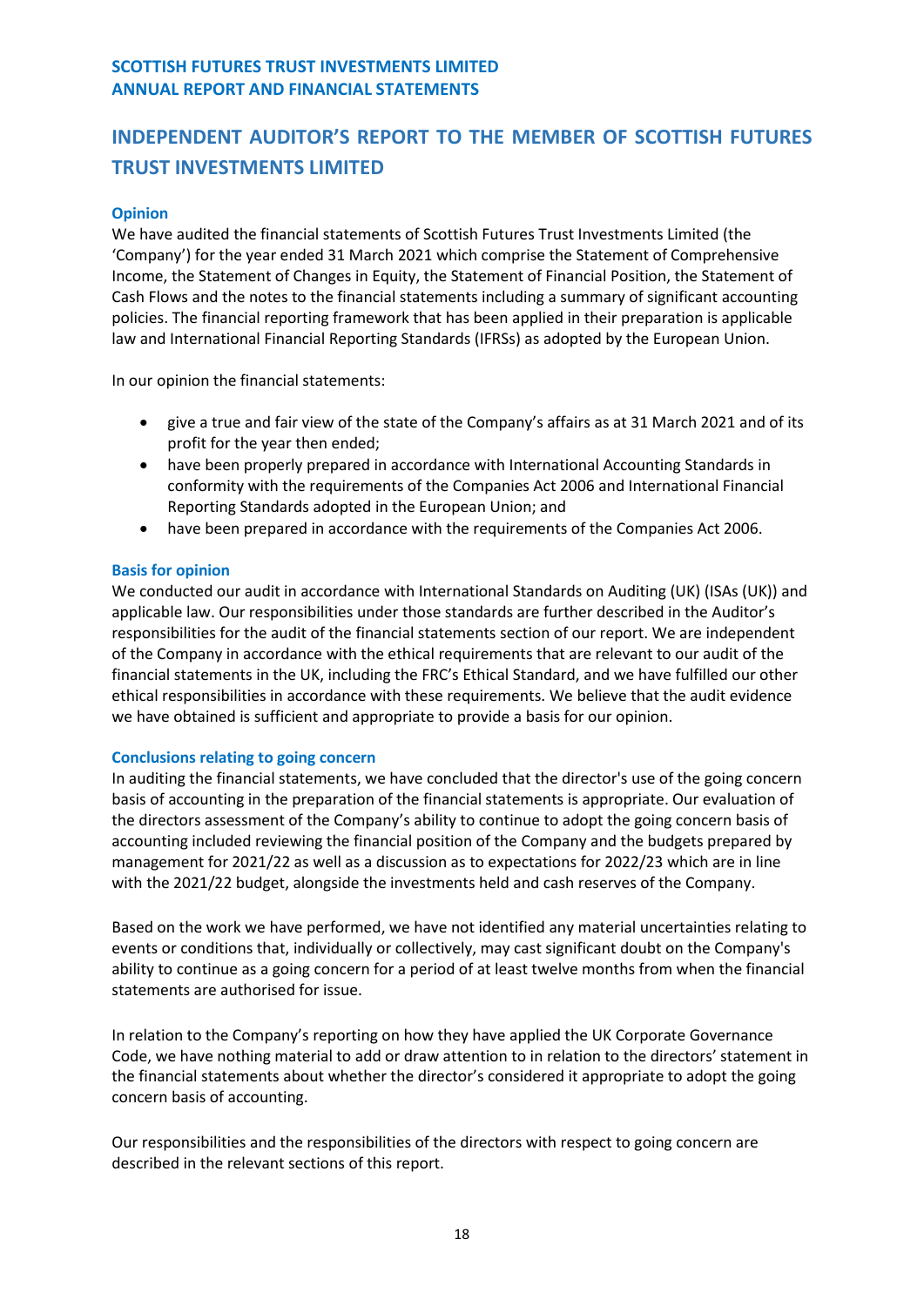# INDEPENDENT AUDITOR'S REPORT TO THE MEMBER OF SCOTTISH FUTURES TRUST INVESTMENTS LIMITED

### Opinion

We have audited the financial statements of Scottish Futures Trust Investments Limited (the 'Company') for the year ended 31 March 2021 which comprise the Statement of Comprehensive Income, the Statement of Changes in Equity, the Statement of Financial Position, the Statement of Cash Flows and the notes to the financial statements including a summary of significant accounting policies. The financial reporting framework that has been applied in their preparation is applicable law and International Financial Reporting Standards (IFRSs) as adopted by the European Union.

In our opinion the financial statements:

- give a true and fair view of the state of the Company's affairs as at 31 March 2021 and of its profit for the year then ended;
- have been properly prepared in accordance with International Accounting Standards in conformity with the requirements of the Companies Act 2006 and International Financial Reporting Standards adopted in the European Union; and
- have been prepared in accordance with the requirements of the Companies Act 2006.

### Basis for opinion

We conducted our audit in accordance with International Standards on Auditing (UK) (ISAs (UK)) and applicable law. Our responsibilities under those standards are further described in the Auditor's responsibilities for the audit of the financial statements section of our report. We are independent of the Company in accordance with the ethical requirements that are relevant to our audit of the financial statements in the UK, including the FRC's Ethical Standard, and we have fulfilled our other ethical responsibilities in accordance with these requirements. We believe that the audit evidence we have obtained is sufficient and appropriate to provide a basis for our opinion.

### Conclusions relating to going concern

In auditing the financial statements, we have concluded that the director's use of the going concern basis of accounting in the preparation of the financial statements is appropriate. Our evaluation of the directors assessment of the Company's ability to continue to adopt the going concern basis of accounting included reviewing the financial position of the Company and the budgets prepared by management for 2021/22 as well as a discussion as to expectations for 2022/23 which are in line with the 2021/22 budget, alongside the investments held and cash reserves of the Company.

Based on the work we have performed, we have not identified any material uncertainties relating to events or conditions that, individually or collectively, may cast significant doubt on the Company's ability to continue as a going concern for a period of at least twelve months from when the financial statements are authorised for issue.

In relation to the Company's reporting on how they have applied the UK Corporate Governance Code, we have nothing material to add or draw attention to in relation to the directors' statement in the financial statements about whether the director's considered it appropriate to adopt the going concern basis of accounting.

Our responsibilities and the responsibilities of the directors with respect to going concern are described in the relevant sections of this report.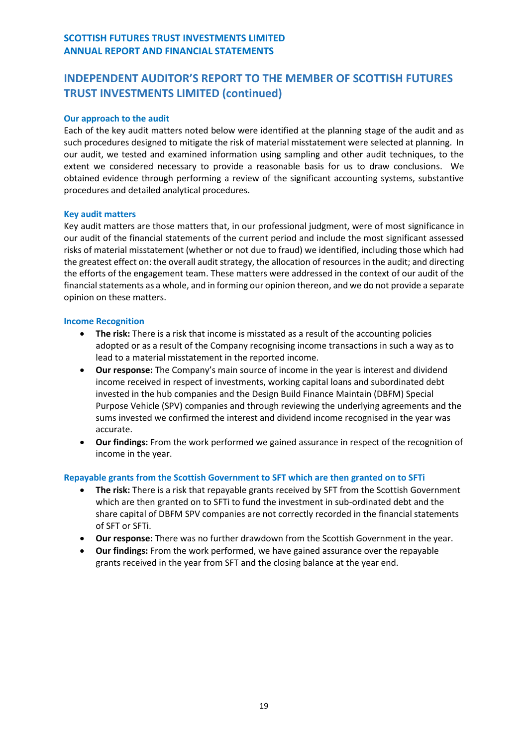## INDEPENDENT AUDITOR'S REPORT TO THE MEMBER OF SCOTTISH FUTURES TRUST INVESTMENTS LIMITED (continued)

### Our approach to the audit

Each of the key audit matters noted below were identified at the planning stage of the audit and as such procedures designed to mitigate the risk of material misstatement were selected at planning. In our audit, we tested and examined information using sampling and other audit techniques, to the extent we considered necessary to provide a reasonable basis for us to draw conclusions. We obtained evidence through performing a review of the significant accounting systems, substantive procedures and detailed analytical procedures.

### Key audit matters

Key audit matters are those matters that, in our professional judgment, were of most significance in our audit of the financial statements of the current period and include the most significant assessed risks of material misstatement (whether or not due to fraud) we identified, including those which had the greatest effect on: the overall audit strategy, the allocation of resources in the audit; and directing the efforts of the engagement team. These matters were addressed in the context of our audit of the financial statements as a whole, and in forming our opinion thereon, and we do not provide a separate opinion on these matters.

### Income Recognition

- **The risk:** There is a risk that income is misstated as a result of the accounting policies adopted or as a result of the Company recognising income transactions in such a way as to lead to a material misstatement in the reported income.
- **Our response:** The Company's main source of income in the year is interest and dividend income received in respect of investments, working capital loans and subordinated debt invested in the hub companies and the Design Build Finance Maintain (DBFM) Special Purpose Vehicle (SPV) companies and through reviewing the underlying agreements and the sums invested we confirmed the interest and dividend income recognised in the year was accurate.
- **Our findings:** From the work performed we gained assurance in respect of the recognition of income in the year.

### Repayable grants from the Scottish Government to SFT which are then granted on to SFTi

- **The risk:** There is a risk that repayable grants received by SFT from the Scottish Government which are then granted on to SFTi to fund the investment in sub-ordinated debt and the share capital of DBFM SPV companies are not correctly recorded in the financial statements of SFT or SFTi.
- **Our response:** There was no further drawdown from the Scottish Government in the year.
- **Our findings:** From the work performed, we have gained assurance over the repayable grants received in the year from SFT and the closing balance at the year end.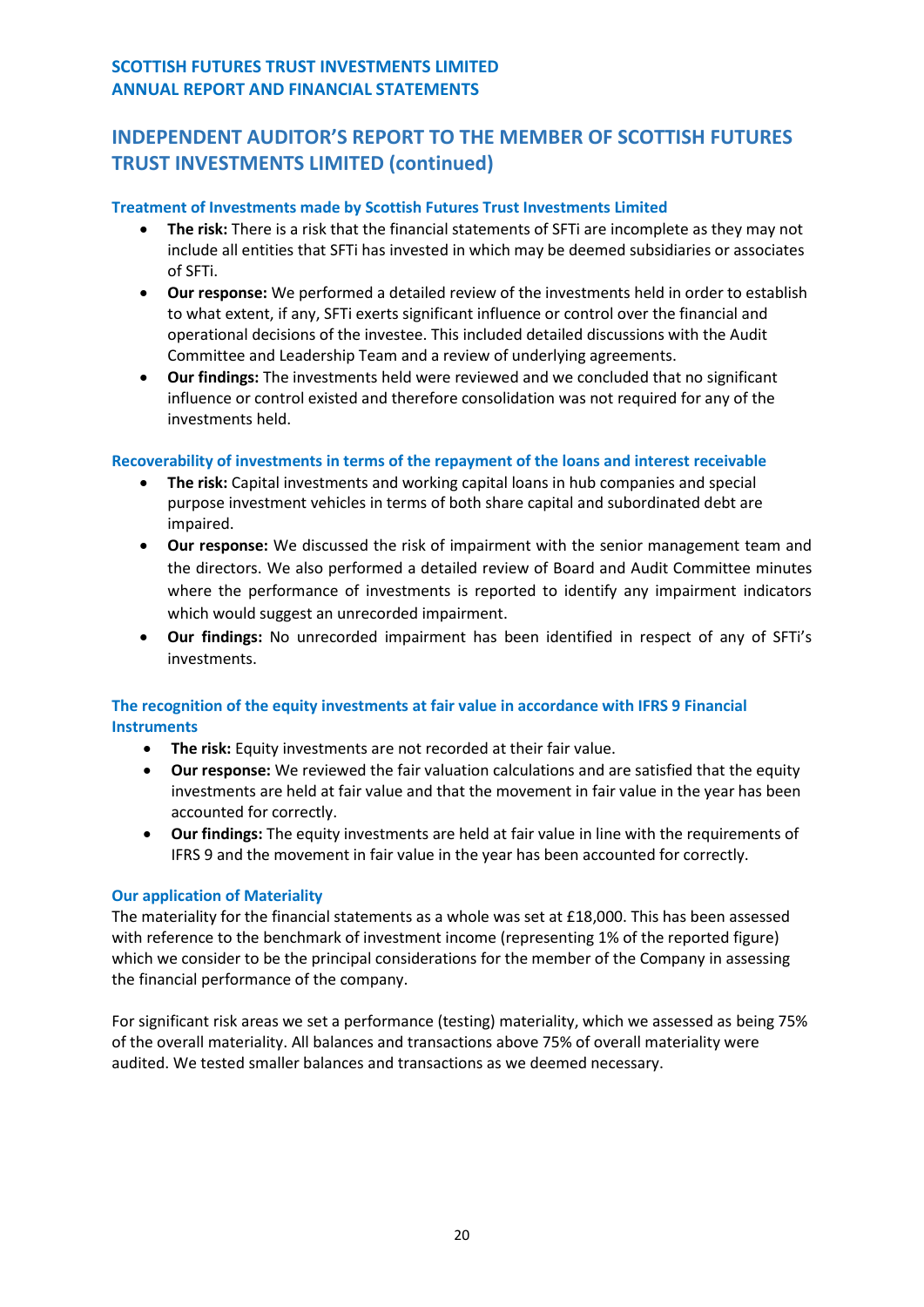## INDEPENDENT AUDITOR'S REPORT TO THE MEMBER OF SCOTTISH FUTURES TRUST INVESTMENTS LIMITED (continued)

### Treatment of Investments made by Scottish Futures Trust Investments Limited

- **The risk:** There is a risk that the financial statements of SFTi are incomplete as they may not include all entities that SFTi has invested in which may be deemed subsidiaries or associates of SFTi.
- **Our response:** We performed a detailed review of the investments held in order to establish to what extent, if any, SFTi exerts significant influence or control over the financial and operational decisions of the investee. This included detailed discussions with the Audit Committee and Leadership Team and a review of underlying agreements.
- **Our findings:** The investments held were reviewed and we concluded that no significant influence or control existed and therefore consolidation was not required for any of the investments held.

### Recoverability of investments in terms of the repayment of the loans and interest receivable

- **The risk:** Capital investments and working capital loans in hub companies and special purpose investment vehicles in terms of both share capital and subordinated debt are impaired.
- **Our response:** We discussed the risk of impairment with the senior management team and the directors. We also performed a detailed review of Board and Audit Committee minutes where the performance of investments is reported to identify any impairment indicators which would suggest an unrecorded impairment.
- **Our findings:** No unrecorded impairment has been identified in respect of any of SFTi's investments.

### The recognition of the equity investments at fair value in accordance with IFRS 9 Financial Instruments

- **The risk:** Equity investments are not recorded at their fair value.
- **Our response:** We reviewed the fair valuation calculations and are satisfied that the equity investments are held at fair value and that the movement in fair value in the year has been accounted for correctly.
- **Our findings:** The equity investments are held at fair value in line with the requirements of IFRS 9 and the movement in fair value in the year has been accounted for correctly.

### Our application of Materiality

The materiality for the financial statements as a whole was set at £18,000. This has been assessed with reference to the benchmark of investment income (representing 1% of the reported figure) which we consider to be the principal considerations for the member of the Company in assessing the financial performance of the company.

For significant risk areas we set a performance (testing) materiality, which we assessed as being 75% of the overall materiality. All balances and transactions above 75% of overall materiality were audited. We tested smaller balances and transactions as we deemed necessary.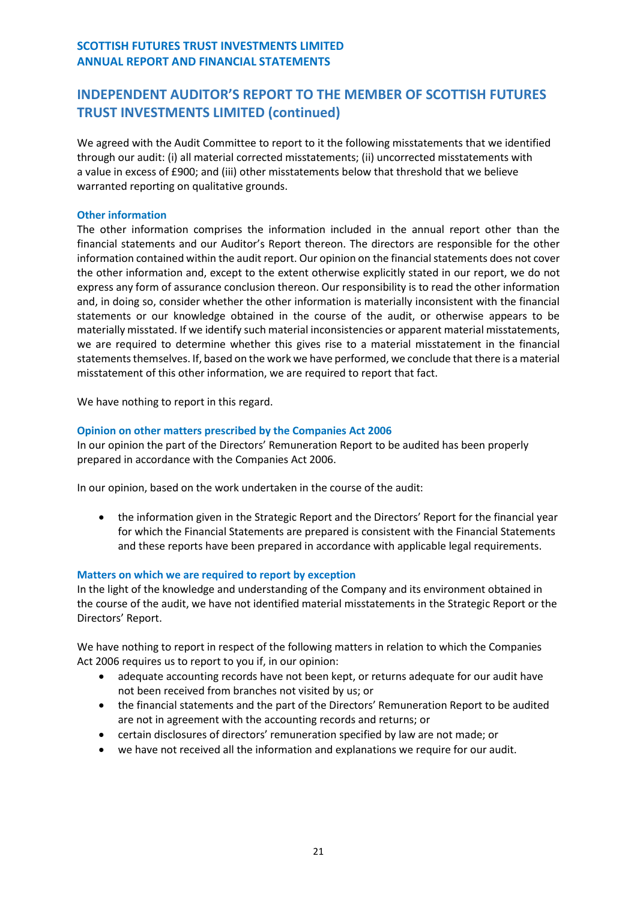## INDEPENDENT AUDITOR'S REPORT TO THE MEMBER OF SCOTTISH FUTURES TRUST INVESTMENTS LIMITED (continued)

We agreed with the Audit Committee to report to it the following misstatements that we identified through our audit: (i) all material corrected misstatements; (ii) uncorrected misstatements with a value in excess of £900; and (iii) other misstatements below that threshold that we believe warranted reporting on qualitative grounds.

### Other information

The other information comprises the information included in the annual report other than the financial statements and our Auditor's Report thereon. The directors are responsible for the other information contained within the audit report. Our opinion on the financial statements does not cover the other information and, except to the extent otherwise explicitly stated in our report, we do not express any form of assurance conclusion thereon. Our responsibility is to read the other information and, in doing so, consider whether the other information is materially inconsistent with the financial statements or our knowledge obtained in the course of the audit, or otherwise appears to be materially misstated. If we identify such material inconsistencies or apparent material misstatements, we are required to determine whether this gives rise to a material misstatement in the financial statements themselves. If, based on the work we have performed, we conclude that there is a material misstatement of this other information, we are required to report that fact.

We have nothing to report in this regard.

### Opinion on other matters prescribed by the Companies Act 2006

In our opinion the part of the Directors' Remuneration Report to be audited has been properly prepared in accordance with the Companies Act 2006.

In our opinion, based on the work undertaken in the course of the audit:

- the information given in the Strategic Report and the Directors' Report for the financial year for which the Financial Statements are prepared is consistent with the Financial Statements and these reports have been prepared in accordance with applicable legal requirements.

### Matters on which we are required to report by exception

In the light of the knowledge and understanding of the Company and its environment obtained in the course of the audit, we have not identified material misstatements in the Strategic Report or the Directors' Report.

We have nothing to report in respect of the following matters in relation to which the Companies Act 2006 requires us to report to you if, in our opinion:

- adequate accounting records have not been kept, or returns adequate for our audit have not been received from branches not visited by us; or
- the financial statements and the part of the Directors' Remuneration Report to be audited are not in agreement with the accounting records and returns; or
- certain disclosures of directors' remuneration specified by law are not made; or
- we have not received all the information and explanations we require for our audit.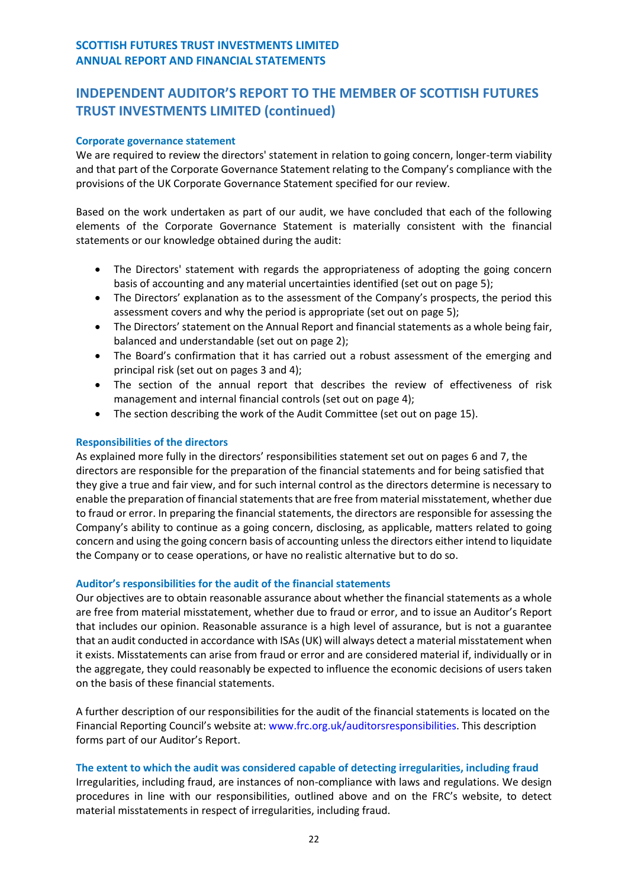## INDEPENDENT AUDITOR'S REPORT TO THE MEMBER OF SCOTTISH FUTURES TRUST INVESTMENTS LIMITED (continued)

### Corporate governance statement

We are required to review the directors' statement in relation to going concern, longer-term viability and that part of the Corporate Governance Statement relating to the Company's compliance with the provisions of the UK Corporate Governance Statement specified for our review.

Based on the work undertaken as part of our audit, we have concluded that each of the following elements of the Corporate Governance Statement is materially consistent with the financial statements or our knowledge obtained during the audit:

- The Directors' statement with regards the appropriateness of adopting the going concern basis of accounting and any material uncertainties identified (set out on page 5);
- The Directors' explanation as to the assessment of the Company's prospects, the period this assessment covers and why the period is appropriate (set out on page 5);
- The Directors' statement on the Annual Report and financial statements as a whole being fair, balanced and understandable (set out on page 2);
- The Board's confirmation that it has carried out a robust assessment of the emerging and principal risk (set out on pages 3 and 4);
- The section of the annual report that describes the review of effectiveness of risk management and internal financial controls (set out on page 4);
- The section describing the work of the Audit Committee (set out on page 15).

### Responsibilities of the directors

As explained more fully in the directors' responsibilities statement set out on pages 6 and 7, the directors are responsible for the preparation of the financial statements and for being satisfied that they give a true and fair view, and for such internal control as the directors determine is necessary to enable the preparation of financial statements that are free from material misstatement, whether due to fraud or error. In preparing the financial statements, the directors are responsible for assessing the Company's ability to continue as a going concern, disclosing, as applicable, matters related to going concern and using the going concern basis of accounting unless the directors either intend to liquidate the Company or to cease operations, or have no realistic alternative but to do so.

### Auditor's responsibilities for the audit of the financial statements

Our objectives are to obtain reasonable assurance about whether the financial statements as a whole are free from material misstatement, whether due to fraud or error, and to issue an Auditor's Report that includes our opinion. Reasonable assurance is a high level of assurance, but is not a guarantee that an audit conducted in accordance with ISAs (UK) will always detect a material misstatement when it exists. Misstatements can arise from fraud or error and are considered material if, individually or in the aggregate, they could reasonably be expected to influence the economic decisions of users taken on the basis of these financial statements.

A further description of our responsibilities for the audit of the financial statements is located on the Financial Reporting Council's website at: www.frc.org.uk/auditorsresponsibilities. This description forms part of our Auditor's Report.

### The extent to which the audit was considered capable of detecting irregularities, including fraud

Irregularities, including fraud, are instances of non-compliance with laws and regulations. We design procedures in line with our responsibilities, outlined above and on the FRC's website, to detect material misstatements in respect of irregularities, including fraud.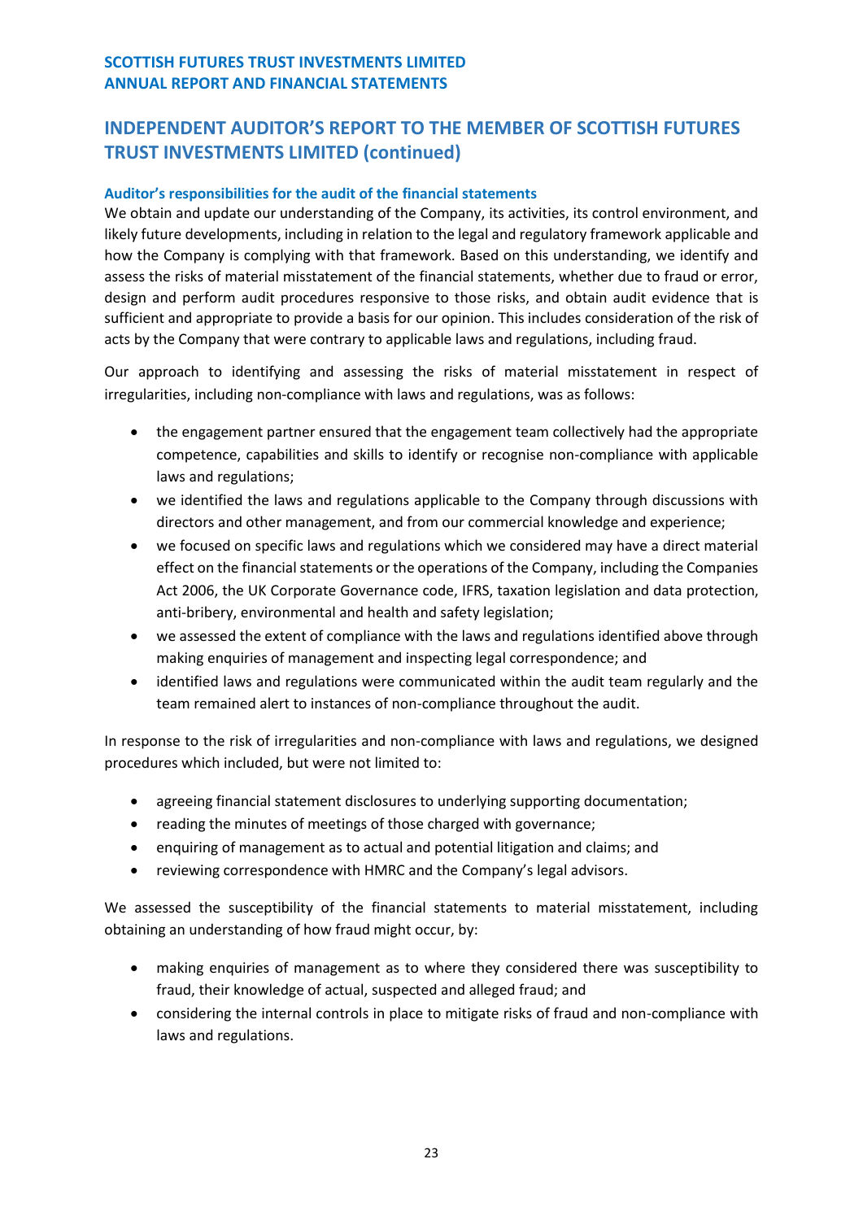## INDEPENDENT AUDITOR'S REPORT TO THE MEMBER OF SCOTTISH FUTURES TRUST INVESTMENTS LIMITED (continued)

### Auditor's responsibilities for the audit of the financial statements

We obtain and update our understanding of the Company, its activities, its control environment, and likely future developments, including in relation to the legal and regulatory framework applicable and how the Company is complying with that framework. Based on this understanding, we identify and assess the risks of material misstatement of the financial statements, whether due to fraud or error, design and perform audit procedures responsive to those risks, and obtain audit evidence that is sufficient and appropriate to provide a basis for our opinion. This includes consideration of the risk of acts by the Company that were contrary to applicable laws and regulations, including fraud.

Our approach to identifying and assessing the risks of material misstatement in respect of irregularities, including non-compliance with laws and regulations, was as follows:

- the engagement partner ensured that the engagement team collectively had the appropriate competence, capabilities and skills to identify or recognise non-compliance with applicable laws and regulations;
- we identified the laws and regulations applicable to the Company through discussions with directors and other management, and from our commercial knowledge and experience;
- we focused on specific laws and regulations which we considered may have a direct material effect on the financial statements or the operations of the Company, including the Companies Act 2006, the UK Corporate Governance code, IFRS, taxation legislation and data protection, anti-bribery, environmental and health and safety legislation;
- we assessed the extent of compliance with the laws and regulations identified above through making enquiries of management and inspecting legal correspondence; and
- identified laws and regulations were communicated within the audit team regularly and the team remained alert to instances of non-compliance throughout the audit.

In response to the risk of irregularities and non-compliance with laws and regulations, we designed procedures which included, but were not limited to:

- agreeing financial statement disclosures to underlying supporting documentation;
- reading the minutes of meetings of those charged with governance;
- enquiring of management as to actual and potential litigation and claims; and
- reviewing correspondence with HMRC and the Company's legal advisors.

We assessed the susceptibility of the financial statements to material misstatement, including obtaining an understanding of how fraud might occur, by:

- making enquiries of management as to where they considered there was susceptibility to fraud, their knowledge of actual, suspected and alleged fraud; and
- considering the internal controls in place to mitigate risks of fraud and non-compliance with laws and regulations.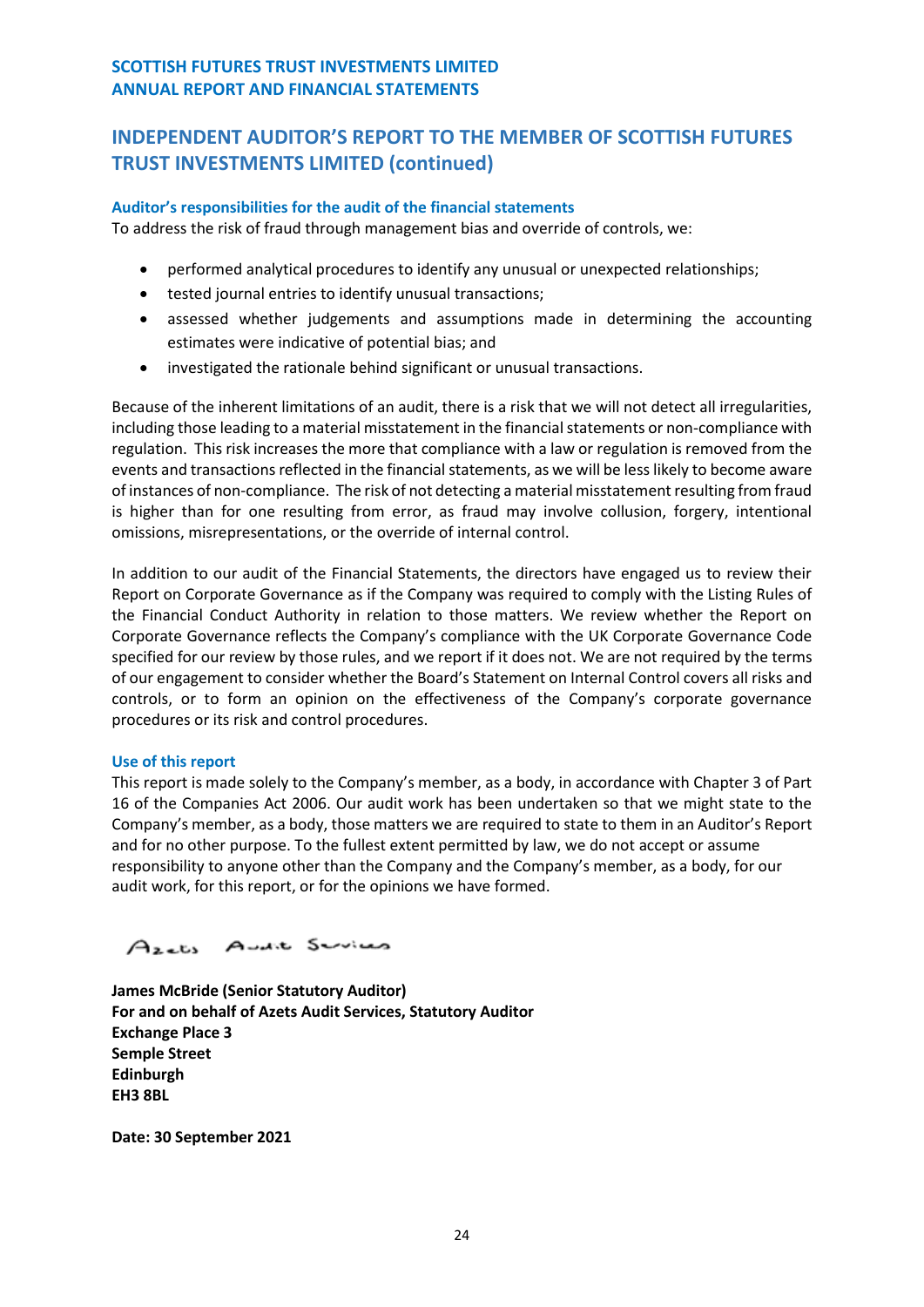# INDEPENDENT AUDITOR'S REPORT TO THE MEMBER OF SCOTTISH FUTURES TRUST INVESTMENTS LIMITED (continued)

### Auditor's responsibilities for the audit of the financial statements

To address the risk of fraud through management bias and override of controls, we:

- performed analytical procedures to identify any unusual or unexpected relationships;
- tested journal entries to identify unusual transactions;
- assessed whether judgements and assumptions made in determining the accounting estimates were indicative of potential bias; and
- investigated the rationale behind significant or unusual transactions.

Because of the inherent limitations of an audit, there is a risk that we will not detect all irregularities, including those leading to a material misstatement in the financial statements or non-compliance with regulation. This risk increases the more that compliance with a law or regulation is removed from the events and transactions reflected in the financial statements, as we will be less likely to become aware of instances of non-compliance. The risk of not detecting a material misstatement resulting from fraud is higher than for one resulting from error, as fraud may involve collusion, forgery, intentional omissions, misrepresentations, or the override of internal control.

In addition to our audit of the Financial Statements, the directors have engaged us to review their Report on Corporate Governance as if the Company was required to comply with the Listing Rules of the Financial Conduct Authority in relation to those matters. We review whether the Report on Corporate Governance reflects the Company's compliance with the UK Corporate Governance Code specified for our review by those rules, and we report if it does not. We are not required by the terms of our engagement to consider whether the Board's Statement on Internal Control covers all risks and controls, or to form an opinion on the effectiveness of the Company's corporate governance procedures or its risk and control procedures.

### Use of this report

This report is made solely to the Company's member, as a body, in accordance with Chapter 3 of Part 16 of the Companies Act 2006. Our audit work has been undertaken so that we might state to the Company's member, as a body, those matters we are required to state to them in an Auditor's Report and for no other purpose. To the fullest extent permitted by law, we do not accept or assume responsibility to anyone other than the Company and the Company's member, as a body, for our audit work, for this report, or for the opinions we have formed.

Azets Audit Services

**James McBride (Senior Statutory Auditor)**
**For and on behalf of Azets Audit Services, Statutory Auditor**
**Exchange Place 3**
**Semple Street**
**Edinburgh**
**EH3 8BL**

**Date: 30 September 2021**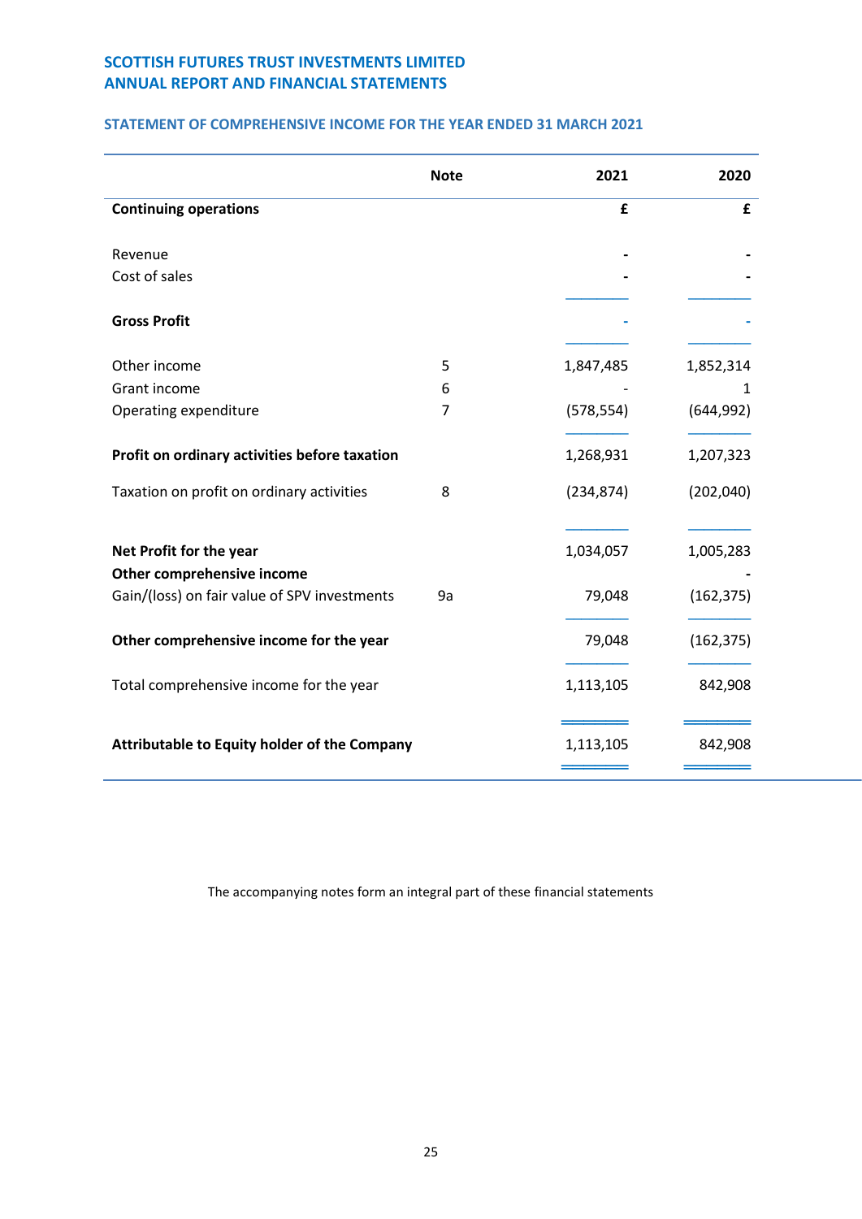**SCOTTISH FUTURES TRUST INVESTMENTS LIMITED**
**ANNUAL REPORT AND FINANCIAL STATEMENTS**

## STATEMENT OF COMPREHENSIVE INCOME FOR THE YEAR ENDED 31 MARCH 2021

| | Note | 2021 | 2020 |
|---|---|---|---|
| **Continuing operations** | | **£** | **£** |
| Revenue | | - | - |
| Cost of sales | | - | - |
| **Gross Profit** | | - | - |
| Other income | 5 | 1,847,485 | 1,852,314 |
| Grant income | 6 | - | 1 |
| Operating expenditure | 7 | (578,554) | (644,992) |
| **Profit on ordinary activities before taxation** | | 1,268,931 | 1,207,323 |
| Taxation on profit on ordinary activities | 8 | (234,874) | (202,040) |
| **Net Profit for the year** | | 1,034,057 | 1,005,283 |
| **Other comprehensive income** | | | - |
| Gain/(loss) on fair value of SPV investments | 9a | 79,048 | (162,375) |
| **Other comprehensive income for the year** | | 79,048 | (162,375) |
| Total comprehensive income for the year | | 1,113,105 | 842,908 |
| **Attributable to Equity holder of the Company** | | 1,113,105 | 842,908 |

The accompanying notes form an integral part of these financial statements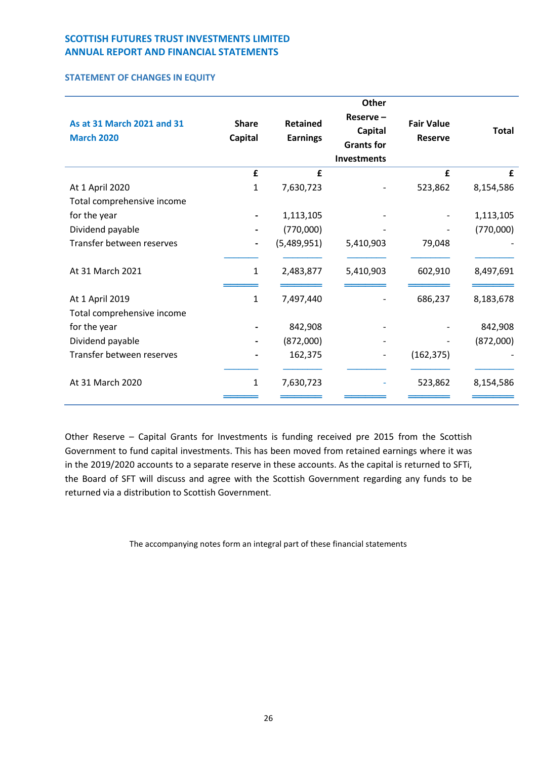**SCOTTISH FUTURES TRUST INVESTMENTS LIMITED**
**ANNUAL REPORT AND FINANCIAL STATEMENTS**

## STATEMENT OF CHANGES IN EQUITY

| As at 31 March 2021 and 31 March 2020 | Share Capital | Retained Earnings | Other Reserve – Capital Grants for Investments | Fair Value Reserve | Total |
|---|---|---|---|---|---|
| | £ | £ | | £ | £ |
| At 1 April 2020 | 1 | 7,630,723 | - | 523,862 | 8,154,586 |
| Total comprehensive income for the year | - | 1,113,105 | - | - | 1,113,105 |
| Dividend payable | - | (770,000) | - | - | (770,000) |
| Transfer between reserves | - | (5,489,951) | 5,410,903 | 79,048 | - |
| At 31 March 2021 | 1 | 2,483,877 | 5,410,903 | 602,910 | 8,497,691 |
| At 1 April 2019 | 1 | 7,497,440 | - | 686,237 | 8,183,678 |
| Total comprehensive income for the year | - | 842,908 | - | - | 842,908 |
| Dividend payable | - | (872,000) | - | - | (872,000) |
| Transfer between reserves | - | 162,375 | - | (162,375) | - |
| At 31 March 2020 | 1 | 7,630,723 | - | 523,862 | 8,154,586 |

Other Reserve – Capital Grants for Investments is funding received pre 2015 from the Scottish Government to fund capital investments. This has been moved from retained earnings where it was in the 2019/2020 accounts to a separate reserve in these accounts. As the capital is returned to SFTi, the Board of SFT will discuss and agree with the Scottish Government regarding any funds to be returned via a distribution to Scottish Government.

The accompanying notes form an integral part of these financial statements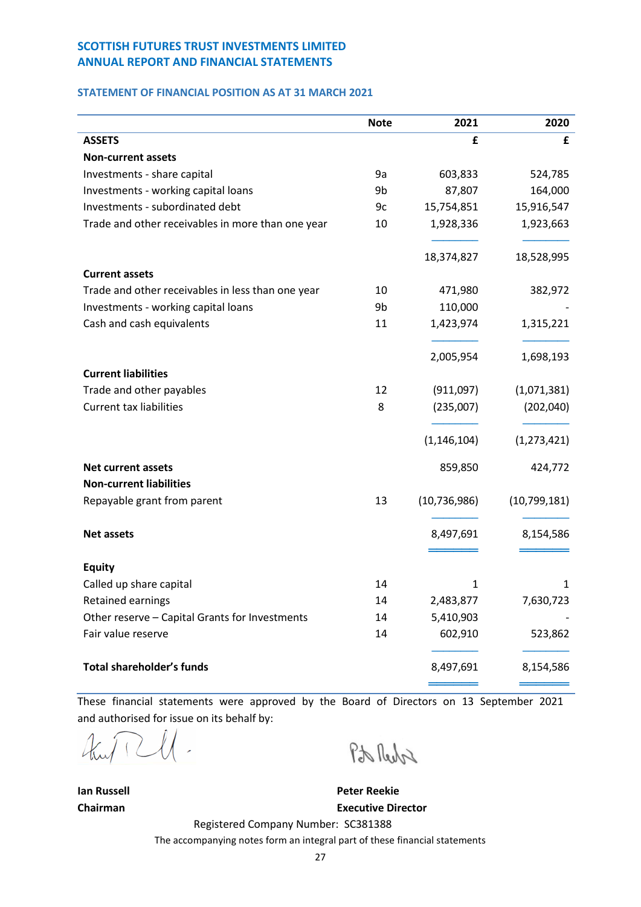## STATEMENT OF FINANCIAL POSITION AS AT 31 MARCH 2021

| | Note | 2021 | 2020 |
|---|---|---|---|
| **ASSETS** | | **£** | **£** |
| **Non-current assets** | | | |
| Investments - share capital | 9a | 603,833 | 524,785 |
| Investments - working capital loans | 9b | 87,807 | 164,000 |
| Investments - subordinated debt | 9c | 15,754,851 | 15,916,547 |
| Trade and other receivables in more than one year | 10 | 1,928,336 | 1,923,663 |
| | | 18,374,827 | 18,528,995 |
| **Current assets** | | | |
| Trade and other receivables in less than one year | 10 | 471,980 | 382,972 |
| Investments - working capital loans | 9b | 110,000 | - |
| Cash and cash equivalents | 11 | 1,423,974 | 1,315,221 |
| | | 2,005,954 | 1,698,193 |
| **Current liabilities** | | | |
| Trade and other payables | 12 | (911,097) | (1,071,381) |
| Current tax liabilities | 8 | (235,007) | (202,040) |
| | | (1,146,104) | (1,273,421) |
| **Net current assets** | | 859,850 | 424,772 |
| **Non-current liabilities** | | | |
| Repayable grant from parent | 13 | (10,736,986) | (10,799,181) |
| **Net assets** | | 8,497,691 | 8,154,586 |
| **Equity** | | | |
| Called up share capital | 14 | 1 | 1 |
| Retained earnings | 14 | 2,483,877 | 7,630,723 |
| Other reserve – Capital Grants for Investments | 14 | 5,410,903 | - |
| Fair value reserve | 14 | 602,910 | 523,862 |
| **Total shareholder's funds** | | 8,497,691 | 8,154,586 |

These financial statements were approved by the Board of Directors on 13 September 2021 and authorised for issue on its behalf by:

**Ian Russell**
**Chairman**

**Peter Reekie**
**Executive Director**

Registered Company Number: SC381388

The accompanying notes form an integral part of these financial statements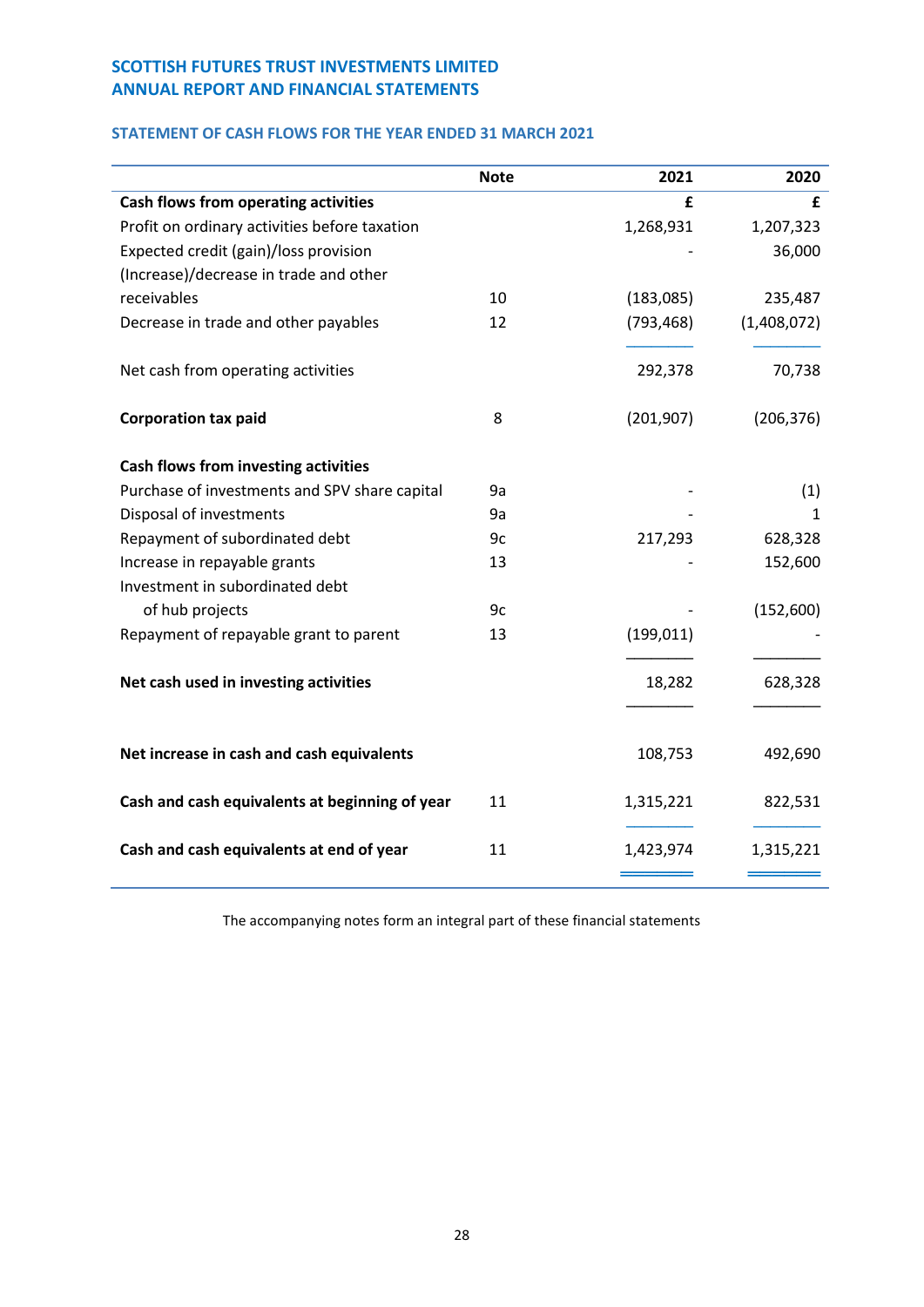**SCOTTISH FUTURES TRUST INVESTMENTS LIMITED**
**ANNUAL REPORT AND FINANCIAL STATEMENTS**

## STATEMENT OF CASH FLOWS FOR THE YEAR ENDED 31 MARCH 2021

| | Note | 2021 | 2020 |
|---|---|---|---|
| **Cash flows from operating activities** | | **£** | **£** |
| Profit on ordinary activities before taxation | | 1,268,931 | 1,207,323 |
| Expected credit (gain)/loss provision | | - | 36,000 |
| (Increase)/decrease in trade and other receivables | 10 | (183,085) | 235,487 |
| Decrease in trade and other payables | 12 | (793,468) | (1,408,072) |
| Net cash from operating activities | | 292,378 | 70,738 |
| **Corporation tax paid** | 8 | (201,907) | (206,376) |
| **Cash flows from investing activities** | | | |
| Purchase of investments and SPV share capital | 9a | - | (1) |
| Disposal of investments | 9a | - | 1 |
| Repayment of subordinated debt | 9c | 217,293 | 628,328 |
| Increase in repayable grants | 13 | - | 152,600 |
| Investment in subordinated debt of hub projects | 9c | - | (152,600) |
| Repayment of repayable grant to parent | 13 | (199,011) | - |
| **Net cash used in investing activities** | | 18,282 | 628,328 |
| **Net increase in cash and cash equivalents** | | 108,753 | 492,690 |
| **Cash and cash equivalents at beginning of year** | 11 | 1,315,221 | 822,531 |
| **Cash and cash equivalents at end of year** | 11 | 1,423,974 | 1,315,221 |

The accompanying notes form an integral part of these financial statements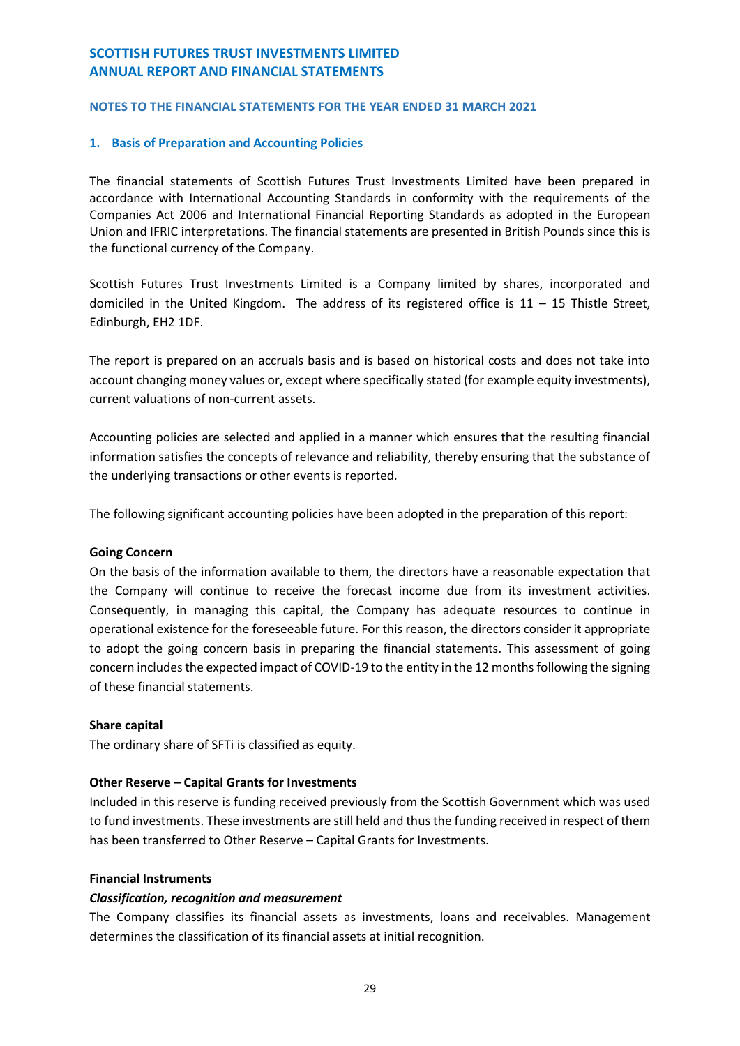# SCOTTISH FUTURES TRUST INVESTMENTS LIMITED
# ANNUAL REPORT AND FINANCIAL STATEMENTS

## NOTES TO THE FINANCIAL STATEMENTS FOR THE YEAR ENDED 31 MARCH 2021

### 1. Basis of Preparation and Accounting Policies

The financial statements of Scottish Futures Trust Investments Limited have been prepared in accordance with International Accounting Standards in conformity with the requirements of the Companies Act 2006 and International Financial Reporting Standards as adopted in the European Union and IFRIC interpretations. The financial statements are presented in British Pounds since this is the functional currency of the Company.

Scottish Futures Trust Investments Limited is a Company limited by shares, incorporated and domiciled in the United Kingdom. The address of its registered office is 11 – 15 Thistle Street, Edinburgh, EH2 1DF.

The report is prepared on an accruals basis and is based on historical costs and does not take into account changing money values or, except where specifically stated (for example equity investments), current valuations of non-current assets.

Accounting policies are selected and applied in a manner which ensures that the resulting financial information satisfies the concepts of relevance and reliability, thereby ensuring that the substance of the underlying transactions or other events is reported.

The following significant accounting policies have been adopted in the preparation of this report:

**Going Concern**

On the basis of the information available to them, the directors have a reasonable expectation that the Company will continue to receive the forecast income due from its investment activities. Consequently, in managing this capital, the Company has adequate resources to continue in operational existence for the foreseeable future. For this reason, the directors consider it appropriate to adopt the going concern basis in preparing the financial statements. This assessment of going concern includes the expected impact of COVID-19 to the entity in the 12 months following the signing of these financial statements.

**Share capital**

The ordinary share of SFTi is classified as equity.

**Other Reserve – Capital Grants for Investments**

Included in this reserve is funding received previously from the Scottish Government which was used to fund investments. These investments are still held and thus the funding received in respect of them has been transferred to Other Reserve – Capital Grants for Investments.

**Financial Instruments**

***Classification, recognition and measurement***

The Company classifies its financial assets as investments, loans and receivables. Management determines the classification of its financial assets at initial recognition.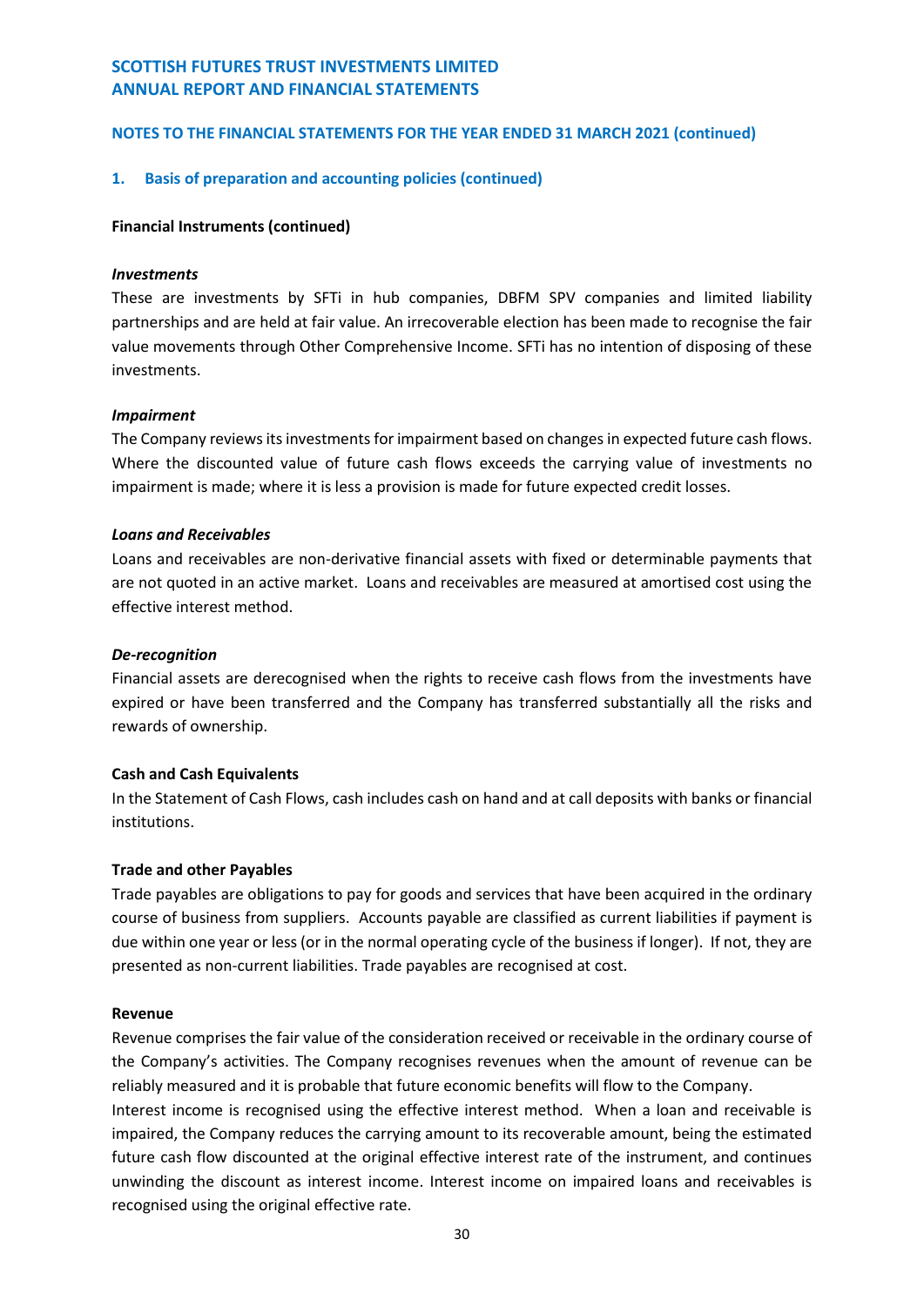**NOTES TO THE FINANCIAL STATEMENTS FOR THE YEAR ENDED 31 MARCH 2021 (continued)**

## 1. Basis of preparation and accounting policies (continued)

**Financial Instruments (continued)**

***Investments***

These are investments by SFTi in hub companies, DBFM SPV companies and limited liability partnerships and are held at fair value. An irrecoverable election has been made to recognise the fair value movements through Other Comprehensive Income. SFTi has no intention of disposing of these investments.

***Impairment***

The Company reviews its investments for impairment based on changes in expected future cash flows. Where the discounted value of future cash flows exceeds the carrying value of investments no impairment is made; where it is less a provision is made for future expected credit losses.

***Loans and Receivables***

Loans and receivables are non-derivative financial assets with fixed or determinable payments that are not quoted in an active market. Loans and receivables are measured at amortised cost using the effective interest method.

***De-recognition***

Financial assets are derecognised when the rights to receive cash flows from the investments have expired or have been transferred and the Company has transferred substantially all the risks and rewards of ownership.

**Cash and Cash Equivalents**

In the Statement of Cash Flows, cash includes cash on hand and at call deposits with banks or financial institutions.

**Trade and other Payables**

Trade payables are obligations to pay for goods and services that have been acquired in the ordinary course of business from suppliers. Accounts payable are classified as current liabilities if payment is due within one year or less (or in the normal operating cycle of the business if longer). If not, they are presented as non-current liabilities. Trade payables are recognised at cost.

**Revenue**

Revenue comprises the fair value of the consideration received or receivable in the ordinary course of the Company's activities. The Company recognises revenues when the amount of revenue can be reliably measured and it is probable that future economic benefits will flow to the Company.

Interest income is recognised using the effective interest method. When a loan and receivable is impaired, the Company reduces the carrying amount to its recoverable amount, being the estimated future cash flow discounted at the original effective interest rate of the instrument, and continues unwinding the discount as interest income. Interest income on impaired loans and receivables is recognised using the original effective rate.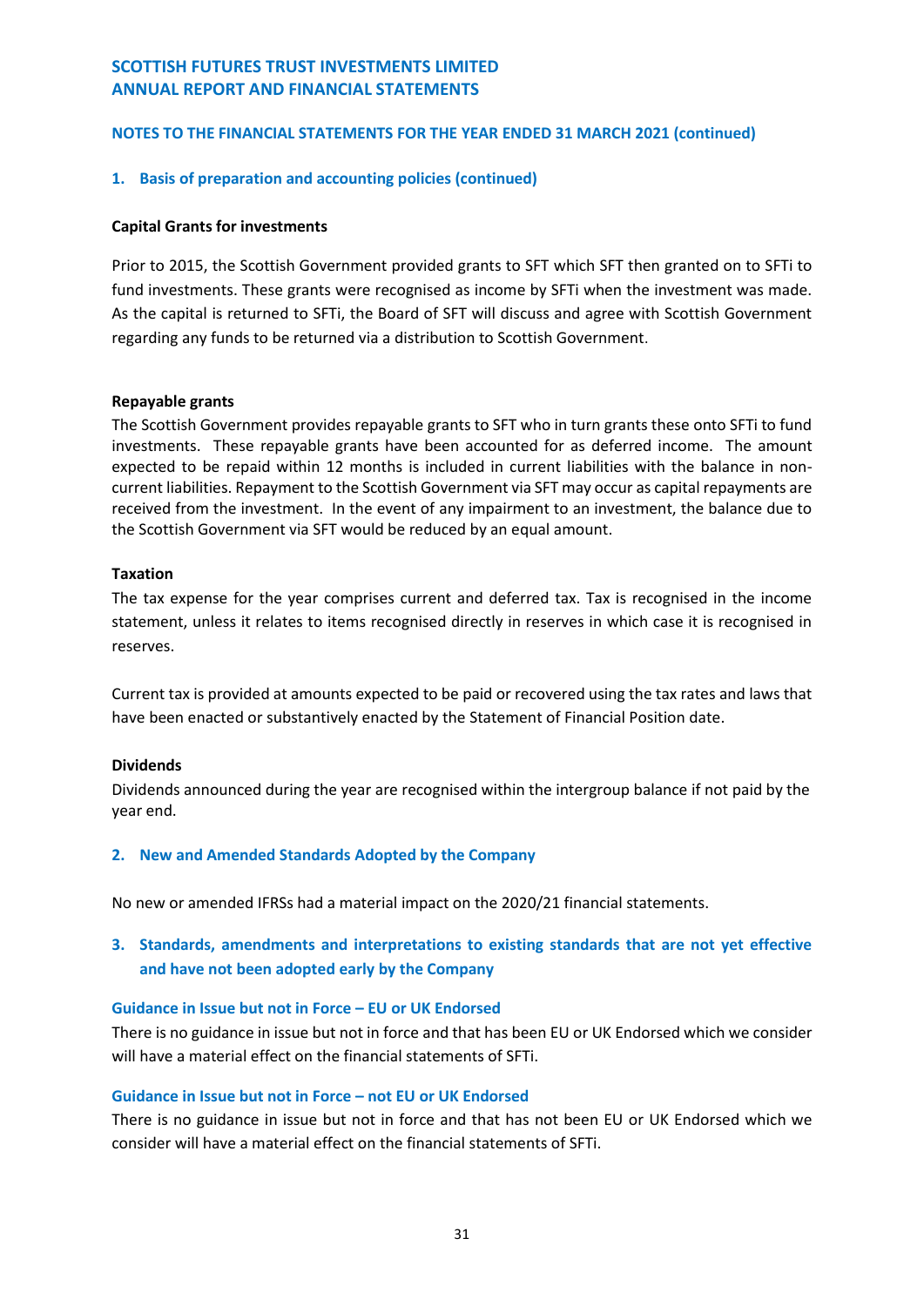## 1. Basis of preparation and accounting policies (continued)

**Capital Grants for investments**

Prior to 2015, the Scottish Government provided grants to SFT which SFT then granted on to SFTi to fund investments. These grants were recognised as income by SFTi when the investment was made. As the capital is returned to SFTi, the Board of SFT will discuss and agree with Scottish Government regarding any funds to be returned via a distribution to Scottish Government.

**Repayable grants**

The Scottish Government provides repayable grants to SFT who in turn grants these onto SFTi to fund investments. These repayable grants have been accounted for as deferred income. The amount expected to be repaid within 12 months is included in current liabilities with the balance in non-current liabilities. Repayment to the Scottish Government via SFT may occur as capital repayments are received from the investment. In the event of any impairment to an investment, the balance due to the Scottish Government via SFT would be reduced by an equal amount.

**Taxation**

The tax expense for the year comprises current and deferred tax. Tax is recognised in the income statement, unless it relates to items recognised directly in reserves in which case it is recognised in reserves.

Current tax is provided at amounts expected to be paid or recovered using the tax rates and laws that have been enacted or substantively enacted by the Statement of Financial Position date.

**Dividends**

Dividends announced during the year are recognised within the intergroup balance if not paid by the year end.

## 2. New and Amended Standards Adopted by the Company

No new or amended IFRSs had a material impact on the 2020/21 financial statements.

## 3. Standards, amendments and interpretations to existing standards that are not yet effective and have not been adopted early by the Company

### Guidance in Issue but not in Force – EU or UK Endorsed

There is no guidance in issue but not in force and that has been EU or UK Endorsed which we consider will have a material effect on the financial statements of SFTi.

### Guidance in Issue but not in Force – not EU or UK Endorsed

There is no guidance in issue but not in force and that has not been EU or UK Endorsed which we consider will have a material effect on the financial statements of SFTi.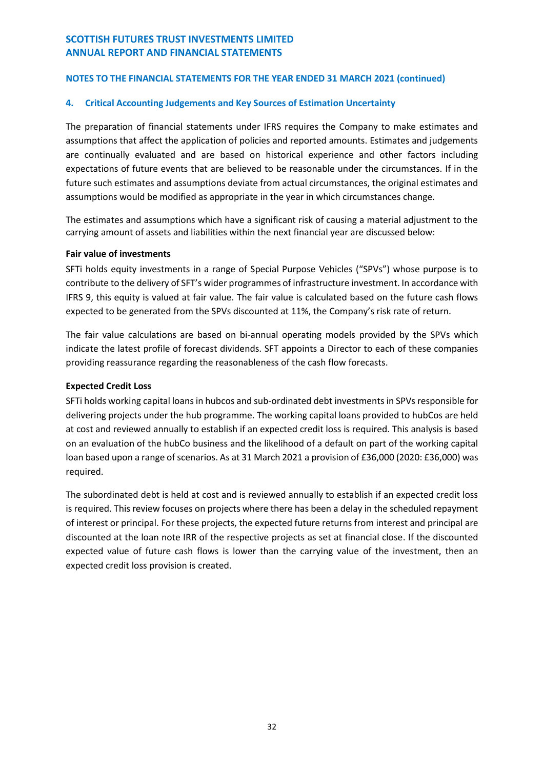## 4. Critical Accounting Judgements and Key Sources of Estimation Uncertainty

The preparation of financial statements under IFRS requires the Company to make estimates and assumptions that affect the application of policies and reported amounts. Estimates and judgements are continually evaluated and are based on historical experience and other factors including expectations of future events that are believed to be reasonable under the circumstances. If in the future such estimates and assumptions deviate from actual circumstances, the original estimates and assumptions would be modified as appropriate in the year in which circumstances change.

The estimates and assumptions which have a significant risk of causing a material adjustment to the carrying amount of assets and liabilities within the next financial year are discussed below:

**Fair value of investments**

SFTi holds equity investments in a range of Special Purpose Vehicles ("SPVs") whose purpose is to contribute to the delivery of SFT's wider programmes of infrastructure investment. In accordance with IFRS 9, this equity is valued at fair value. The fair value is calculated based on the future cash flows expected to be generated from the SPVs discounted at 11%, the Company's risk rate of return.

The fair value calculations are based on bi-annual operating models provided by the SPVs which indicate the latest profile of forecast dividends. SFT appoints a Director to each of these companies providing reassurance regarding the reasonableness of the cash flow forecasts.

**Expected Credit Loss**

SFTi holds working capital loans in hubcos and sub-ordinated debt investments in SPVs responsible for delivering projects under the hub programme. The working capital loans provided to hubCos are held at cost and reviewed annually to establish if an expected credit loss is required. This analysis is based on an evaluation of the hubCo business and the likelihood of a default on part of the working capital loan based upon a range of scenarios. As at 31 March 2021 a provision of £36,000 (2020: £36,000) was required.

The subordinated debt is held at cost and is reviewed annually to establish if an expected credit loss is required. This review focuses on projects where there has been a delay in the scheduled repayment of interest or principal. For these projects, the expected future returns from interest and principal are discounted at the loan note IRR of the respective projects as set at financial close. If the discounted expected value of future cash flows is lower than the carrying value of the investment, then an expected credit loss provision is created.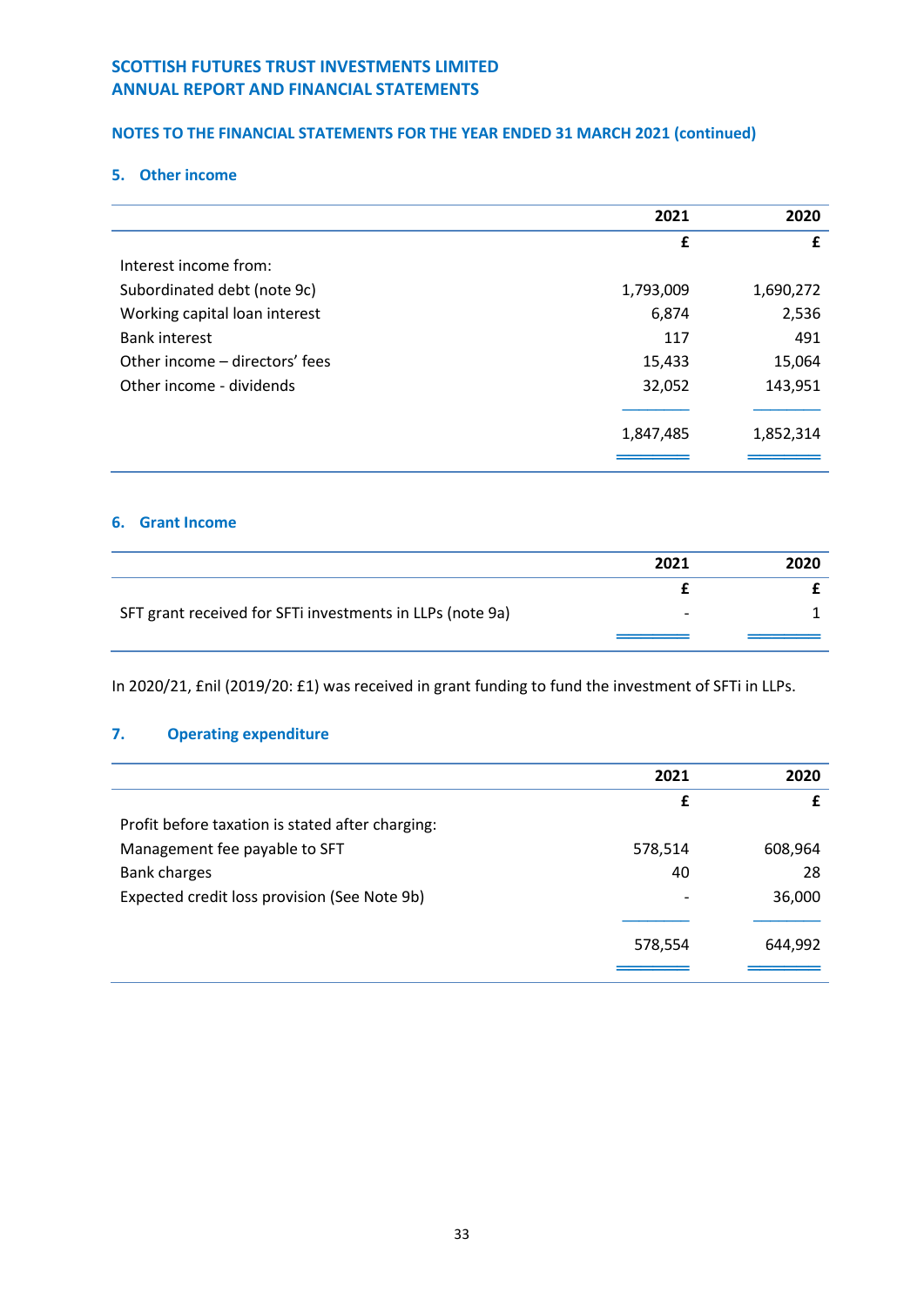## NOTES TO THE FINANCIAL STATEMENTS FOR THE YEAR ENDED 31 MARCH 2021 (continued)

### 5. Other income

| | 2021 | 2020 |
|---|---|---|
| | £ | £ |
| Interest income from: | | |
| Subordinated debt (note 9c) | 1,793,009 | 1,690,272 |
| Working capital loan interest | 6,874 | 2,536 |
| Bank interest | 117 | 491 |
| Other income – directors' fees | 15,433 | 15,064 |
| Other income - dividends | 32,052 | 143,951 |
| | 1,847,485 | 1,852,314 |

### 6. Grant Income

| | 2021 | 2020 |
|---|---|---|
| | £ | £ |
| SFT grant received for SFTi investments in LLPs (note 9a) | - | 1 |

In 2020/21, £nil (2019/20: £1) was received in grant funding to fund the investment of SFTi in LLPs.

### 7. Operating expenditure

| | 2021 | 2020 |
|---|---|---|
| | £ | £ |
| Profit before taxation is stated after charging: | | |
| Management fee payable to SFT | 578,514 | 608,964 |
| Bank charges | 40 | 28 |
| Expected credit loss provision (See Note 9b) | - | 36,000 |
| | 578,554 | 644,992 |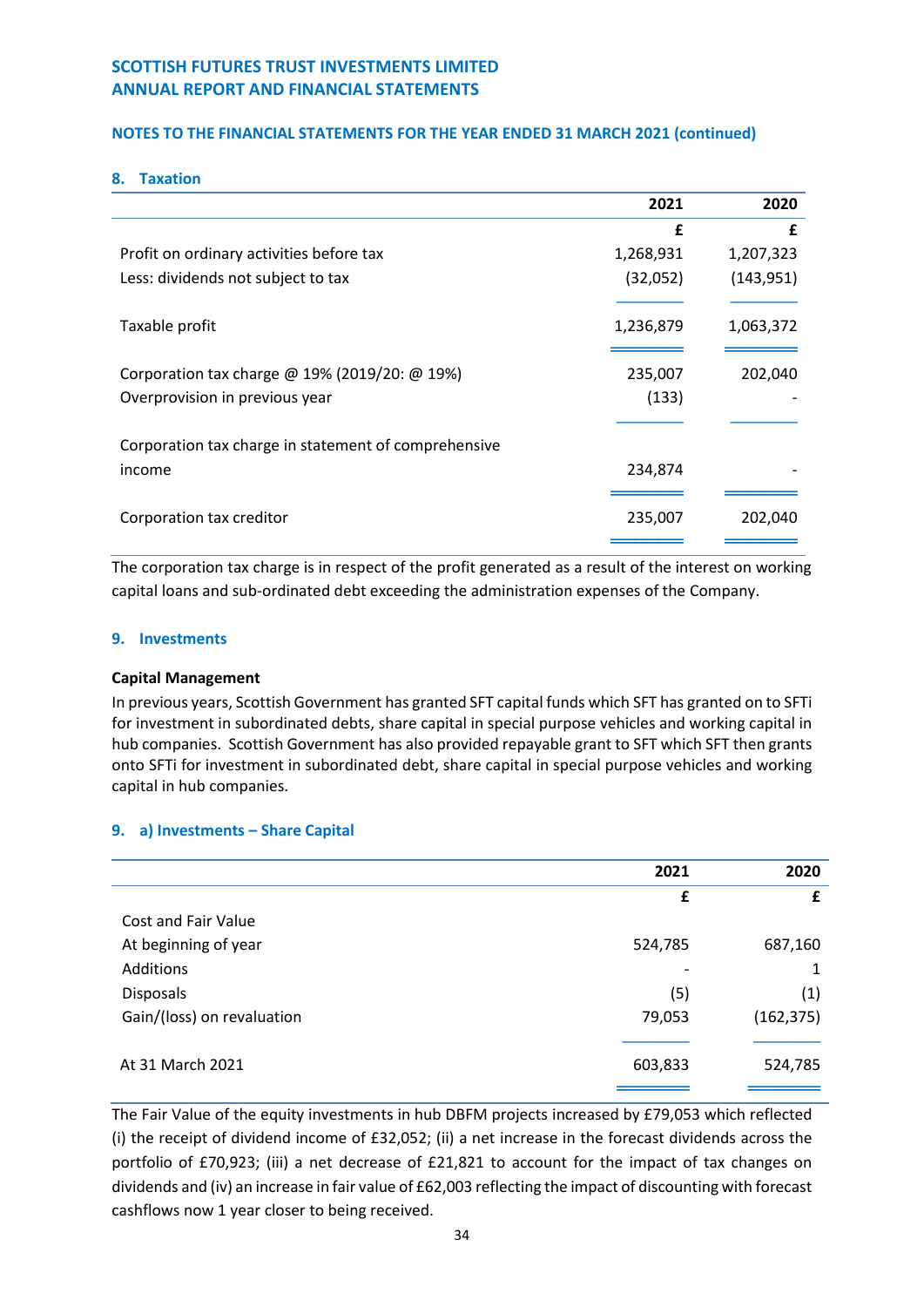## 8. Taxation

| | 2021 | 2020 |
|---|---|---|
| | £ | £ |
| Profit on ordinary activities before tax | 1,268,931 | 1,207,323 |
| Less: dividends not subject to tax | (32,052) | (143,951) |
| Taxable profit | 1,236,879 | 1,063,372 |
| Corporation tax charge @ 19% (2019/20: @ 19%) | 235,007 | 202,040 |
| Overprovision in previous year | (133) | - |
| Corporation tax charge in statement of comprehensive income | 234,874 | - |
| Corporation tax creditor | 235,007 | 202,040 |

The corporation tax charge is in respect of the profit generated as a result of the interest on working capital loans and sub-ordinated debt exceeding the administration expenses of the Company.

## 9. Investments

**Capital Management**

In previous years, Scottish Government has granted SFT capital funds which SFT has granted on to SFTi for investment in subordinated debts, share capital in special purpose vehicles and working capital in hub companies. Scottish Government has also provided repayable grant to SFT which SFT then grants onto SFTi for investment in subordinated debt, share capital in special purpose vehicles and working capital in hub companies.

### 9. a) Investments – Share Capital

| | 2021 | 2020 |
|---|---|---|
| | £ | £ |
| Cost and Fair Value | | |
| At beginning of year | 524,785 | 687,160 |
| Additions | - | 1 |
| Disposals | (5) | (1) |
| Gain/(loss) on revaluation | 79,053 | (162,375) |
| At 31 March 2021 | 603,833 | 524,785 |

The Fair Value of the equity investments in hub DBFM projects increased by £79,053 which reflected (i) the receipt of dividend income of £32,052; (ii) a net increase in the forecast dividends across the portfolio of £70,923; (iii) a net decrease of £21,821 to account for the impact of tax changes on dividends and (iv) an increase in fair value of £62,003 reflecting the impact of discounting with forecast cashflows now 1 year closer to being received.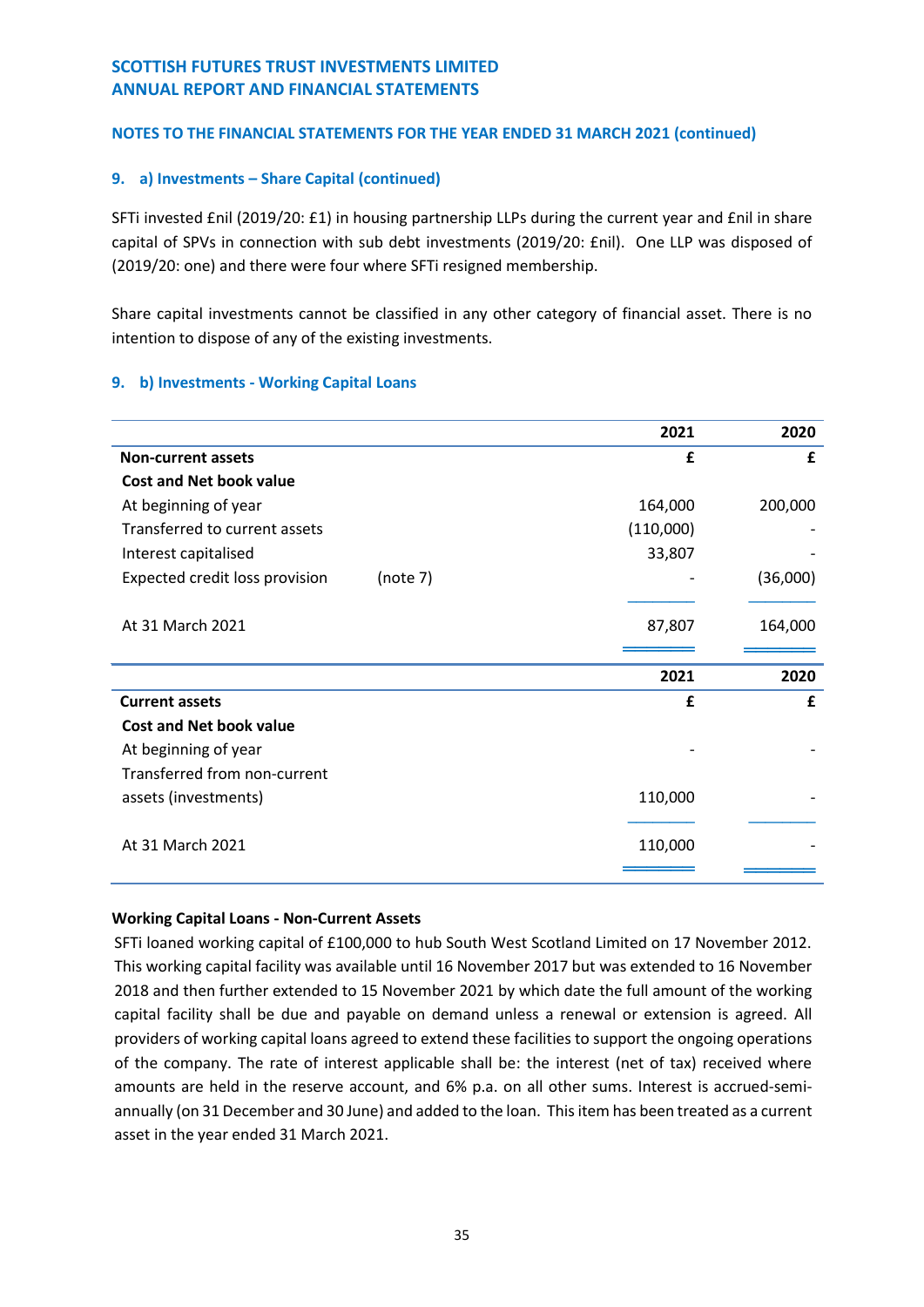## NOTES TO THE FINANCIAL STATEMENTS FOR THE YEAR ENDED 31 MARCH 2021 (continued)

### 9. a) Investments – Share Capital (continued)

SFTi invested £nil (2019/20: £1) in housing partnership LLPs during the current year and £nil in share capital of SPVs in connection with sub debt investments (2019/20: £nil). One LLP was disposed of (2019/20: one) and there were four where SFTi resigned membership.

Share capital investments cannot be classified in any other category of financial asset. There is no intention to dispose of any of the existing investments.

### 9. b) Investments - Working Capital Loans

| | | 2021 | 2020 |
|---|---|---|---|
| **Non-current assets** | | **£** | **£** |
| **Cost and Net book value** | | | |
| At beginning of year | | 164,000 | 200,000 |
| Transferred to current assets | | (110,000) | - |
| Interest capitalised | | 33,807 | - |
| Expected credit loss provision | (note 7) | - | (36,000) |
| At 31 March 2021 | | 87,807 | 164,000 |

| | 2021 | 2020 |
|---|---|---|
| **Current assets** | **£** | **£** |
| **Cost and Net book value** | | |
| At beginning of year | - | - |
| Transferred from non-current assets (investments) | 110,000 | - |
| At 31 March 2021 | 110,000 | - |

**Working Capital Loans - Non-Current Assets**

SFTi loaned working capital of £100,000 to hub South West Scotland Limited on 17 November 2012. This working capital facility was available until 16 November 2017 but was extended to 16 November 2018 and then further extended to 15 November 2021 by which date the full amount of the working capital facility shall be due and payable on demand unless a renewal or extension is agreed. All providers of working capital loans agreed to extend these facilities to support the ongoing operations of the company. The rate of interest applicable shall be: the interest (net of tax) received where amounts are held in the reserve account, and 6% p.a. on all other sums. Interest is accrued-semi-annually (on 31 December and 30 June) and added to the loan. This item has been treated as a current asset in the year ended 31 March 2021.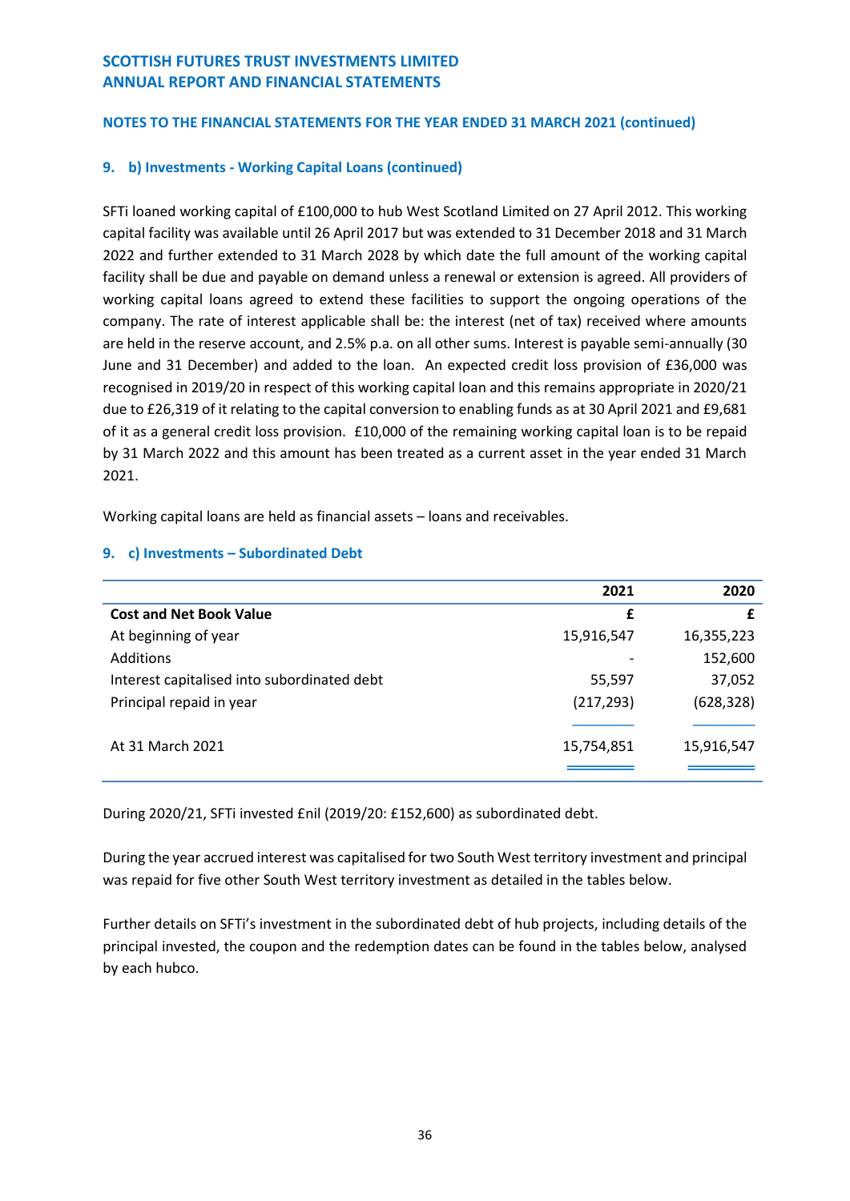**SCOTTISH FUTURES TRUST INVESTMENTS LIMITED**
**ANNUAL REPORT AND FINANCIAL STATEMENTS**

**NOTES TO THE FINANCIAL STATEMENTS FOR THE YEAR ENDED 31 MARCH 2021 (continued)**

### 9. b) Investments - Working Capital Loans (continued)

SFTi loaned working capital of £100,000 to hub West Scotland Limited on 27 April 2012. This working capital facility was available until 26 April 2017 but was extended to 31 December 2018 and 31 March 2022 and further extended to 31 March 2028 by which date the full amount of the working capital facility shall be due and payable on demand unless a renewal or extension is agreed. All providers of working capital loans agreed to extend these facilities to support the ongoing operations of the company. The rate of interest applicable shall be: the interest (net of tax) received where amounts are held in the reserve account, and 2.5% p.a. on all other sums. Interest is payable semi-annually (30 June and 31 December) and added to the loan. An expected credit loss provision of £36,000 was recognised in 2019/20 in respect of this working capital loan and this remains appropriate in 2020/21 due to £26,319 of it relating to the capital conversion to enabling funds as at 30 April 2021 and £9,681 of it as a general credit loss provision. £10,000 of the remaining working capital loan is to be repaid by 31 March 2022 and this amount has been treated as a current asset in the year ended 31 March 2021.

Working capital loans are held as financial assets – loans and receivables.

### 9. c) Investments – Subordinated Debt

| | 2021 | 2020 |
|---|---|---|
| **Cost and Net Book Value** | **£** | **£** |
| At beginning of year | 15,916,547 | 16,355,223 |
| Additions | - | 152,600 |
| Interest capitalised into subordinated debt | 55,597 | 37,052 |
| Principal repaid in year | (217,293) | (628,328) |
| At 31 March 2021 | 15,754,851 | 15,916,547 |

During 2020/21, SFTi invested £nil (2019/20: £152,600) as subordinated debt.

During the year accrued interest was capitalised for two South West territory investment and principal was repaid for five other South West territory investment as detailed in the tables below.

Further details on SFTi's investment in the subordinated debt of hub projects, including details of the principal invested, the coupon and the redemption dates can be found in the tables below, analysed by each hubco.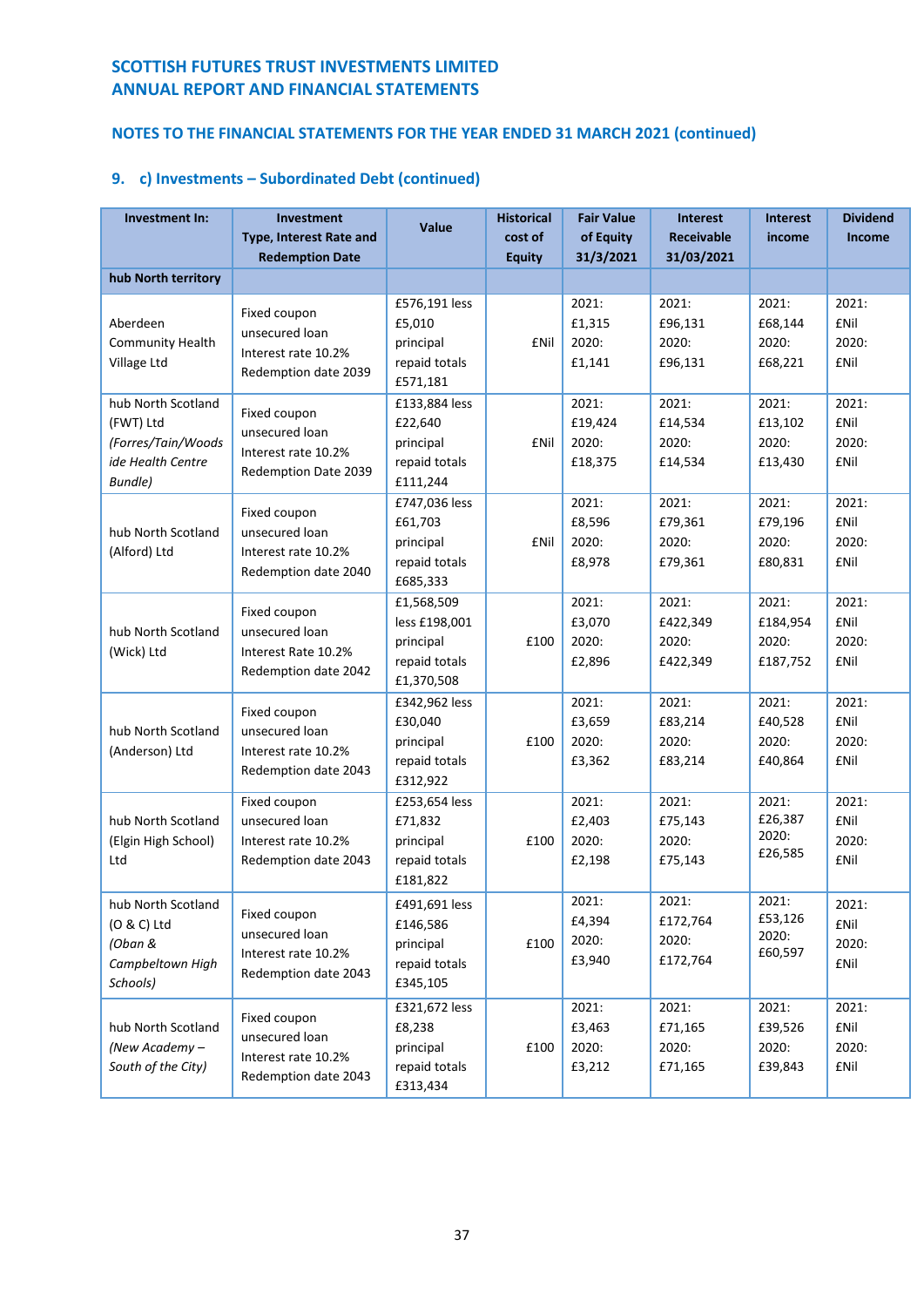**SCOTTISH FUTURES TRUST INVESTMENTS LIMITED**
**ANNUAL REPORT AND FINANCIAL STATEMENTS**

## NOTES TO THE FINANCIAL STATEMENTS FOR THE YEAR ENDED 31 MARCH 2021 (continued)

### 9. c) Investments – Subordinated Debt (continued)

| Investment In: | Investment Type, Interest Rate and Redemption Date | Value | Historical cost of Equity | Fair Value of Equity 31/3/2021 | Interest Receivable 31/03/2021 | Interest income | Dividend Income |
|---|---|---|---|---|---|---|---|
| **hub North territory** | | | | | | | |
| Aberdeen Community Health Village Ltd | Fixed coupon unsecured loan Interest rate 10.2% Redemption date 2039 | £576,191 less £5,010 principal repaid totals £571,181 | £Nil | 2021: £1,315 2020: £1,141 | 2021: £96,131 2020: £96,131 | 2021: £68,144 2020: £68,221 | 2021: £Nil 2020: £Nil |
| hub North Scotland (FWT) Ltd *(Forres/Tain/Woodside Health Centre Bundle)* | Fixed coupon unsecured loan Interest rate 10.2% Redemption Date 2039 | £133,884 less £22,640 principal repaid totals £111,244 | £Nil | 2021: £19,424 2020: £18,375 | 2021: £14,534 2020: £14,534 | 2021: £13,102 2020: £13,430 | 2021: £Nil 2020: £Nil |
| hub North Scotland (Alford) Ltd | Fixed coupon unsecured loan Interest rate 10.2% Redemption date 2040 | £747,036 less £61,703 principal repaid totals £685,333 | £Nil | 2021: £8,596 2020: £8,978 | 2021: £79,361 2020: £79,361 | 2021: £79,196 2020: £80,831 | 2021: £Nil 2020: £Nil |
| hub North Scotland (Wick) Ltd | Fixed coupon unsecured loan Interest Rate 10.2% Redemption date 2042 | £1,568,509 less £198,001 principal repaid totals £1,370,508 | £100 | 2021: £3,070 2020: £2,896 | 2021: £422,349 2020: £422,349 | 2021: £184,954 2020: £187,752 | 2021: £Nil 2020: £Nil |
| hub North Scotland (Anderson) Ltd | Fixed coupon unsecured loan Interest rate 10.2% Redemption date 2043 | £342,962 less £30,040 principal repaid totals £312,922 | £100 | 2021: £3,659 2020: £3,362 | 2021: £83,214 2020: £83,214 | 2021: £40,528 2020: £40,864 | 2021: £Nil 2020: £Nil |
| hub North Scotland (Elgin High School) Ltd | Fixed coupon unsecured loan Interest rate 10.2% Redemption date 2043 | £253,654 less £71,832 principal repaid totals £181,822 | £100 | 2021: £2,403 2020: £2,198 | 2021: £75,143 2020: £75,143 | 2021: £26,387 2020: £26,585 | 2021: £Nil 2020: £Nil |
| hub North Scotland (O & C) Ltd *(Oban & Campbeltown High Schools)* | Fixed coupon unsecured loan Interest rate 10.2% Redemption date 2043 | £491,691 less £146,586 principal repaid totals £345,105 | £100 | 2021: £4,394 2020: £3,940 | 2021: £172,764 2020: £172,764 | 2021: £53,126 2020: £60,597 | 2021: £Nil 2020: £Nil |
| hub North Scotland *(New Academy – South of the City)* | Fixed coupon unsecured loan Interest rate 10.2% Redemption date 2043 | £321,672 less £8,238 principal repaid totals £313,434 | £100 | 2021: £3,463 2020: £3,212 | 2021: £71,165 2020: £71,165 | 2021: £39,526 2020: £39,843 | 2021: £Nil 2020: £Nil |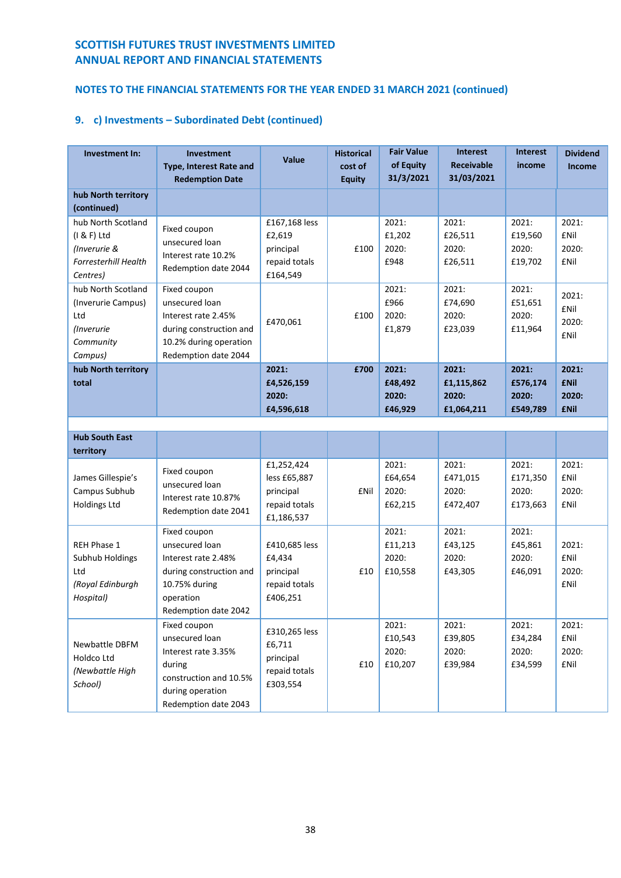**SCOTTISH FUTURES TRUST INVESTMENTS LIMITED**
**ANNUAL REPORT AND FINANCIAL STATEMENTS**

## NOTES TO THE FINANCIAL STATEMENTS FOR THE YEAR ENDED 31 MARCH 2021 (continued)

### 9. c) Investments – Subordinated Debt (continued)

| Investment In: | Investment Type, Interest Rate and Redemption Date | Value | Historical cost of Equity | Fair Value of Equity 31/3/2021 | Interest Receivable 31/03/2021 | Interest income | Dividend Income |
|---|---|---|---|---|---|---|---|
| **hub North territory (continued)** | | | | | | | |
| hub North Scotland (I & F) Ltd *(Inverurie & Forresterhill Health Centres)* | Fixed coupon unsecured loan Interest rate 10.2% Redemption date 2044 | £167,168 less £2,619 principal repaid totals £164,549 | £100 | 2021: £1,202 2020: £948 | 2021: £26,511 2020: £26,511 | 2021: £19,560 2020: £19,702 | 2021: £Nil 2020: £Nil |
| hub North Scotland (Inverurie Campus) Ltd *(Inverurie Community Campus)* | Fixed coupon unsecured loan Interest rate 2.45% during construction and 10.2% during operation Redemption date 2044 | £470,061 | £100 | 2021: £966 2020: £1,879 | 2021: £74,690 2020: £23,039 | 2021: £51,651 2020: £11,964 | 2021: £Nil 2020: £Nil |
| **hub North territory total** | | **2021: £4,526,159 2020: £4,596,618** | **£700** | **2021: £48,492 2020: £46,929** | **2021: £1,115,862 2020: £1,064,211** | **2021: £576,174 2020: £549,789** | **2021: £Nil 2020: £Nil** |
| | | | | | | | |
| **Hub South East territory** | | | | | | | |
| James Gillespie's Campus Subhub Holdings Ltd | Fixed coupon unsecured loan Interest rate 10.87% Redemption date 2041 | £1,252,424 less £65,887 principal repaid totals £1,186,537 | £Nil | 2021: £64,654 2020: £62,215 | 2021: £471,015 2020: £472,407 | 2021: £171,350 2020: £173,663 | 2021: £Nil 2020: £Nil |
| REH Phase 1 Subhub Holdings Ltd *(Royal Edinburgh Hospital)* | Fixed coupon unsecured loan Interest rate 2.48% during construction and 10.75% during operation Redemption date 2042 | £410,685 less £4,434 principal repaid totals £406,251 | £10 | 2021: £11,213 2020: £10,558 | 2021: £43,125 2020: £43,305 | 2021: £45,861 2020: £46,091 | 2021: £Nil 2020: £Nil |
| Newbattle DBFM Holdco Ltd *(Newbattle High School)* | Fixed coupon unsecured loan Interest rate 3.35% during construction and 10.5% during operation Redemption date 2043 | £310,265 less £6,711 principal repaid totals £303,554 | £10 | 2021: £10,543 2020: £10,207 | 2021: £39,805 2020: £39,984 | 2021: £34,284 2020: £34,599 | 2021: £Nil 2020: £Nil |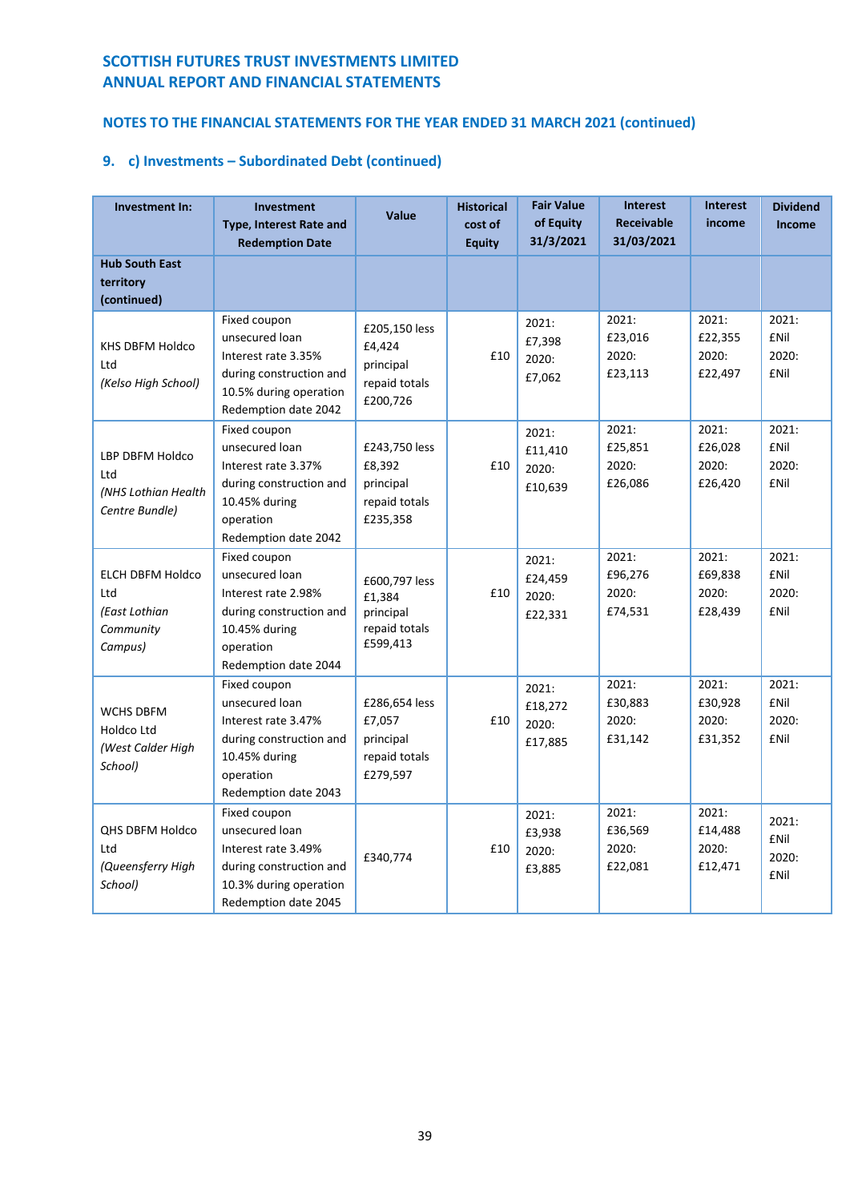## SCOTTISH FUTURES TRUST INVESTMENTS LIMITED
## ANNUAL REPORT AND FINANCIAL STATEMENTS

### NOTES TO THE FINANCIAL STATEMENTS FOR THE YEAR ENDED 31 MARCH 2021 (continued)

### 9. c) Investments – Subordinated Debt (continued)

| Investment In: | Investment Type, Interest Rate and Redemption Date | Value | Historical cost of Equity | Fair Value of Equity 31/3/2021 | Interest Receivable 31/03/2021 | Interest income | Dividend Income |
|---|---|---|---|---|---|---|---|
| **Hub South East territory (continued)** | | | | | | | |
| KHS DBFM Holdco Ltd *(Kelso High School)* | Fixed coupon unsecured loan Interest rate 3.35% during construction and 10.5% during operation Redemption date 2042 | £205,150 less £4,424 principal repaid totals £200,726 | £10 | 2021: £7,398 2020: £7,062 | 2021: £23,016 2020: £23,113 | 2021: £22,355 2020: £22,497 | 2021: £Nil 2020: £Nil |
| LBP DBFM Holdco Ltd *(NHS Lothian Health Centre Bundle)* | Fixed coupon unsecured loan Interest rate 3.37% during construction and 10.45% during operation Redemption date 2042 | £243,750 less £8,392 principal repaid totals £235,358 | £10 | 2021: £11,410 2020: £10,639 | 2021: £25,851 2020: £26,086 | 2021: £26,028 2020: £26,420 | 2021: £Nil 2020: £Nil |
| ELCH DBFM Holdco Ltd *(East Lothian Community Campus)* | Fixed coupon unsecured loan Interest rate 2.98% during construction and 10.45% during operation Redemption date 2044 | £600,797 less £1,384 principal repaid totals £599,413 | £10 | 2021: £24,459 2020: £22,331 | 2021: £96,276 2020: £74,531 | 2021: £69,838 2020: £28,439 | 2021: £Nil 2020: £Nil |
| WCHS DBFM Holdco Ltd *(West Calder High School)* | Fixed coupon unsecured loan Interest rate 3.47% during construction and 10.45% during operation Redemption date 2043 | £286,654 less £7,057 principal repaid totals £279,597 | £10 | 2021: £18,272 2020: £17,885 | 2021: £30,883 2020: £31,142 | 2021: £30,928 2020: £31,352 | 2021: £Nil 2020: £Nil |
| QHS DBFM Holdco Ltd *(Queensferry High School)* | Fixed coupon unsecured loan Interest rate 3.49% during construction and 10.3% during operation Redemption date 2045 | £340,774 | £10 | 2021: £3,938 2020: £3,885 | 2021: £36,569 2020: £22,081 | 2021: £14,488 2020: £12,471 | 2021: £Nil 2020: £Nil |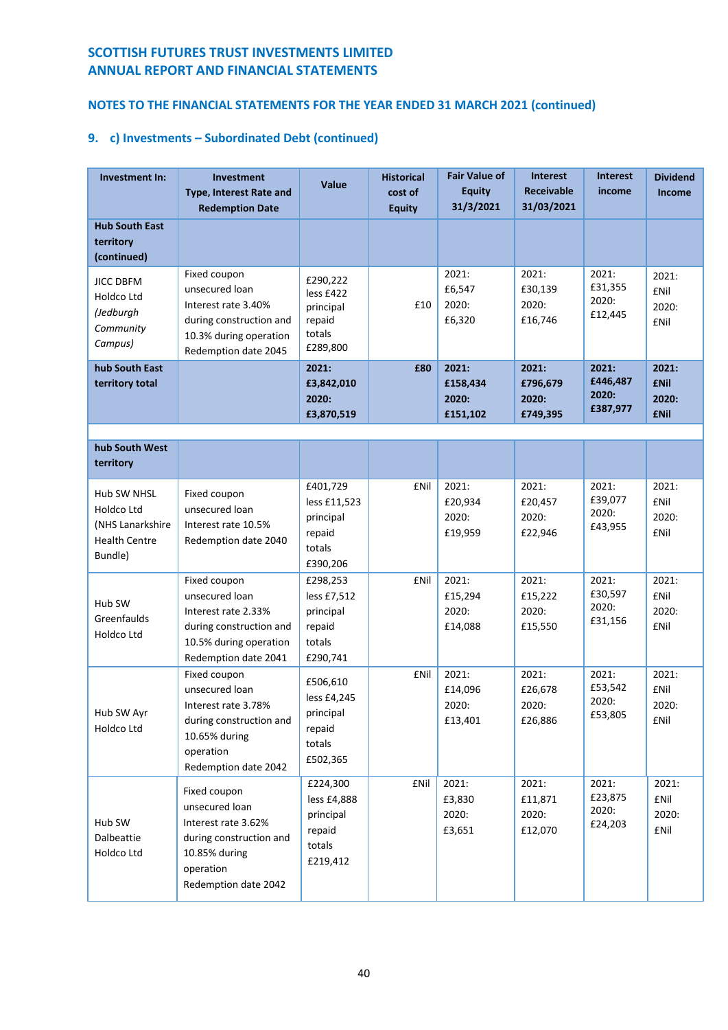# SCOTTISH FUTURES TRUST INVESTMENTS LIMITED
# ANNUAL REPORT AND FINANCIAL STATEMENTS

## NOTES TO THE FINANCIAL STATEMENTS FOR THE YEAR ENDED 31 MARCH 2021 (continued)

### 9. c) Investments – Subordinated Debt (continued)

| Investment In: | Investment Type, Interest Rate and Redemption Date | Value | Historical cost of Equity | Fair Value of Equity 31/3/2021 | Interest Receivable 31/03/2021 | Interest income | Dividend Income |
|---|---|---|---|---|---|---|---|
| **Hub South East territory (continued)** | | | | | | | |
| JICC DBFM Holdco Ltd *(Jedburgh Community Campus)* | Fixed coupon unsecured loan Interest rate 3.40% during construction and 10.3% during operation Redemption date 2045 | £290,222 less £422 principal repaid totals £289,800 | £10 | 2021: £6,547 2020: £6,320 | 2021: £30,139 2020: £16,746 | 2021: £31,355 2020: £12,445 | 2021: £Nil 2020: £Nil |
| **hub South East territory total** | | **2021: £3,842,010 2020: £3,870,519** | **£80** | **2021: £158,434 2020: £151,102** | **2021: £796,679 2020: £749,395** | **2021: £446,487 2020: £387,977** | **2021: £Nil 2020: £Nil** |
| | | | | | | | |
| **hub South West territory** | | | | | | | |
| Hub SW NHSL Holdco Ltd (NHS Lanarkshire Health Centre Bundle) | Fixed coupon unsecured loan Interest rate 10.5% Redemption date 2040 | £401,729 less £11,523 principal repaid totals £390,206 | £Nil | 2021: £20,934 2020: £19,959 | 2021: £20,457 2020: £22,946 | 2021: £39,077 2020: £43,955 | 2021: £Nil 2020: £Nil |
| Hub SW Greenfaulds Holdco Ltd | Fixed coupon unsecured loan Interest rate 2.33% during construction and 10.5% during operation Redemption date 2041 | £298,253 less £7,512 principal repaid totals £290,741 | £Nil | 2021: £15,294 2020: £14,088 | 2021: £15,222 2020: £15,550 | 2021: £30,597 2020: £31,156 | 2021: £Nil 2020: £Nil |
| Hub SW Ayr Holdco Ltd | Fixed coupon unsecured loan Interest rate 3.78% during construction and 10.65% during operation Redemption date 2042 | £506,610 less £4,245 principal repaid totals £502,365 | £Nil | 2021: £14,096 2020: £13,401 | 2021: £26,678 2020: £26,886 | 2021: £53,542 2020: £53,805 | 2021: £Nil 2020: £Nil |
| Hub SW Dalbeattie Holdco Ltd | Fixed coupon unsecured loan Interest rate 3.62% during construction and 10.85% during operation Redemption date 2042 | £224,300 less £4,888 principal repaid totals £219,412 | £Nil | 2021: £3,830 2020: £3,651 | 2021: £11,871 2020: £12,070 | 2021: £23,875 2020: £24,203 | 2021: £Nil 2020: £Nil |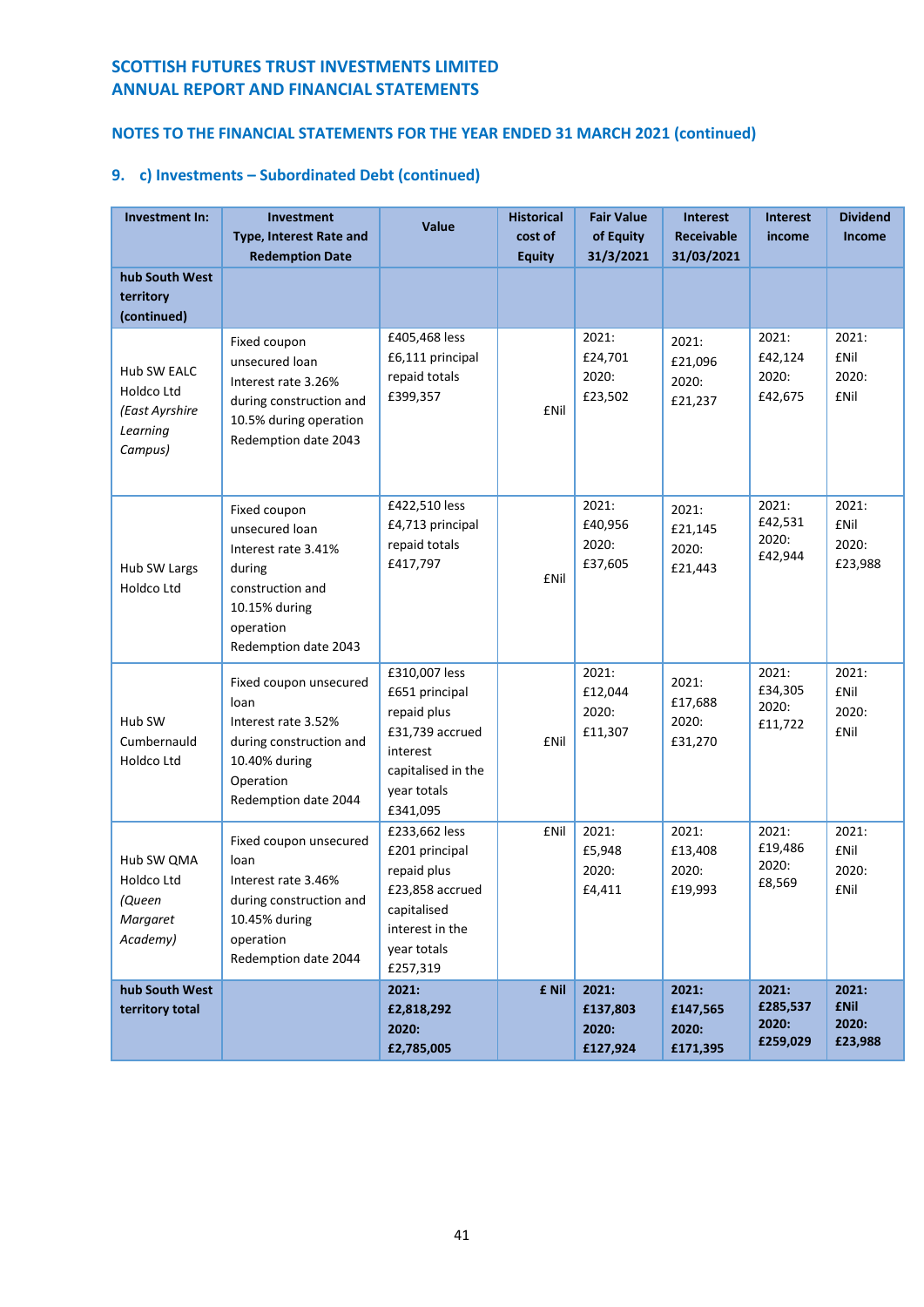**SCOTTISH FUTURES TRUST INVESTMENTS LIMITED**
**ANNUAL REPORT AND FINANCIAL STATEMENTS**

**NOTES TO THE FINANCIAL STATEMENTS FOR THE YEAR ENDED 31 MARCH 2021 (continued)**

## 9. c) Investments – Subordinated Debt (continued)

| Investment In: | Investment Type, Interest Rate and Redemption Date | Value | Historical cost of Equity | Fair Value of Equity 31/3/2021 | Interest Receivable 31/03/2021 | Interest income | Dividend Income |
|---|---|---|---|---|---|---|---|
| **hub South West territory (continued)** | | | | | | | |
| Hub SW EALC Holdco Ltd *(East Ayrshire Learning Campus)* | Fixed coupon unsecured loan Interest rate 3.26% during construction and 10.5% during operation Redemption date 2043 | £405,468 less £6,111 principal repaid totals £399,357 | £Nil | 2021: £24,701 2020: £23,502 | 2021: £21,096 2020: £21,237 | 2021: £42,124 2020: £42,675 | 2021: £Nil 2020: £Nil |
| Hub SW Largs Holdco Ltd | Fixed coupon unsecured loan Interest rate 3.41% during construction and 10.15% during operation Redemption date 2043 | £422,510 less £4,713 principal repaid totals £417,797 | £Nil | 2021: £40,956 2020: £37,605 | 2021: £21,145 2020: £21,443 | 2021: £42,531 2020: £42,944 | 2021: £Nil 2020: £23,988 |
| Hub SW Cumbernauld Holdco Ltd | Fixed coupon unsecured loan Interest rate 3.52% during construction and 10.40% during Operation Redemption date 2044 | £310,007 less £651 principal repaid plus £31,739 accrued interest capitalised in the year totals £341,095 | £Nil | 2021: £12,044 2020: £11,307 | 2021: £17,688 2020: £31,270 | 2021: £34,305 2020: £11,722 | 2021: £Nil 2020: £Nil |
| Hub SW QMA Holdco Ltd *(Queen Margaret Academy)* | Fixed coupon unsecured loan Interest rate 3.46% during construction and 10.45% during operation Redemption date 2044 | £233,662 less £201 principal repaid plus £23,858 accrued capitalised interest in the year totals £257,319 | £Nil | 2021: £5,948 2020: £4,411 | 2021: £13,408 2020: £19,993 | 2021: £19,486 2020: £8,569 | 2021: £Nil 2020: £Nil |
| **hub South West territory total** | | **2021: £2,818,292 2020: £2,785,005** | **£ Nil** | **2021: £137,803 2020: £127,924** | **2021: £147,565 2020: £171,395** | **2021: £285,537 2020: £259,029** | **2021: £Nil 2020: £23,988** |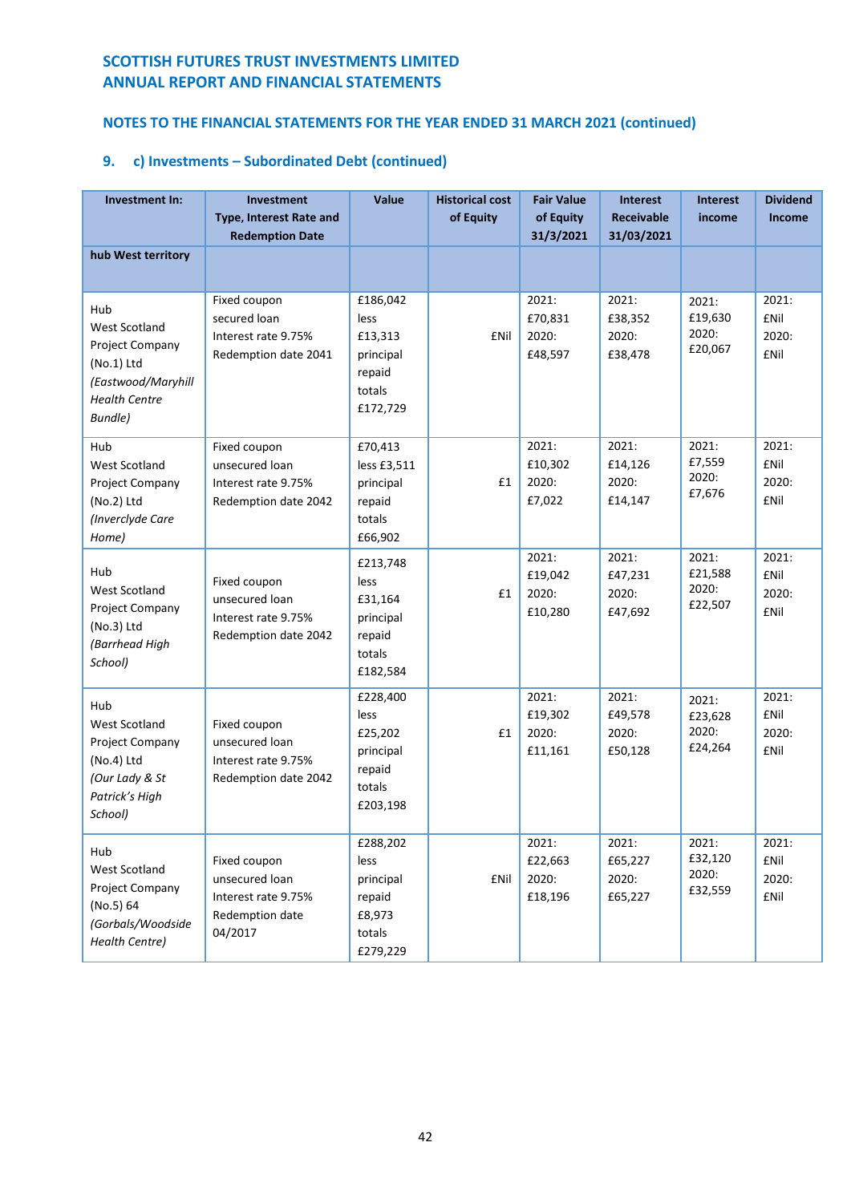SCOTTISH FUTURES TRUST INVESTMENTS LIMITED
ANNUAL REPORT AND FINANCIAL STATEMENTS

## NOTES TO THE FINANCIAL STATEMENTS FOR THE YEAR ENDED 31 MARCH 2021 (continued)

### 9. c) Investments – Subordinated Debt (continued)

| Investment In: | Investment Type, Interest Rate and Redemption Date | Value | Historical cost of Equity | Fair Value of Equity 31/3/2021 | Interest Receivable 31/03/2021 | Interest income | Dividend Income |
|---|---|---|---|---|---|---|---|
| **hub West territory** | | | | | | | |
| Hub West Scotland Project Company (No.1) Ltd *(Eastwood/Maryhill Health Centre Bundle)* | Fixed coupon secured loan Interest rate 9.75% Redemption date 2041 | £186,042 less £13,313 principal repaid totals £172,729 | £Nil | 2021: £70,831 2020: £48,597 | 2021: £38,352 2020: £38,478 | 2021: £19,630 2020: £20,067 | 2021: £Nil 2020: £Nil |
| Hub West Scotland Project Company (No.2) Ltd *(Inverclyde Care Home)* | Fixed coupon unsecured loan Interest rate 9.75% Redemption date 2042 | £70,413 less £3,511 principal repaid totals £66,902 | £1 | 2021: £10,302 2020: £7,022 | 2021: £14,126 2020: £14,147 | 2021: £7,559 2020: £7,676 | 2021: £Nil 2020: £Nil |
| Hub West Scotland Project Company (No.3) Ltd *(Barrhead High School)* | Fixed coupon unsecured loan Interest rate 9.75% Redemption date 2042 | £213,748 less £31,164 principal repaid totals £182,584 | £1 | 2021: £19,042 2020: £10,280 | 2021: £47,231 2020: £47,692 | 2021: £21,588 2020: £22,507 | 2021: £Nil 2020: £Nil |
| Hub West Scotland Project Company (No.4) Ltd *(Our Lady & St Patrick's High School)* | Fixed coupon unsecured loan Interest rate 9.75% Redemption date 2042 | £228,400 less £25,202 principal repaid totals £203,198 | £1 | 2021: £19,302 2020: £11,161 | 2021: £49,578 2020: £50,128 | 2021: £23,628 2020: £24,264 | 2021: £Nil 2020: £Nil |
| Hub West Scotland Project Company (No.5) 64 *(Gorbals/Woodside Health Centre)* | Fixed coupon unsecured loan Interest rate 9.75% Redemption date 04/2017 | £288,202 less principal repaid £8,973 totals £279,229 | £Nil | 2021: £22,663 2020: £18,196 | 2021: £65,227 2020: £65,227 | 2021: £32,120 2020: £32,559 | 2021: £Nil 2020: £Nil |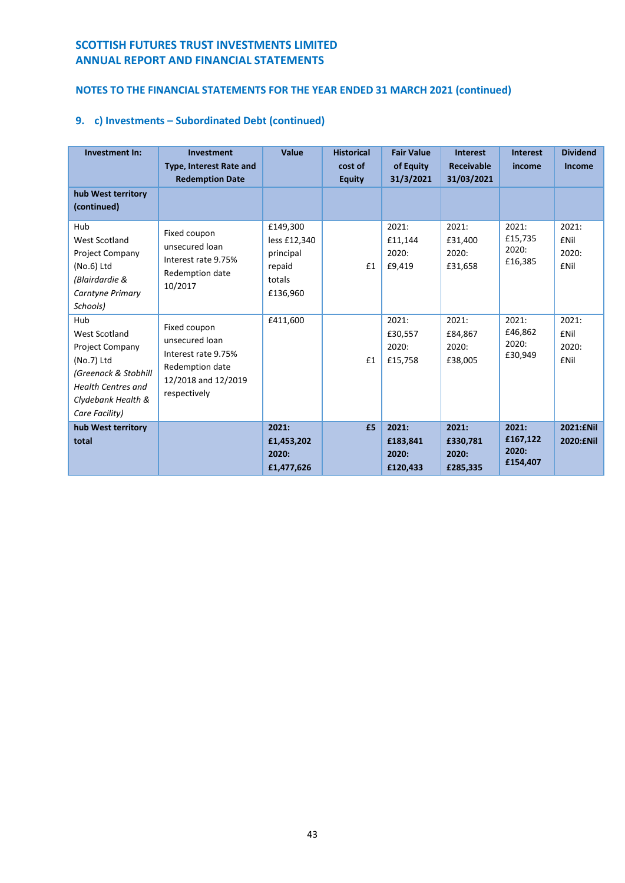## SCOTTISH FUTURES TRUST INVESTMENTS LIMITED
## ANNUAL REPORT AND FINANCIAL STATEMENTS

### NOTES TO THE FINANCIAL STATEMENTS FOR THE YEAR ENDED 31 MARCH 2021 (continued)

### 9. c) Investments – Subordinated Debt (continued)

| Investment In: | Investment Type, Interest Rate and Redemption Date | Value | Historical cost of Equity | Fair Value of Equity 31/3/2021 | Interest Receivable 31/03/2021 | Interest income | Dividend Income |
|---|---|---|---|---|---|---|---|
| **hub West territory (continued)** | | | | | | | |
| Hub West Scotland Project Company (No.6) Ltd *(Blairdardie & Carntyne Primary Schools)* | Fixed coupon unsecured loan Interest rate 9.75% Redemption date 10/2017 | £149,300 less £12,340 principal repaid totals £136,960 | £1 | 2021: £11,144 2020: £9,419 | 2021: £31,400 2020: £31,658 | 2021: £15,735 2020: £16,385 | 2021: £Nil 2020: £Nil |
| Hub West Scotland Project Company (No.7) Ltd *(Greenock & Stobhill Health Centres and Clydebank Health & Care Facility)* | Fixed coupon unsecured loan Interest rate 9.75% Redemption date 12/2018 and 12/2019 respectively | £411,600 | £1 | 2021: £30,557 2020: £15,758 | 2021: £84,867 2020: £38,005 | 2021: £46,862 2020: £30,949 | 2021: £Nil 2020: £Nil |
| **hub West territory total** | | **2021: £1,453,202 2020: £1,477,626** | **£5** | **2021: £183,841 2020: £120,433** | **2021: £330,781 2020: £285,335** | **2021: £167,122 2020: £154,407** | **2021:£Nil 2020:£Nil** |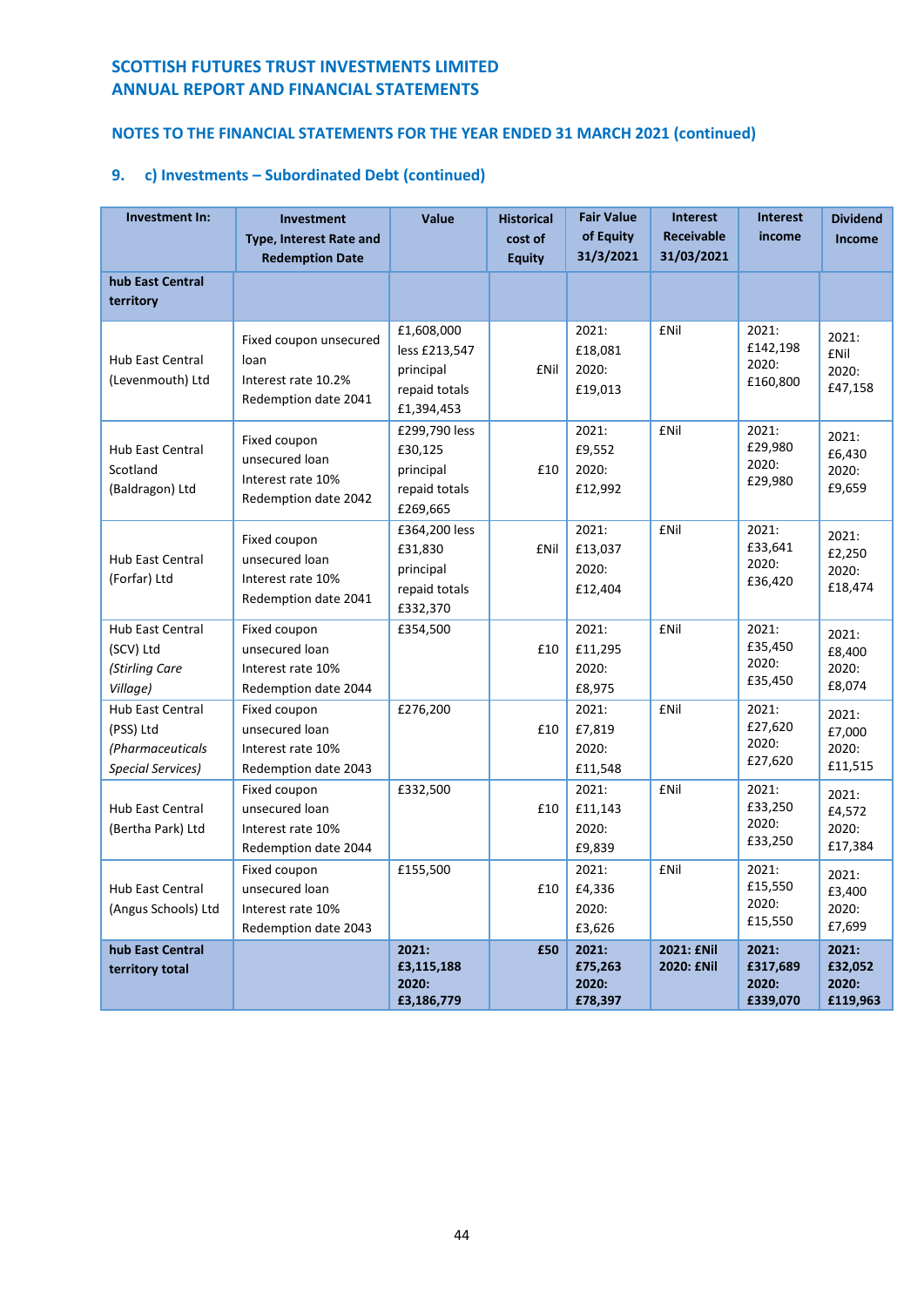**SCOTTISH FUTURES TRUST INVESTMENTS LIMITED**
**ANNUAL REPORT AND FINANCIAL STATEMENTS**

## NOTES TO THE FINANCIAL STATEMENTS FOR THE YEAR ENDED 31 MARCH 2021 (continued)

### 9. c) Investments – Subordinated Debt (continued)

| Investment In: | Investment Type, Interest Rate and Redemption Date | Value | Historical cost of Equity | Fair Value of Equity 31/3/2021 | Interest Receivable 31/03/2021 | Interest income | Dividend Income |
|---|---|---|---|---|---|---|---|
| **hub East Central territory** | | | | | | | |
| Hub East Central (Levenmouth) Ltd | Fixed coupon unsecured loan Interest rate 10.2% Redemption date 2041 | £1,608,000 less £213,547 principal repaid totals £1,394,453 | £Nil | 2021: £18,081 2020: £19,013 | £Nil | 2021: £142,198 2020: £160,800 | 2021: £Nil 2020: £47,158 |
| Hub East Central Scotland (Baldragon) Ltd | Fixed coupon unsecured loan Interest rate 10% Redemption date 2042 | £299,790 less £30,125 principal repaid totals £269,665 | £10 | 2021: £9,552 2020: £12,992 | £Nil | 2021: £29,980 2020: £29,980 | 2021: £6,430 2020: £9,659 |
| Hub East Central (Forfar) Ltd | Fixed coupon unsecured loan Interest rate 10% Redemption date 2041 | £364,200 less £31,830 principal repaid totals £332,370 | £Nil | 2021: £13,037 2020: £12,404 | £Nil | 2021: £33,641 2020: £36,420 | 2021: £2,250 2020: £18,474 |
| Hub East Central (SCV) Ltd *(Stirling Care Village)* | Fixed coupon unsecured loan Interest rate 10% Redemption date 2044 | £354,500 | £10 | 2021: £11,295 2020: £8,975 | £Nil | 2021: £35,450 2020: £35,450 | 2021: £8,400 2020: £8,074 |
| Hub East Central (PSS) Ltd *(Pharmaceuticals Special Services)* | Fixed coupon unsecured loan Interest rate 10% Redemption date 2043 | £276,200 | £10 | 2021: £7,819 2020: £11,548 | £Nil | 2021: £27,620 2020: £27,620 | 2021: £7,000 2020: £11,515 |
| Hub East Central (Bertha Park) Ltd | Fixed coupon unsecured loan Interest rate 10% Redemption date 2044 | £332,500 | £10 | 2021: £11,143 2020: £9,839 | £Nil | 2021: £33,250 2020: £33,250 | 2021: £4,572 2020: £17,384 |
| Hub East Central (Angus Schools) Ltd | Fixed coupon unsecured loan Interest rate 10% Redemption date 2043 | £155,500 | £10 | 2021: £4,336 2020: £3,626 | £Nil | 2021: £15,550 2020: £15,550 | 2021: £3,400 2020: £7,699 |
| **hub East Central territory total** | | **2021: £3,115,188 2020: £3,186,779** | **£50** | **2021: £75,263 2020: £78,397** | **2021: £Nil 2020: £Nil** | **2021: £317,689 2020: £339,070** | **2021: £32,052 2020: £119,963** |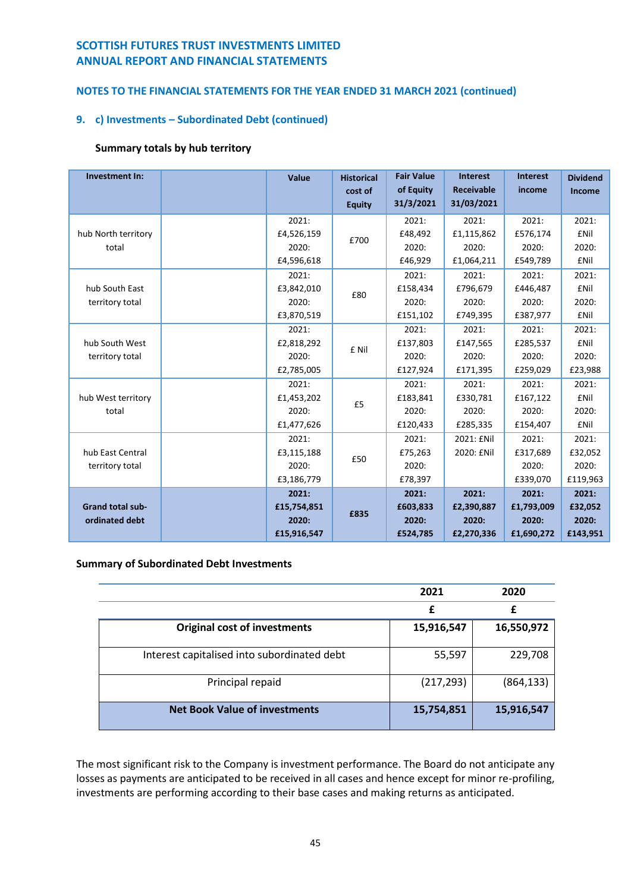**SCOTTISH FUTURES TRUST INVESTMENTS LIMITED**
**ANNUAL REPORT AND FINANCIAL STATEMENTS**

**NOTES TO THE FINANCIAL STATEMENTS FOR THE YEAR ENDED 31 MARCH 2021 (continued)**

## 9. c) Investments – Subordinated Debt (continued)

**Summary totals by hub territory**

| Investment In: | | Value | Historical cost of Equity | Fair Value of Equity 31/3/2021 | Interest Receivable 31/03/2021 | Interest income | Dividend Income |
|---|---|---|---|---|---|---|---|
| hub North territory total | | 2021: £4,526,159 2020: £4,596,618 | £700 | 2021: £48,492 2020: £46,929 | 2021: £1,115,862 2020: £1,064,211 | 2021: £576,174 2020: £549,789 | 2021: £Nil 2020: £Nil |
| hub South East territory total | | 2021: £3,842,010 2020: £3,870,519 | £80 | 2021: £158,434 2020: £151,102 | 2021: £796,679 2020: £749,395 | 2021: £446,487 2020: £387,977 | 2021: £Nil 2020: £Nil |
| hub South West territory total | | 2021: £2,818,292 2020: £2,785,005 | £ Nil | 2021: £137,803 2020: £127,924 | 2021: £147,565 2020: £171,395 | 2021: £285,537 2020: £259,029 | 2021: £Nil 2020: £23,988 |
| hub West territory total | | 2021: £1,453,202 2020: £1,477,626 | £5 | 2021: £183,841 2020: £120,433 | 2021: £330,781 2020: £285,335 | 2021: £167,122 2020: £154,407 | 2021: £Nil 2020: £Nil |
| hub East Central territory total | | 2021: £3,115,188 2020: £3,186,779 | £50 | 2021: £75,263 2020: £78,397 | 2021: £Nil 2020: £Nil | 2021: £317,689 2020: £339,070 | 2021: £32,052 2020: £119,963 |
| **Grand total sub-ordinated debt** | | **2021: £15,754,851 2020: £15,916,547** | **£835** | **2021: £603,833 2020: £524,785** | **2021: £2,390,887 2020: £2,270,336** | **2021: £1,793,009 2020: £1,690,272** | **2021: £32,052 2020: £143,951** |

**Summary of Subordinated Debt Investments**

| | 2021 | 2020 |
|---|---|---|
| | £ | £ |
| **Original cost of investments** | **15,916,547** | **16,550,972** |
| Interest capitalised into subordinated debt | 55,597 | 229,708 |
| Principal repaid | (217,293) | (864,133) |
| **Net Book Value of investments** | **15,754,851** | **15,916,547** |

The most significant risk to the Company is investment performance. The Board do not anticipate any losses as payments are anticipated to be received in all cases and hence except for minor re-profiling, investments are performing according to their base cases and making returns as anticipated.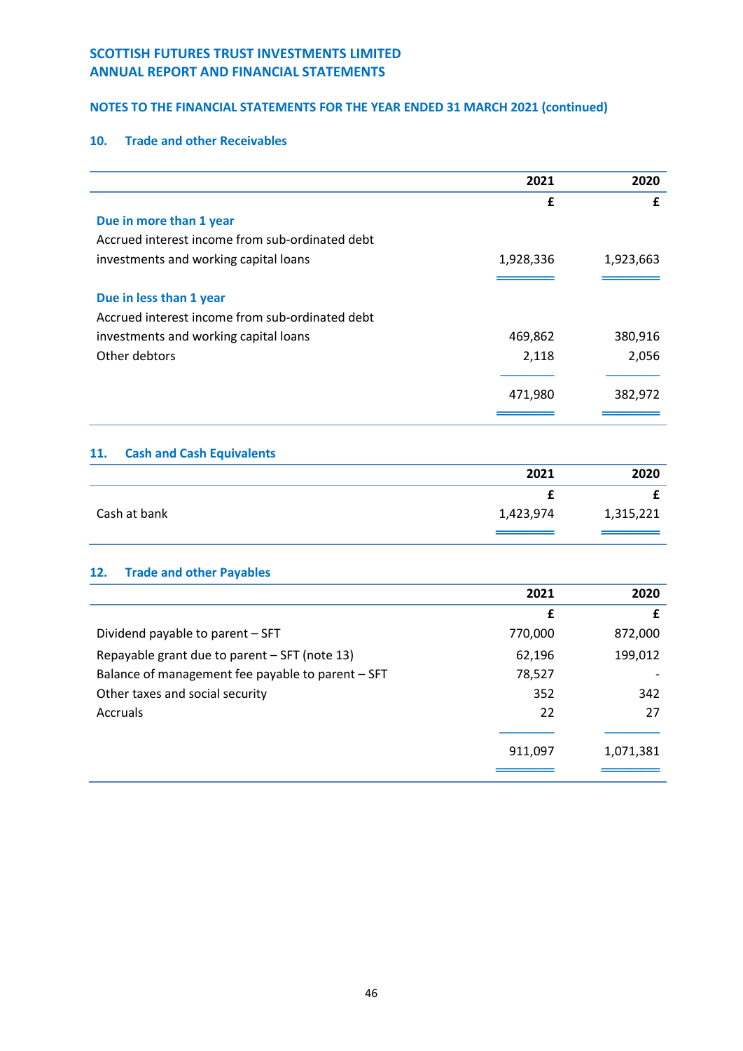**SCOTTISH FUTURES TRUST INVESTMENTS LIMITED**
**ANNUAL REPORT AND FINANCIAL STATEMENTS**

**NOTES TO THE FINANCIAL STATEMENTS FOR THE YEAR ENDED 31 MARCH 2021 (continued)**

## 10. Trade and other Receivables

| | 2021 | 2020 |
|---|---|---|
| | £ | £ |
| **Due in more than 1 year** | | |
| Accrued interest income from sub-ordinated debt investments and working capital loans | 1,928,336 | 1,923,663 |
| **Due in less than 1 year** | | |
| Accrued interest income from sub-ordinated debt investments and working capital loans | 469,862 | 380,916 |
| Other debtors | 2,118 | 2,056 |
| | 471,980 | 382,972 |

## 11. Cash and Cash Equivalents

| | 2021 | 2020 |
|---|---|---|
| | £ | £ |
| Cash at bank | 1,423,974 | 1,315,221 |

## 12. Trade and other Payables

| | 2021 | 2020 |
|---|---|---|
| | £ | £ |
| Dividend payable to parent – SFT | 770,000 | 872,000 |
| Repayable grant due to parent – SFT (note 13) | 62,196 | 199,012 |
| Balance of management fee payable to parent – SFT | 78,527 | - |
| Other taxes and social security | 352 | 342 |
| Accruals | 22 | 27 |
| | 911,097 | 1,071,381 |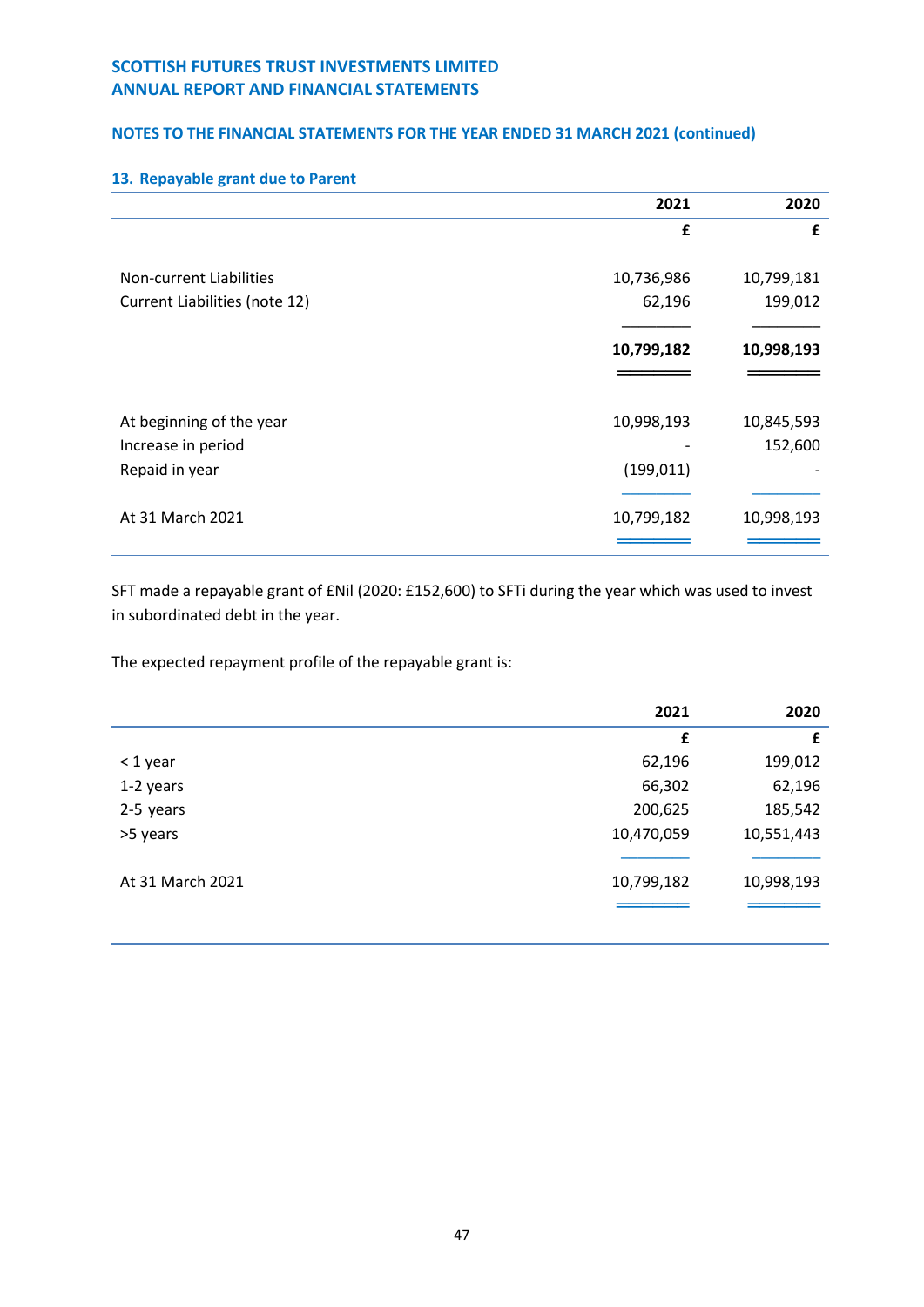SCOTTISH FUTURES TRUST INVESTMENTS LIMITED
ANNUAL REPORT AND FINANCIAL STATEMENTS

NOTES TO THE FINANCIAL STATEMENTS FOR THE YEAR ENDED 31 MARCH 2021 (continued)

### 13. Repayable grant due to Parent

| | 2021 | 2020 |
|---|---|---|
| | £ | £ |
| Non-current Liabilities | 10,736,986 | 10,799,181 |
| Current Liabilities (note 12) | 62,196 | 199,012 |
| | **10,799,182** | **10,998,193** |
| At beginning of the year | 10,998,193 | 10,845,593 |
| Increase in period | - | 152,600 |
| Repaid in year | (199,011) | - |
| At 31 March 2021 | 10,799,182 | 10,998,193 |

SFT made a repayable grant of £Nil (2020: £152,600) to SFTi during the year which was used to invest in subordinated debt in the year.

The expected repayment profile of the repayable grant is:

| | 2021 | 2020 |
|---|---|---|
| | £ | £ |
| < 1 year | 62,196 | 199,012 |
| 1-2 years | 66,302 | 62,196 |
| 2-5 years | 200,625 | 185,542 |
| >5 years | 10,470,059 | 10,551,443 |
| At 31 March 2021 | 10,799,182 | 10,998,193 |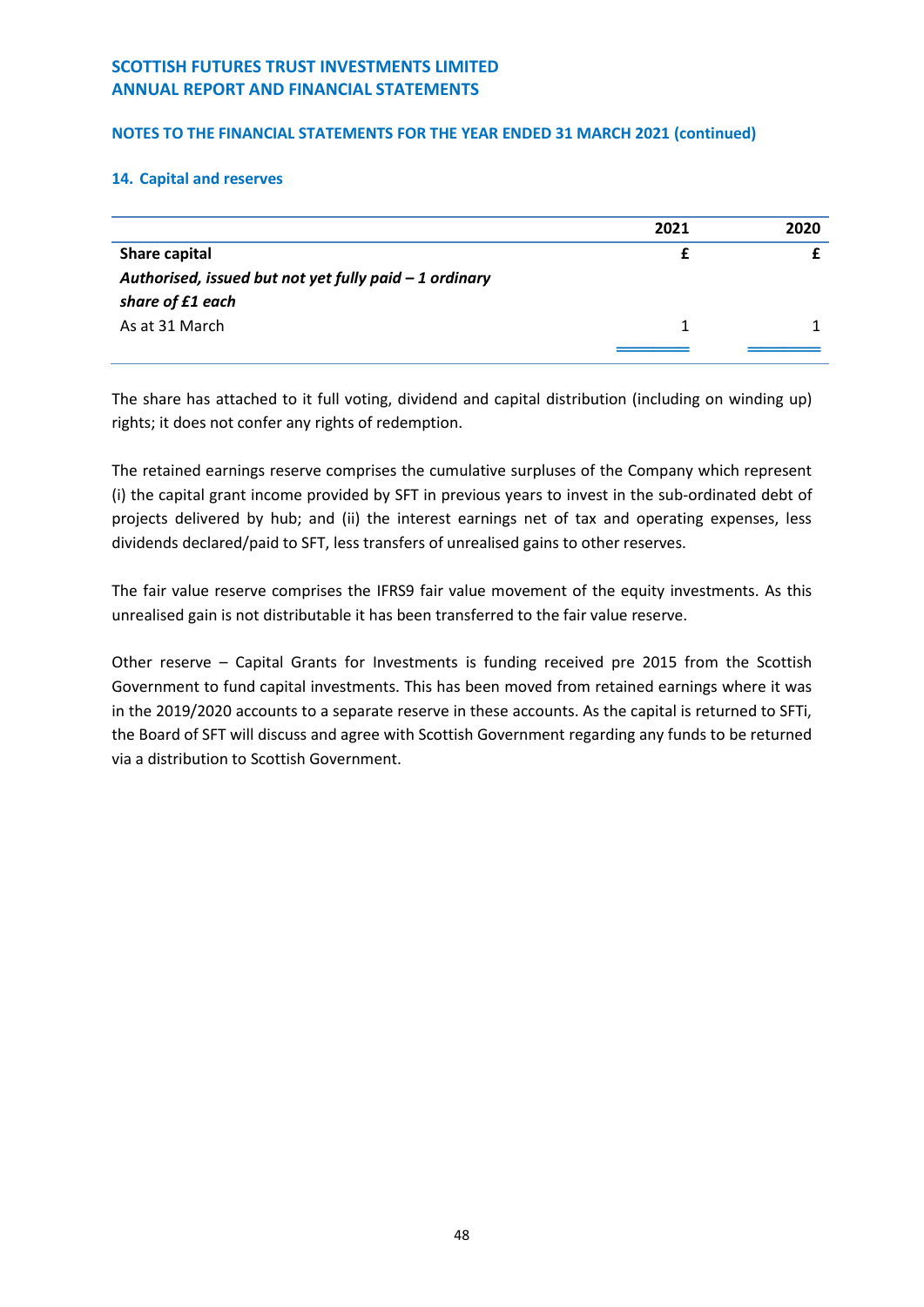SCOTTISH FUTURES TRUST INVESTMENTS LIMITED
ANNUAL REPORT AND FINANCIAL STATEMENTS

NOTES TO THE FINANCIAL STATEMENTS FOR THE YEAR ENDED 31 MARCH 2021 (continued)

## 14. Capital and reserves

| | 2021 | 2020 |
|---|---|---|
| **Share capital** | **£** | **£** |
| ***Authorised, issued but not yet fully paid – 1 ordinary share of £1 each*** | | |
| As at 31 March | 1 | 1 |

The share has attached to it full voting, dividend and capital distribution (including on winding up) rights; it does not confer any rights of redemption.

The retained earnings reserve comprises the cumulative surpluses of the Company which represent (i) the capital grant income provided by SFT in previous years to invest in the sub-ordinated debt of projects delivered by hub; and (ii) the interest earnings net of tax and operating expenses, less dividends declared/paid to SFT, less transfers of unrealised gains to other reserves.

The fair value reserve comprises the IFRS9 fair value movement of the equity investments. As this unrealised gain is not distributable it has been transferred to the fair value reserve.

Other reserve – Capital Grants for Investments is funding received pre 2015 from the Scottish Government to fund capital investments. This has been moved from retained earnings where it was in the 2019/2020 accounts to a separate reserve in these accounts. As the capital is returned to SFTi, the Board of SFT will discuss and agree with Scottish Government regarding any funds to be returned via a distribution to Scottish Government.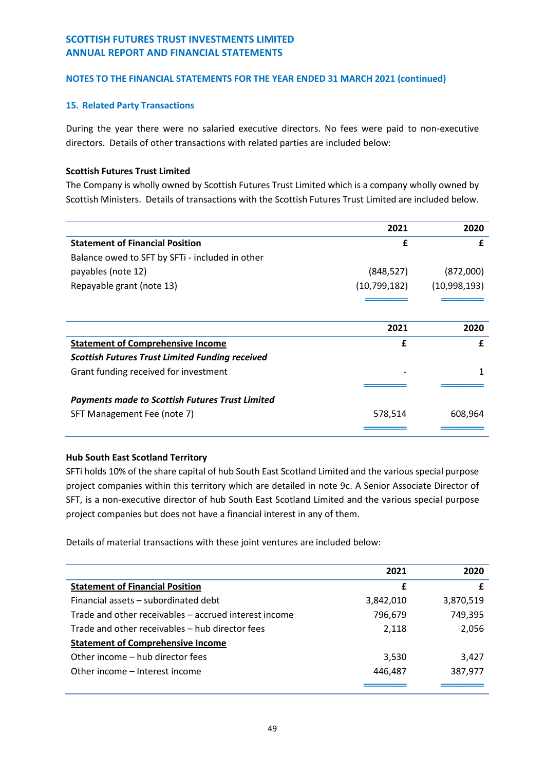## 15. Related Party Transactions

During the year there were no salaried executive directors. No fees were paid to non-executive directors. Details of other transactions with related parties are included below:

**Scottish Futures Trust Limited**

The Company is wholly owned by Scottish Futures Trust Limited which is a company wholly owned by Scottish Ministers. Details of transactions with the Scottish Futures Trust Limited are included below.

| | 2021 | 2020 |
|---|---|---|
| **Statement of Financial Position** | **£** | **£** |
| Balance owed to SFT by SFTi - included in other payables (note 12) | (848,527) | (872,000) |
| Repayable grant (note 13) | (10,799,182) | (10,998,193) |

| | 2021 | 2020 |
|---|---|---|
| **Statement of Comprehensive Income** | **£** | **£** |
| ***Scottish Futures Trust Limited Funding received*** | | |
| Grant funding received for investment | - | 1 |
| ***Payments made to Scottish Futures Trust Limited*** | | |
| SFT Management Fee (note 7) | 578,514 | 608,964 |

**Hub South East Scotland Territory**

SFTi holds 10% of the share capital of hub South East Scotland Limited and the various special purpose project companies within this territory which are detailed in note 9c. A Senior Associate Director of SFT, is a non-executive director of hub South East Scotland Limited and the various special purpose project companies but does not have a financial interest in any of them.

Details of material transactions with these joint ventures are included below:

| | 2021 | 2020 |
|---|---|---|
| **Statement of Financial Position** | **£** | **£** |
| Financial assets – subordinated debt | 3,842,010 | 3,870,519 |
| Trade and other receivables – accrued interest income | 796,679 | 749,395 |
| Trade and other receivables – hub director fees | 2,118 | 2,056 |
| **Statement of Comprehensive Income** | | |
| Other income – hub director fees | 3,530 | 3,427 |
| Other income – Interest income | 446,487 | 387,977 |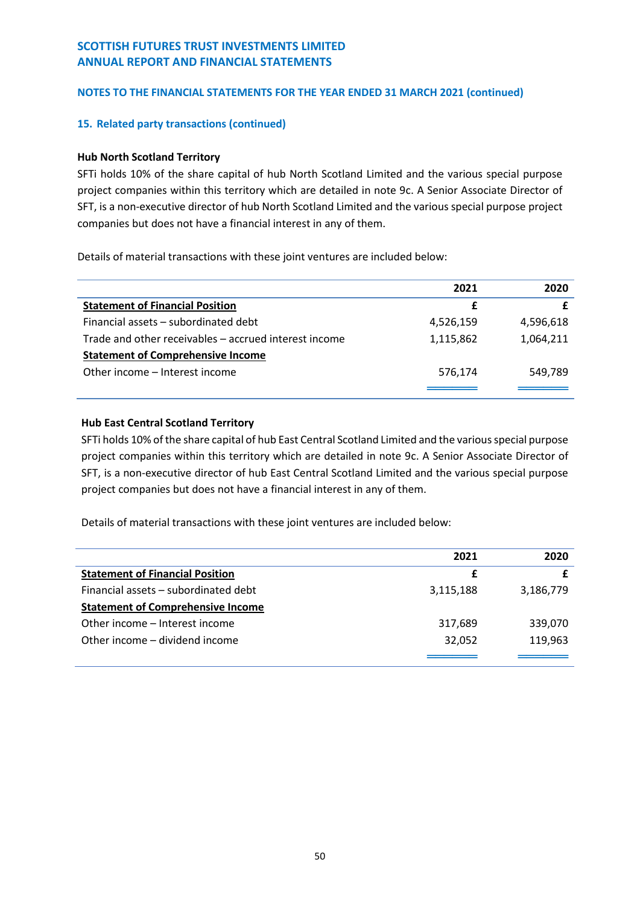### NOTES TO THE FINANCIAL STATEMENTS FOR THE YEAR ENDED 31 MARCH 2021 (continued)

### 15. Related party transactions (continued)

**Hub North Scotland Territory**

SFTi holds 10% of the share capital of hub North Scotland Limited and the various special purpose project companies within this territory which are detailed in note 9c. A Senior Associate Director of SFT, is a non-executive director of hub North Scotland Limited and the various special purpose project companies but does not have a financial interest in any of them.

Details of material transactions with these joint ventures are included below:

| | 2021 | 2020 |
|---|---|---|
| **Statement of Financial Position** | £ | £ |
| Financial assets – subordinated debt | 4,526,159 | 4,596,618 |
| Trade and other receivables – accrued interest income | 1,115,862 | 1,064,211 |
| **Statement of Comprehensive Income** | | |
| Other income – Interest income | 576,174 | 549,789 |

**Hub East Central Scotland Territory**

SFTi holds 10% of the share capital of hub East Central Scotland Limited and the various special purpose project companies within this territory which are detailed in note 9c. A Senior Associate Director of SFT, is a non-executive director of hub East Central Scotland Limited and the various special purpose project companies but does not have a financial interest in any of them.

Details of material transactions with these joint ventures are included below:

| | 2021 | 2020 |
|---|---|---|
| **Statement of Financial Position** | £ | £ |
| Financial assets – subordinated debt | 3,115,188 | 3,186,779 |
| **Statement of Comprehensive Income** | | |
| Other income – Interest income | 317,689 | 339,070 |
| Other income – dividend income | 32,052 | 119,963 |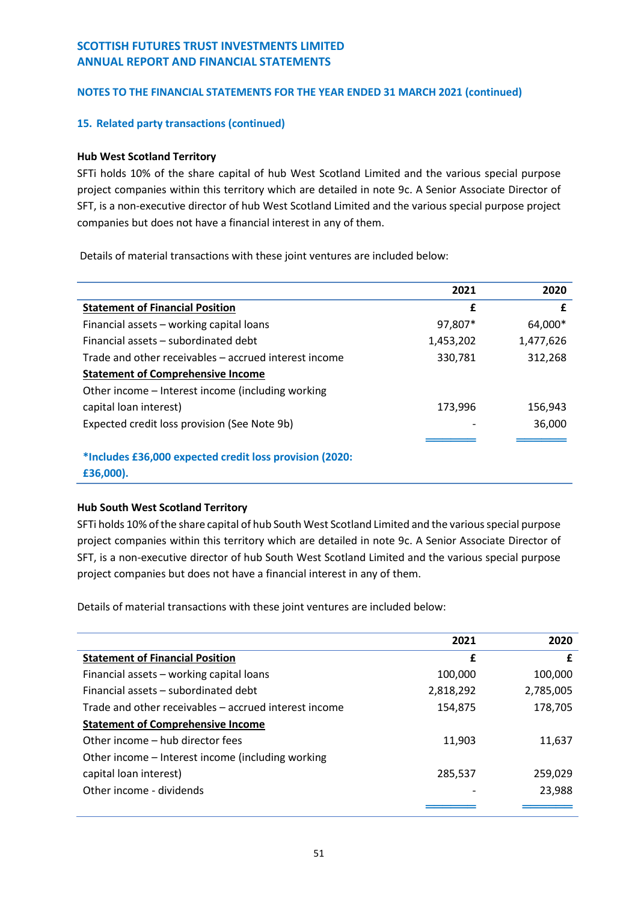### 15. Related party transactions (continued)

#### Hub West Scotland Territory

SFTi holds 10% of the share capital of hub West Scotland Limited and the various special purpose project companies within this territory which are detailed in note 9c. A Senior Associate Director of SFT, is a non-executive director of hub West Scotland Limited and the various special purpose project companies but does not have a financial interest in any of them.

Details of material transactions with these joint ventures are included below:

| | 2021 | 2020 |
|---|---|---|
| **Statement of Financial Position** | £ | £ |
| Financial assets – working capital loans | 97,807* | 64,000* |
| Financial assets – subordinated debt | 1,453,202 | 1,477,626 |
| Trade and other receivables – accrued interest income | 330,781 | 312,268 |
| **Statement of Comprehensive Income** | | |
| Other income – Interest income (including working capital loan interest) | 173,996 | 156,943 |
| Expected credit loss provision (See Note 9b) | - | 36,000 |

***Includes £36,000 expected credit loss provision (2020: £36,000).**

#### Hub South West Scotland Territory

SFTi holds 10% of the share capital of hub South West Scotland Limited and the various special purpose project companies within this territory which are detailed in note 9c. A Senior Associate Director of SFT, is a non-executive director of hub South West Scotland Limited and the various special purpose project companies but does not have a financial interest in any of them.

Details of material transactions with these joint ventures are included below:

| | 2021 | 2020 |
|---|---|---|
| **Statement of Financial Position** | £ | £ |
| Financial assets – working capital loans | 100,000 | 100,000 |
| Financial assets – subordinated debt | 2,818,292 | 2,785,005 |
| Trade and other receivables – accrued interest income | 154,875 | 178,705 |
| **Statement of Comprehensive Income** | | |
| Other income – hub director fees | 11,903 | 11,637 |
| Other income – Interest income (including working capital loan interest) | 285,537 | 259,029 |
| Other income - dividends | - | 23,988 |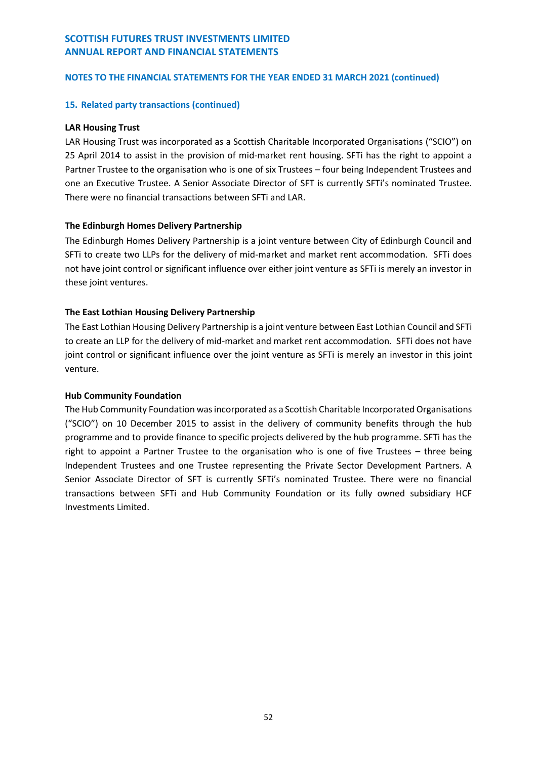## 15. Related party transactions (continued)

**LAR Housing Trust**

LAR Housing Trust was incorporated as a Scottish Charitable Incorporated Organisations ("SCIO") on 25 April 2014 to assist in the provision of mid-market rent housing. SFTi has the right to appoint a Partner Trustee to the organisation who is one of six Trustees – four being Independent Trustees and one an Executive Trustee. A Senior Associate Director of SFT is currently SFTi's nominated Trustee. There were no financial transactions between SFTi and LAR.

**The Edinburgh Homes Delivery Partnership**

The Edinburgh Homes Delivery Partnership is a joint venture between City of Edinburgh Council and SFTi to create two LLPs for the delivery of mid-market and market rent accommodation. SFTi does not have joint control or significant influence over either joint venture as SFTi is merely an investor in these joint ventures.

**The East Lothian Housing Delivery Partnership**

The East Lothian Housing Delivery Partnership is a joint venture between East Lothian Council and SFTi to create an LLP for the delivery of mid-market and market rent accommodation. SFTi does not have joint control or significant influence over the joint venture as SFTi is merely an investor in this joint venture.

**Hub Community Foundation**

The Hub Community Foundation was incorporated as a Scottish Charitable Incorporated Organisations ("SCIO") on 10 December 2015 to assist in the delivery of community benefits through the hub programme and to provide finance to specific projects delivered by the hub programme. SFTi has the right to appoint a Partner Trustee to the organisation who is one of five Trustees – three being Independent Trustees and one Trustee representing the Private Sector Development Partners. A Senior Associate Director of SFT is currently SFTi's nominated Trustee. There were no financial transactions between SFTi and Hub Community Foundation or its fully owned subsidiary HCF Investments Limited.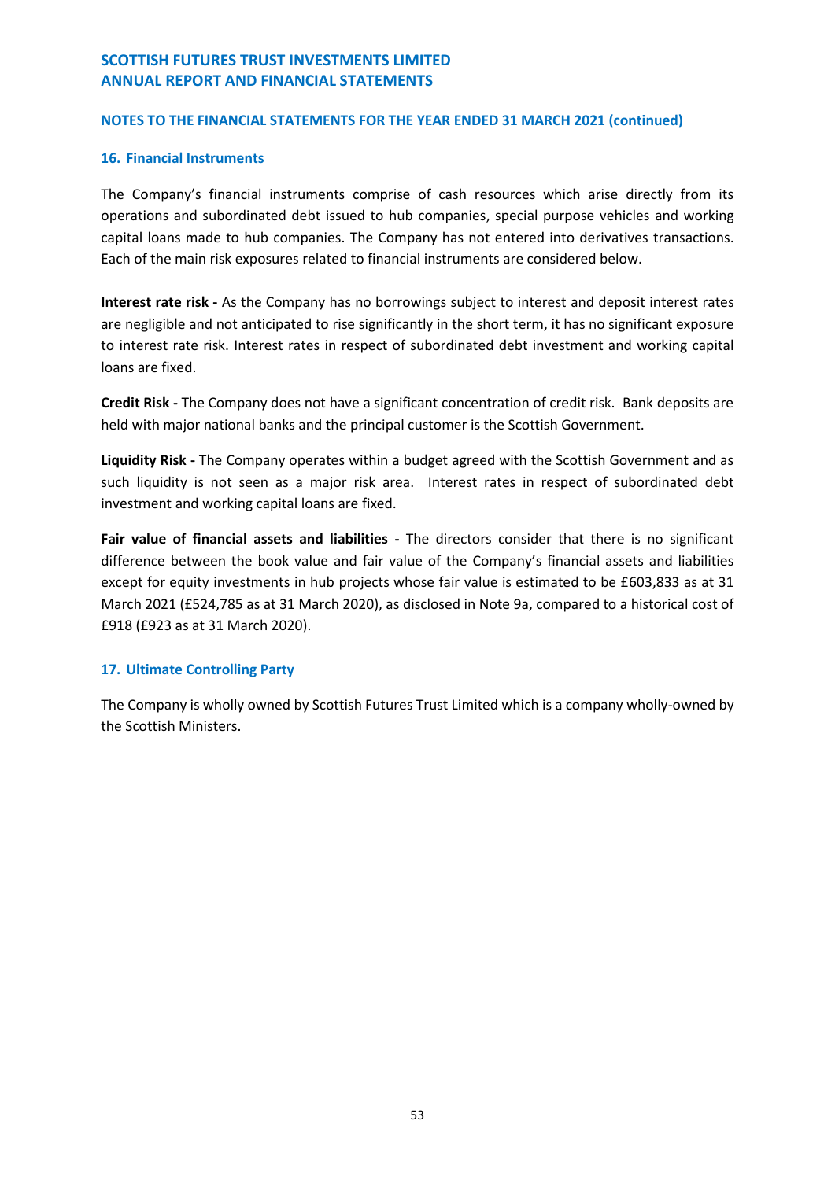## 16. Financial Instruments

The Company's financial instruments comprise of cash resources which arise directly from its operations and subordinated debt issued to hub companies, special purpose vehicles and working capital loans made to hub companies. The Company has not entered into derivatives transactions. Each of the main risk exposures related to financial instruments are considered below.

**Interest rate risk -** As the Company has no borrowings subject to interest and deposit interest rates are negligible and not anticipated to rise significantly in the short term, it has no significant exposure to interest rate risk. Interest rates in respect of subordinated debt investment and working capital loans are fixed.

**Credit Risk -** The Company does not have a significant concentration of credit risk. Bank deposits are held with major national banks and the principal customer is the Scottish Government.

**Liquidity Risk -** The Company operates within a budget agreed with the Scottish Government and as such liquidity is not seen as a major risk area. Interest rates in respect of subordinated debt investment and working capital loans are fixed.

**Fair value of financial assets and liabilities -** The directors consider that there is no significant difference between the book value and fair value of the Company's financial assets and liabilities except for equity investments in hub projects whose fair value is estimated to be £603,833 as at 31 March 2021 (£524,785 as at 31 March 2020), as disclosed in Note 9a, compared to a historical cost of £918 (£923 as at 31 March 2020).

## 17. Ultimate Controlling Party

The Company is wholly owned by Scottish Futures Trust Limited which is a company wholly-owned by the Scottish Ministers.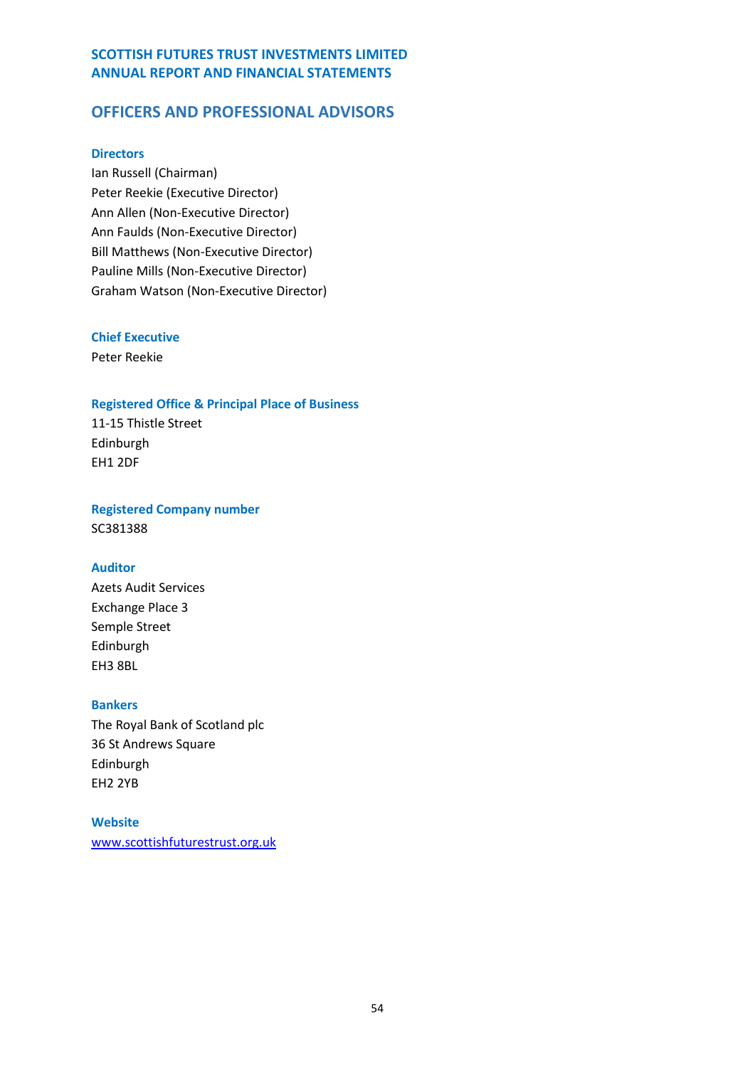**SCOTTISH FUTURES TRUST INVESTMENTS LIMITED**
**ANNUAL REPORT AND FINANCIAL STATEMENTS**

## OFFICERS AND PROFESSIONAL ADVISORS

### Directors

Ian Russell (Chairman)
Peter Reekie (Executive Director)
Ann Allen (Non-Executive Director)
Ann Faulds (Non-Executive Director)
Bill Matthews (Non-Executive Director)
Pauline Mills (Non-Executive Director)
Graham Watson (Non-Executive Director)

### Chief Executive

Peter Reekie

### Registered Office & Principal Place of Business

11-15 Thistle Street
Edinburgh
EH1 2DF

### Registered Company number

SC381388

### Auditor

Azets Audit Services
Exchange Place 3
Semple Street
Edinburgh
EH3 8BL

### Bankers

The Royal Bank of Scotland plc
36 St Andrews Square
Edinburgh
EH2 2YB

### Website

[www.scottishfuturestrust.org.uk](http://www.scottishfuturestrust.org.uk)